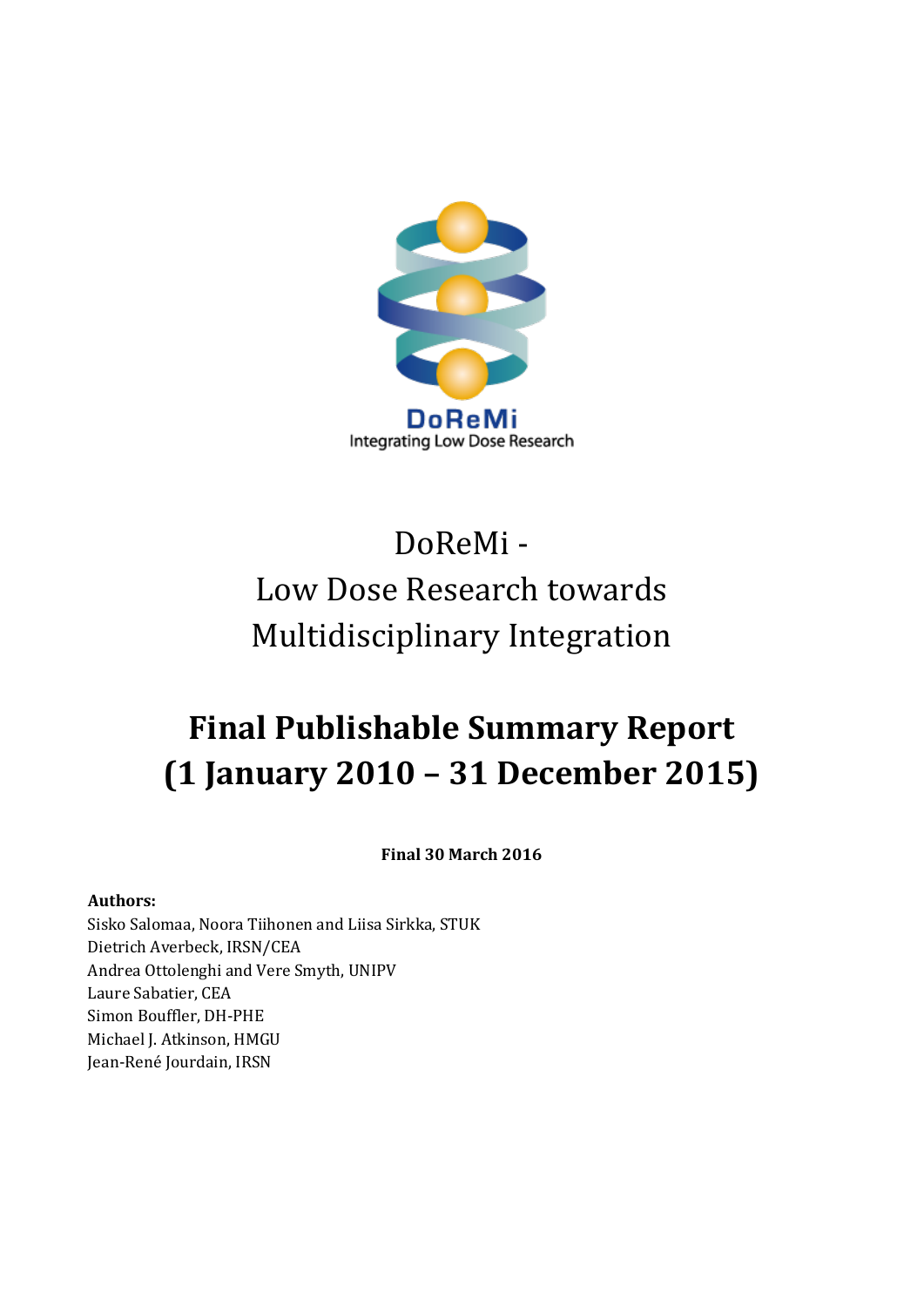DoReMi

Integrating Low Dose Research

# DoReMi - Low Dose Research towards Multidisciplinary Integration

# Final Publishable Summary Report (1 January 2010 – 31 December 2015)

**Final 30 March 2016**

**Authors:**
Sisko Salomaa, Noora Tiihonen and Liisa Sirkka, STUK
Dietrich Averbeck, IRSN/CEA
Andrea Ottolenghi and Vere Smyth, UNIPV
Laure Sabatier, CEA
Simon Bouffler, DH-PHE
Michael J. Atkinson, HMGU
Jean-René Jourdain, IRSN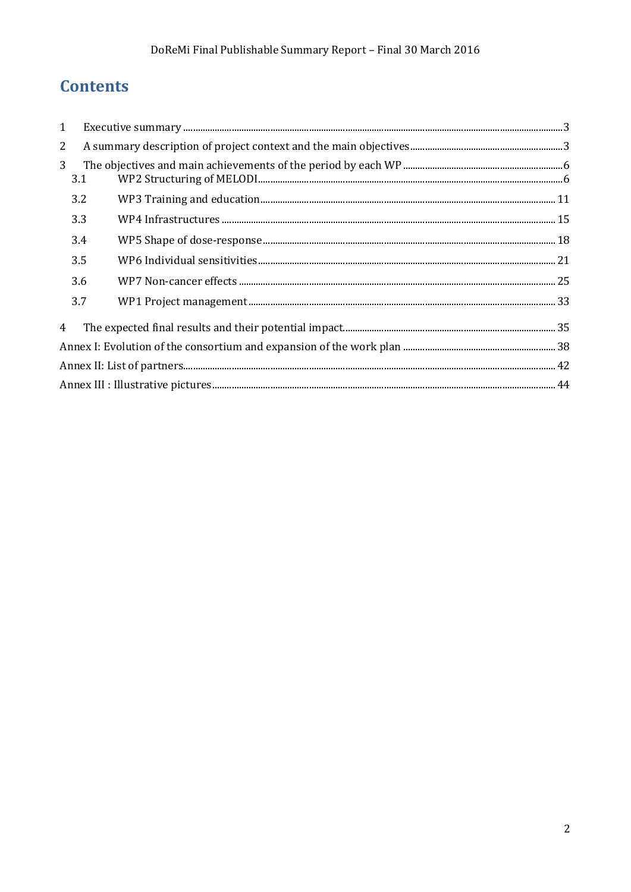# Contents

1 Executive summary ... 3

2 A summary description of project context and the main objectives ... 3

3 The objectives and main achievements of the period by each WP ... 6

- 3.1 WP2 Structuring of MELODI ... 6
- 3.2 WP3 Training and education ... 11
- 3.3 WP4 Infrastructures ... 15
- 3.4 WP5 Shape of dose-response ... 18
- 3.5 WP6 Individual sensitivities ... 21
- 3.6 WP7 Non-cancer effects ... 25
- 3.7 WP1 Project management ... 33

4 The expected final results and their potential impact ... 35

Annex I: Evolution of the consortium and expansion of the work plan ... 38

Annex II: List of partners ... 42

Annex III : Illustrative pictures ... 44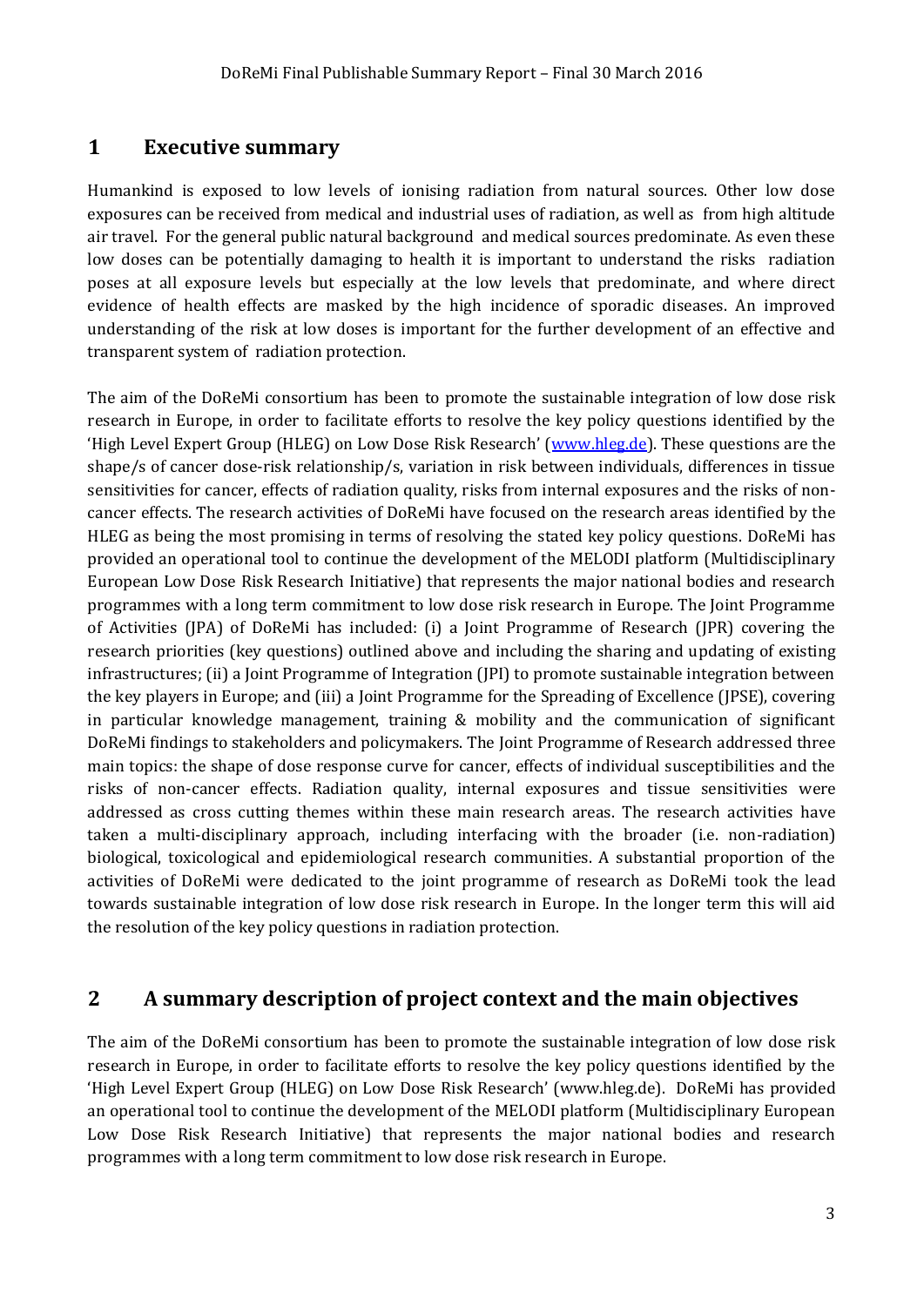# 1 Executive summary

Humankind is exposed to low levels of ionising radiation from natural sources. Other low dose exposures can be received from medical and industrial uses of radiation, as well as from high altitude air travel. For the general public natural background and medical sources predominate. As even these low doses can be potentially damaging to health it is important to understand the risks radiation poses at all exposure levels but especially at the low levels that predominate, and where direct evidence of health effects are masked by the high incidence of sporadic diseases. An improved understanding of the risk at low doses is important for the further development of an effective and transparent system of radiation protection.

The aim of the DoReMi consortium has been to promote the sustainable integration of low dose risk research in Europe, in order to facilitate efforts to resolve the key policy questions identified by the 'High Level Expert Group (HLEG) on Low Dose Risk Research' ([www.hleg.de](www.hleg.de)). These questions are the shape/s of cancer dose-risk relationship/s, variation in risk between individuals, differences in tissue sensitivities for cancer, effects of radiation quality, risks from internal exposures and the risks of non-cancer effects. The research activities of DoReMi have focused on the research areas identified by the HLEG as being the most promising in terms of resolving the stated key policy questions. DoReMi has provided an operational tool to continue the development of the MELODI platform (Multidisciplinary European Low Dose Risk Research Initiative) that represents the major national bodies and research programmes with a long term commitment to low dose risk research in Europe. The Joint Programme of Activities (JPA) of DoReMi has included: (i) a Joint Programme of Research (JPR) covering the research priorities (key questions) outlined above and including the sharing and updating of existing infrastructures; (ii) a Joint Programme of Integration (JPI) to promote sustainable integration between the key players in Europe; and (iii) a Joint Programme for the Spreading of Excellence (JPSE), covering in particular knowledge management, training & mobility and the communication of significant DoReMi findings to stakeholders and policymakers. The Joint Programme of Research addressed three main topics: the shape of dose response curve for cancer, effects of individual susceptibilities and the risks of non-cancer effects. Radiation quality, internal exposures and tissue sensitivities were addressed as cross cutting themes within these main research areas. The research activities have taken a multi-disciplinary approach, including interfacing with the broader (i.e. non-radiation) biological, toxicological and epidemiological research communities. A substantial proportion of the activities of DoReMi were dedicated to the joint programme of research as DoReMi took the lead towards sustainable integration of low dose risk research in Europe. In the longer term this will aid the resolution of the key policy questions in radiation protection.

# 2 A summary description of project context and the main objectives

The aim of the DoReMi consortium has been to promote the sustainable integration of low dose risk research in Europe, in order to facilitate efforts to resolve the key policy questions identified by the 'High Level Expert Group (HLEG) on Low Dose Risk Research' (www.hleg.de). DoReMi has provided an operational tool to continue the development of the MELODI platform (Multidisciplinary European Low Dose Risk Research Initiative) that represents the major national bodies and research programmes with a long term commitment to low dose risk research in Europe.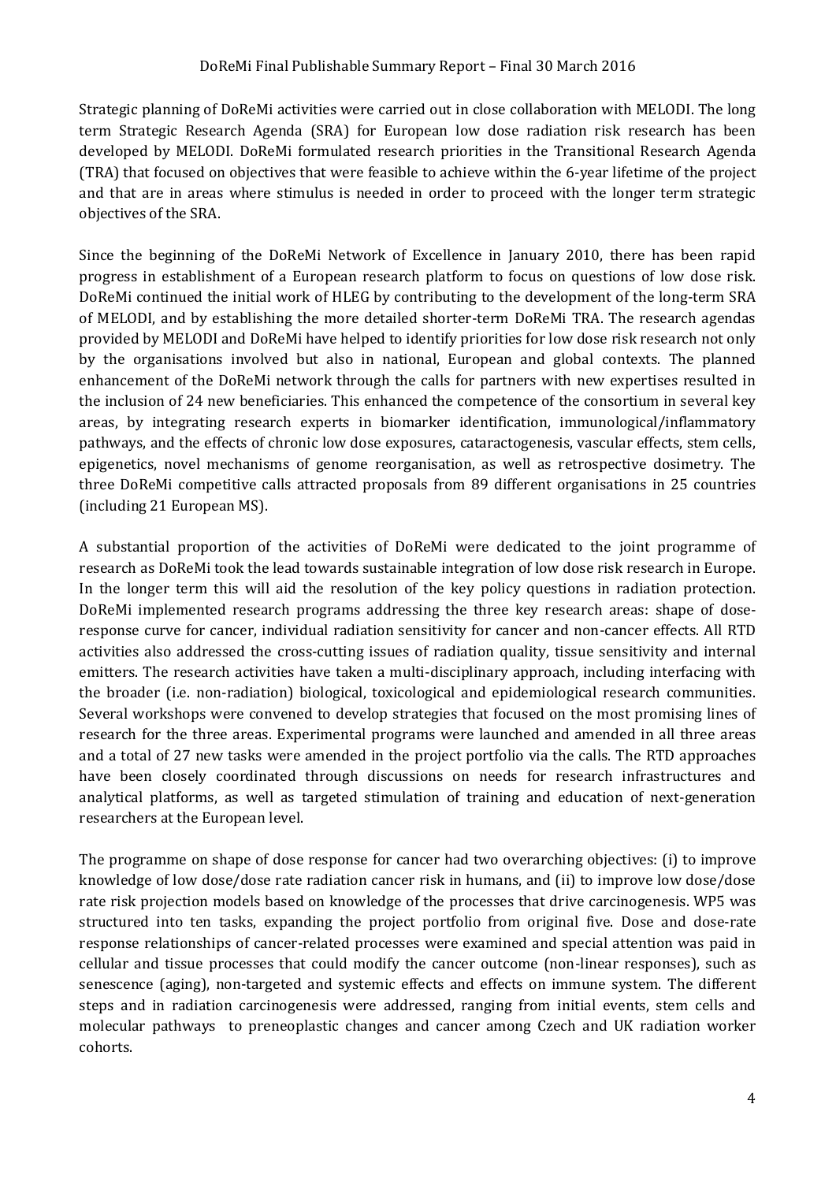Strategic planning of DoReMi activities were carried out in close collaboration with MELODI. The long term Strategic Research Agenda (SRA) for European low dose radiation risk research has been developed by MELODI. DoReMi formulated research priorities in the Transitional Research Agenda (TRA) that focused on objectives that were feasible to achieve within the 6-year lifetime of the project and that are in areas where stimulus is needed in order to proceed with the longer term strategic objectives of the SRA.

Since the beginning of the DoReMi Network of Excellence in January 2010, there has been rapid progress in establishment of a European research platform to focus on questions of low dose risk. DoReMi continued the initial work of HLEG by contributing to the development of the long-term SRA of MELODI, and by establishing the more detailed shorter-term DoReMi TRA. The research agendas provided by MELODI and DoReMi have helped to identify priorities for low dose risk research not only by the organisations involved but also in national, European and global contexts. The planned enhancement of the DoReMi network through the calls for partners with new expertises resulted in the inclusion of 24 new beneficiaries. This enhanced the competence of the consortium in several key areas, by integrating research experts in biomarker identification, immunological/inflammatory pathways, and the effects of chronic low dose exposures, cataractogenesis, vascular effects, stem cells, epigenetics, novel mechanisms of genome reorganisation, as well as retrospective dosimetry. The three DoReMi competitive calls attracted proposals from 89 different organisations in 25 countries (including 21 European MS).

A substantial proportion of the activities of DoReMi were dedicated to the joint programme of research as DoReMi took the lead towards sustainable integration of low dose risk research in Europe. In the longer term this will aid the resolution of the key policy questions in radiation protection. DoReMi implemented research programs addressing the three key research areas: shape of dose-response curve for cancer, individual radiation sensitivity for cancer and non-cancer effects. All RTD activities also addressed the cross-cutting issues of radiation quality, tissue sensitivity and internal emitters. The research activities have taken a multi-disciplinary approach, including interfacing with the broader (i.e. non-radiation) biological, toxicological and epidemiological research communities. Several workshops were convened to develop strategies that focused on the most promising lines of research for the three areas. Experimental programs were launched and amended in all three areas and a total of 27 new tasks were amended in the project portfolio via the calls. The RTD approaches have been closely coordinated through discussions on needs for research infrastructures and analytical platforms, as well as targeted stimulation of training and education of next-generation researchers at the European level.

The programme on shape of dose response for cancer had two overarching objectives: (i) to improve knowledge of low dose/dose rate radiation cancer risk in humans, and (ii) to improve low dose/dose rate risk projection models based on knowledge of the processes that drive carcinogenesis. WP5 was structured into ten tasks, expanding the project portfolio from original five. Dose and dose-rate response relationships of cancer-related processes were examined and special attention was paid in cellular and tissue processes that could modify the cancer outcome (non-linear responses), such as senescence (aging), non-targeted and systemic effects and effects on immune system. The different steps and in radiation carcinogenesis were addressed, ranging from initial events, stem cells and molecular pathways to preneoplastic changes and cancer among Czech and UK radiation worker cohorts.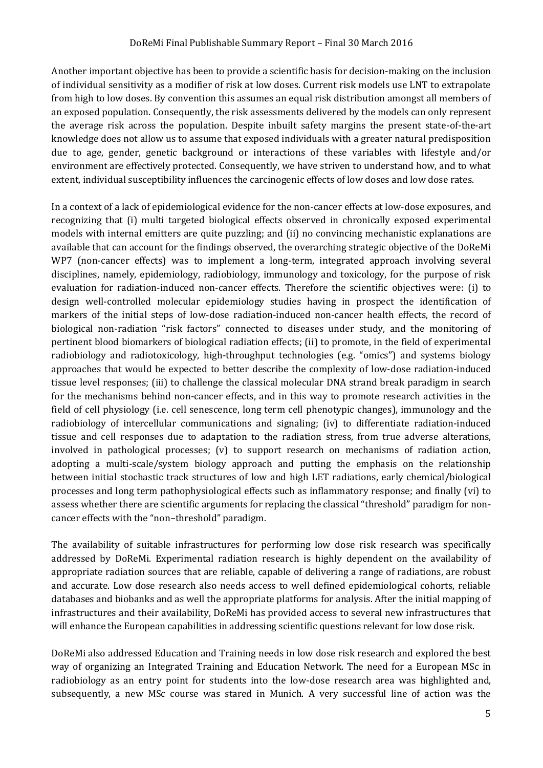Another important objective has been to provide a scientific basis for decision-making on the inclusion of individual sensitivity as a modifier of risk at low doses. Current risk models use LNT to extrapolate from high to low doses. By convention this assumes an equal risk distribution amongst all members of an exposed population. Consequently, the risk assessments delivered by the models can only represent the average risk across the population. Despite inbuilt safety margins the present state-of-the-art knowledge does not allow us to assume that exposed individuals with a greater natural predisposition due to age, gender, genetic background or interactions of these variables with lifestyle and/or environment are effectively protected. Consequently, we have striven to understand how, and to what extent, individual susceptibility influences the carcinogenic effects of low doses and low dose rates.

In a context of a lack of epidemiological evidence for the non-cancer effects at low-dose exposures, and recognizing that (i) multi targeted biological effects observed in chronically exposed experimental models with internal emitters are quite puzzling; and (ii) no convincing mechanistic explanations are available that can account for the findings observed, the overarching strategic objective of the DoReMi WP7 (non-cancer effects) was to implement a long-term, integrated approach involving several disciplines, namely, epidemiology, radiobiology, immunology and toxicology, for the purpose of risk evaluation for radiation-induced non-cancer effects. Therefore the scientific objectives were: (i) to design well-controlled molecular epidemiology studies having in prospect the identification of markers of the initial steps of low-dose radiation-induced non-cancer health effects, the record of biological non-radiation "risk factors" connected to diseases under study, and the monitoring of pertinent blood biomarkers of biological radiation effects; (ii) to promote, in the field of experimental radiobiology and radiotoxicology, high-throughput technologies (e.g. "omics") and systems biology approaches that would be expected to better describe the complexity of low-dose radiation-induced tissue level responses; (iii) to challenge the classical molecular DNA strand break paradigm in search for the mechanisms behind non-cancer effects, and in this way to promote research activities in the field of cell physiology (i.e. cell senescence, long term cell phenotypic changes), immunology and the radiobiology of intercellular communications and signaling; (iv) to differentiate radiation-induced tissue and cell responses due to adaptation to the radiation stress, from true adverse alterations, involved in pathological processes; (v) to support research on mechanisms of radiation action, adopting a multi-scale/system biology approach and putting the emphasis on the relationship between initial stochastic track structures of low and high LET radiations, early chemical/biological processes and long term pathophysiological effects such as inflammatory response; and finally (vi) to assess whether there are scientific arguments for replacing the classical "threshold" paradigm for non-cancer effects with the "non–threshold" paradigm.

The availability of suitable infrastructures for performing low dose risk research was specifically addressed by DoReMi. Experimental radiation research is highly dependent on the availability of appropriate radiation sources that are reliable, capable of delivering a range of radiations, are robust and accurate. Low dose research also needs access to well defined epidemiological cohorts, reliable databases and biobanks and as well the appropriate platforms for analysis. After the initial mapping of infrastructures and their availability, DoReMi has provided access to several new infrastructures that will enhance the European capabilities in addressing scientific questions relevant for low dose risk.

DoReMi also addressed Education and Training needs in low dose risk research and explored the best way of organizing an Integrated Training and Education Network. The need for a European MSc in radiobiology as an entry point for students into the low-dose research area was highlighted and, subsequently, a new MSc course was stared in Munich. A very successful line of action was the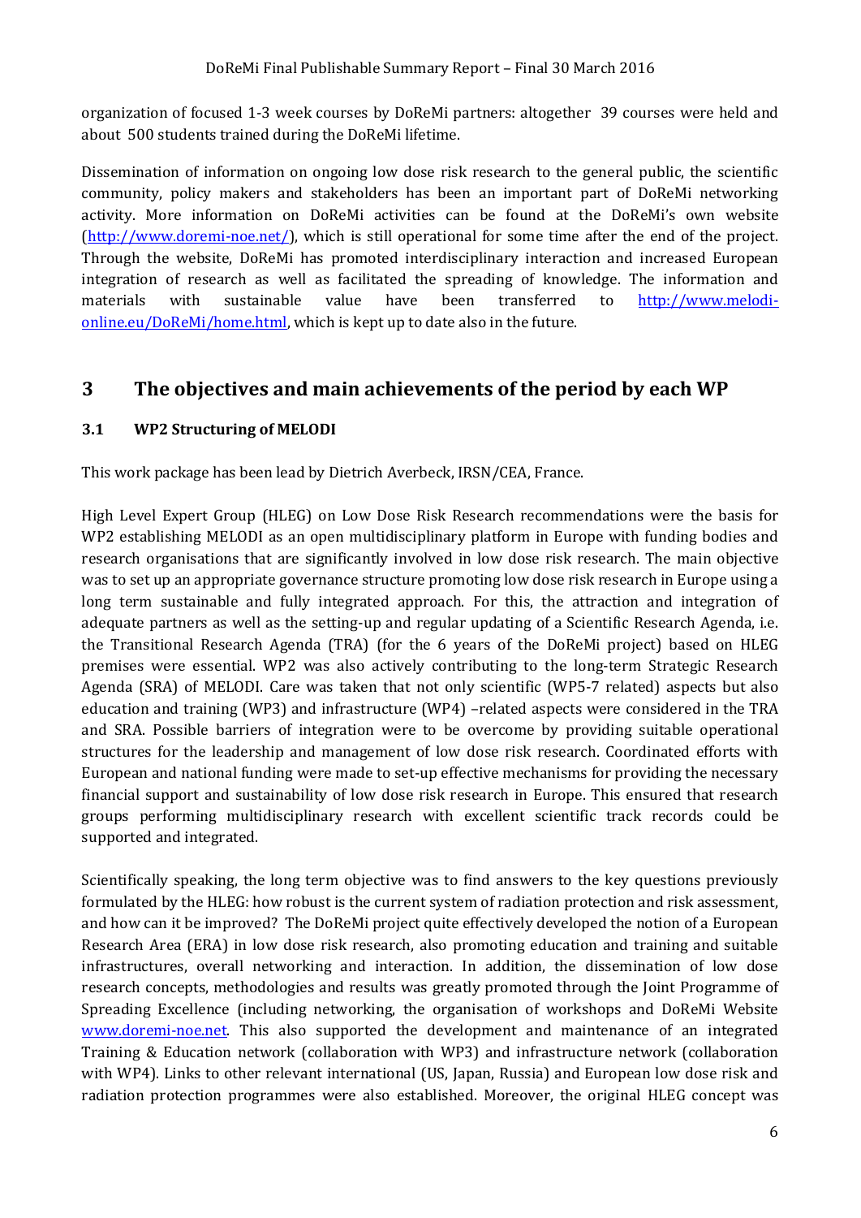organization of focused 1-3 week courses by DoReMi partners: altogether 39 courses were held and about 500 students trained during the DoReMi lifetime.

Dissemination of information on ongoing low dose risk research to the general public, the scientific community, policy makers and stakeholders has been an important part of DoReMi networking activity. More information on DoReMi activities can be found at the DoReMi's own website (http://www.doremi-noe.net/), which is still operational for some time after the end of the project. Through the website, DoReMi has promoted interdisciplinary interaction and increased European integration of research as well as facilitated the spreading of knowledge. The information and materials with sustainable value have been transferred to http://www.melodi-online.eu/DoReMi/home.html, which is kept up to date also in the future.

# 3 The objectives and main achievements of the period by each WP

## 3.1 WP2 Structuring of MELODI

This work package has been lead by Dietrich Averbeck, IRSN/CEA, France.

High Level Expert Group (HLEG) on Low Dose Risk Research recommendations were the basis for WP2 establishing MELODI as an open multidisciplinary platform in Europe with funding bodies and research organisations that are significantly involved in low dose risk research. The main objective was to set up an appropriate governance structure promoting low dose risk research in Europe using a long term sustainable and fully integrated approach. For this, the attraction and integration of adequate partners as well as the setting-up and regular updating of a Scientific Research Agenda, i.e. the Transitional Research Agenda (TRA) (for the 6 years of the DoReMi project) based on HLEG premises were essential. WP2 was also actively contributing to the long-term Strategic Research Agenda (SRA) of MELODI. Care was taken that not only scientific (WP5-7 related) aspects but also education and training (WP3) and infrastructure (WP4) –related aspects were considered in the TRA and SRA. Possible barriers of integration were to be overcome by providing suitable operational structures for the leadership and management of low dose risk research. Coordinated efforts with European and national funding were made to set-up effective mechanisms for providing the necessary financial support and sustainability of low dose risk research in Europe. This ensured that research groups performing multidisciplinary research with excellent scientific track records could be supported and integrated.

Scientifically speaking, the long term objective was to find answers to the key questions previously formulated by the HLEG: how robust is the current system of radiation protection and risk assessment, and how can it be improved? The DoReMi project quite effectively developed the notion of a European Research Area (ERA) in low dose risk research, also promoting education and training and suitable infrastructures, overall networking and interaction. In addition, the dissemination of low dose research concepts, methodologies and results was greatly promoted through the Joint Programme of Spreading Excellence (including networking, the organisation of workshops and DoReMi Website www.doremi-noe.net. This also supported the development and maintenance of an integrated Training & Education network (collaboration with WP3) and infrastructure network (collaboration with WP4). Links to other relevant international (US, Japan, Russia) and European low dose risk and radiation protection programmes were also established. Moreover, the original HLEG concept was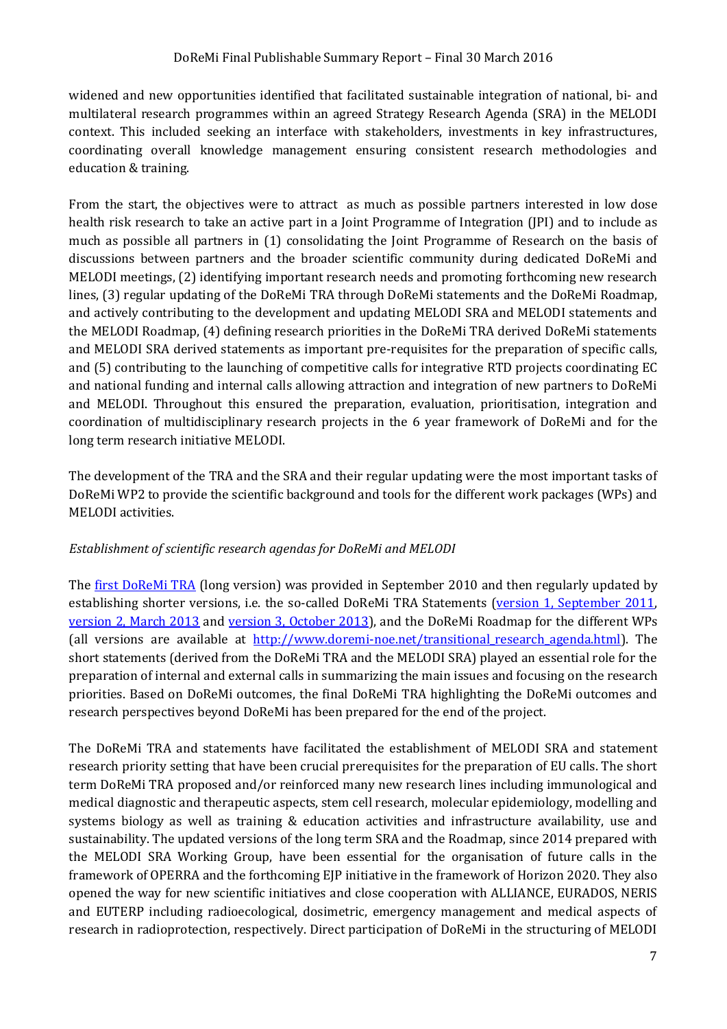widened and new opportunities identified that facilitated sustainable integration of national, bi- and multilateral research programmes within an agreed Strategy Research Agenda (SRA) in the MELODI context. This included seeking an interface with stakeholders, investments in key infrastructures, coordinating overall knowledge management ensuring consistent research methodologies and education & training.

From the start, the objectives were to attract as much as possible partners interested in low dose health risk research to take an active part in a Joint Programme of Integration (JPI) and to include as much as possible all partners in (1) consolidating the Joint Programme of Research on the basis of discussions between partners and the broader scientific community during dedicated DoReMi and MELODI meetings, (2) identifying important research needs and promoting forthcoming new research lines, (3) regular updating of the DoReMi TRA through DoReMi statements and the DoReMi Roadmap, and actively contributing to the development and updating MELODI SRA and MELODI statements and the MELODI Roadmap, (4) defining research priorities in the DoReMi TRA derived DoReMi statements and MELODI SRA derived statements as important pre-requisites for the preparation of specific calls, and (5) contributing to the launching of competitive calls for integrative RTD projects coordinating EC and national funding and internal calls allowing attraction and integration of new partners to DoReMi and MELODI. Throughout this ensured the preparation, evaluation, prioritisation, integration and coordination of multidisciplinary research projects in the 6 year framework of DoReMi and for the long term research initiative MELODI.

The development of the TRA and the SRA and their regular updating were the most important tasks of DoReMi WP2 to provide the scientific background and tools for the different work packages (WPs) and MELODI activities.

*Establishment of scientific research agendas for DoReMi and MELODI*

The first DoReMi TRA (long version) was provided in September 2010 and then regularly updated by establishing shorter versions, i.e. the so-called DoReMi TRA Statements (version 1, September 2011, version 2, March 2013 and version 3, October 2013), and the DoReMi Roadmap for the different WPs (all versions are available at http://www.doremi-noe.net/transitional_research_agenda.html). The short statements (derived from the DoReMi TRA and the MELODI SRA) played an essential role for the preparation of internal and external calls in summarizing the main issues and focusing on the research priorities. Based on DoReMi outcomes, the final DoReMi TRA highlighting the DoReMi outcomes and research perspectives beyond DoReMi has been prepared for the end of the project.

The DoReMi TRA and statements have facilitated the establishment of MELODI SRA and statement research priority setting that have been crucial prerequisites for the preparation of EU calls. The short term DoReMi TRA proposed and/or reinforced many new research lines including immunological and medical diagnostic and therapeutic aspects, stem cell research, molecular epidemiology, modelling and systems biology as well as training & education activities and infrastructure availability, use and sustainability. The updated versions of the long term SRA and the Roadmap, since 2014 prepared with the MELODI SRA Working Group, have been essential for the organisation of future calls in the framework of OPERRA and the forthcoming EJP initiative in the framework of Horizon 2020. They also opened the way for new scientific initiatives and close cooperation with ALLIANCE, EURADOS, NERIS and EUTERP including radioecological, dosimetric, emergency management and medical aspects of research in radioprotection, respectively. Direct participation of DoReMi in the structuring of MELODI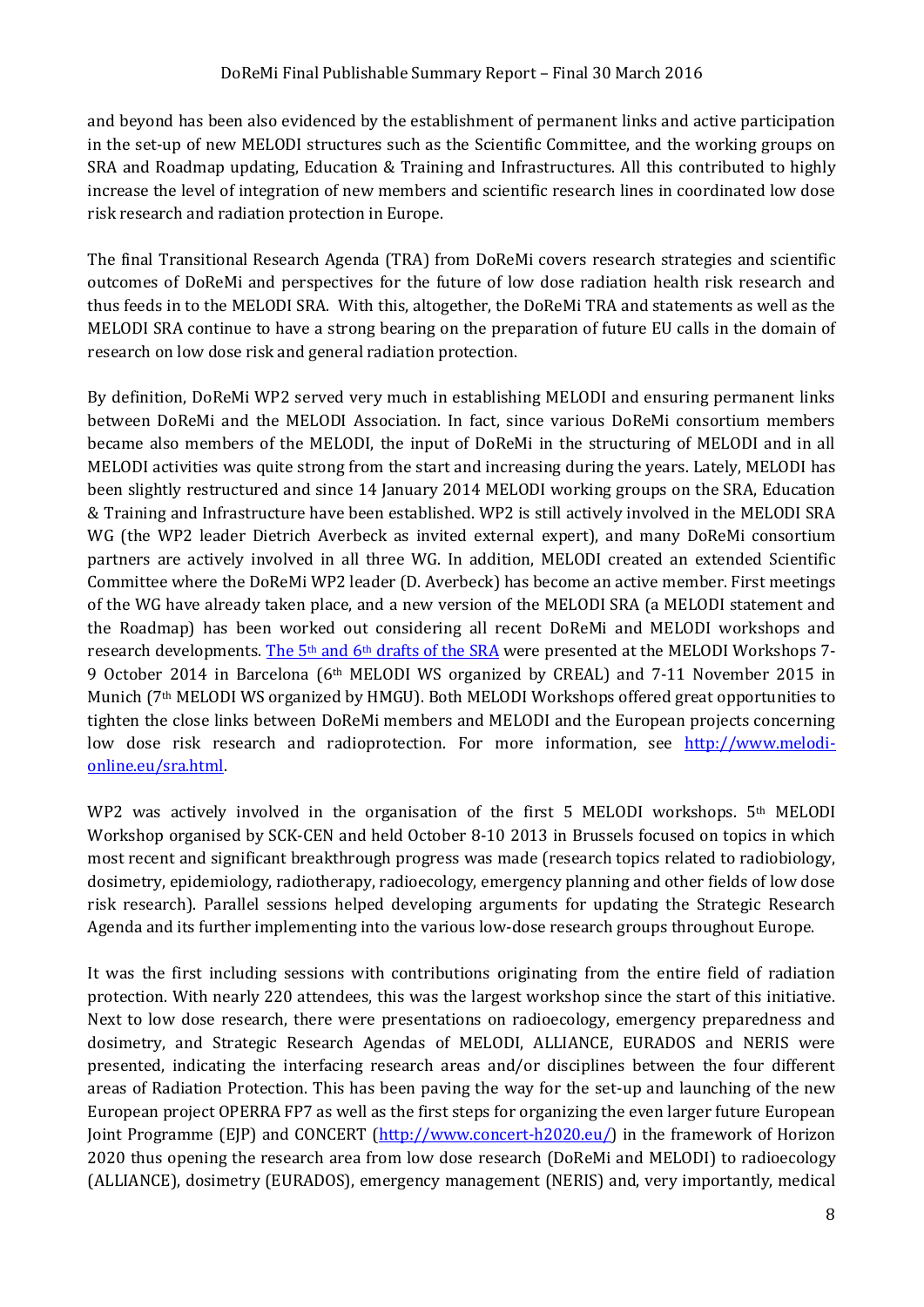and beyond has been also evidenced by the establishment of permanent links and active participation in the set-up of new MELODI structures such as the Scientific Committee, and the working groups on SRA and Roadmap updating, Education & Training and Infrastructures. All this contributed to highly increase the level of integration of new members and scientific research lines in coordinated low dose risk research and radiation protection in Europe.

The final Transitional Research Agenda (TRA) from DoReMi covers research strategies and scientific outcomes of DoReMi and perspectives for the future of low dose radiation health risk research and thus feeds in to the MELODI SRA. With this, altogether, the DoReMi TRA and statements as well as the MELODI SRA continue to have a strong bearing on the preparation of future EU calls in the domain of research on low dose risk and general radiation protection.

By definition, DoReMi WP2 served very much in establishing MELODI and ensuring permanent links between DoReMi and the MELODI Association. In fact, since various DoReMi consortium members became also members of the MELODI, the input of DoReMi in the structuring of MELODI and in all MELODI activities was quite strong from the start and increasing during the years. Lately, MELODI has been slightly restructured and since 14 January 2014 MELODI working groups on the SRA, Education & Training and Infrastructure have been established. WP2 is still actively involved in the MELODI SRA WG (the WP2 leader Dietrich Averbeck as invited external expert), and many DoReMi consortium partners are actively involved in all three WG. In addition, MELODI created an extended Scientific Committee where the DoReMi WP2 leader (D. Averbeck) has become an active member. First meetings of the WG have already taken place, and a new version of the MELODI SRA (a MELODI statement and the Roadmap) has been worked out considering all recent DoReMi and MELODI workshops and research developments. The 5th and 6th drafts of the SRA were presented at the MELODI Workshops 7-9 October 2014 in Barcelona (6th MELODI WS organized by CREAL) and 7-11 November 2015 in Munich (7th MELODI WS organized by HMGU). Both MELODI Workshops offered great opportunities to tighten the close links between DoReMi members and MELODI and the European projects concerning low dose risk research and radioprotection. For more information, see http://www.melodi-online.eu/sra.html.

WP2 was actively involved in the organisation of the first 5 MELODI workshops. 5th MELODI Workshop organised by SCK-CEN and held October 8-10 2013 in Brussels focused on topics in which most recent and significant breakthrough progress was made (research topics related to radiobiology, dosimetry, epidemiology, radiotherapy, radioecology, emergency planning and other fields of low dose risk research). Parallel sessions helped developing arguments for updating the Strategic Research Agenda and its further implementing into the various low-dose research groups throughout Europe.

It was the first including sessions with contributions originating from the entire field of radiation protection. With nearly 220 attendees, this was the largest workshop since the start of this initiative. Next to low dose research, there were presentations on radioecology, emergency preparedness and dosimetry, and Strategic Research Agendas of MELODI, ALLIANCE, EURADOS and NERIS were presented, indicating the interfacing research areas and/or disciplines between the four different areas of Radiation Protection. This has been paving the way for the set-up and launching of the new European project OPERRA FP7 as well as the first steps for organizing the even larger future European Joint Programme (EJP) and CONCERT (http://www.concert-h2020.eu/) in the framework of Horizon 2020 thus opening the research area from low dose research (DoReMi and MELODI) to radioecology (ALLIANCE), dosimetry (EURADOS), emergency management (NERIS) and, very importantly, medical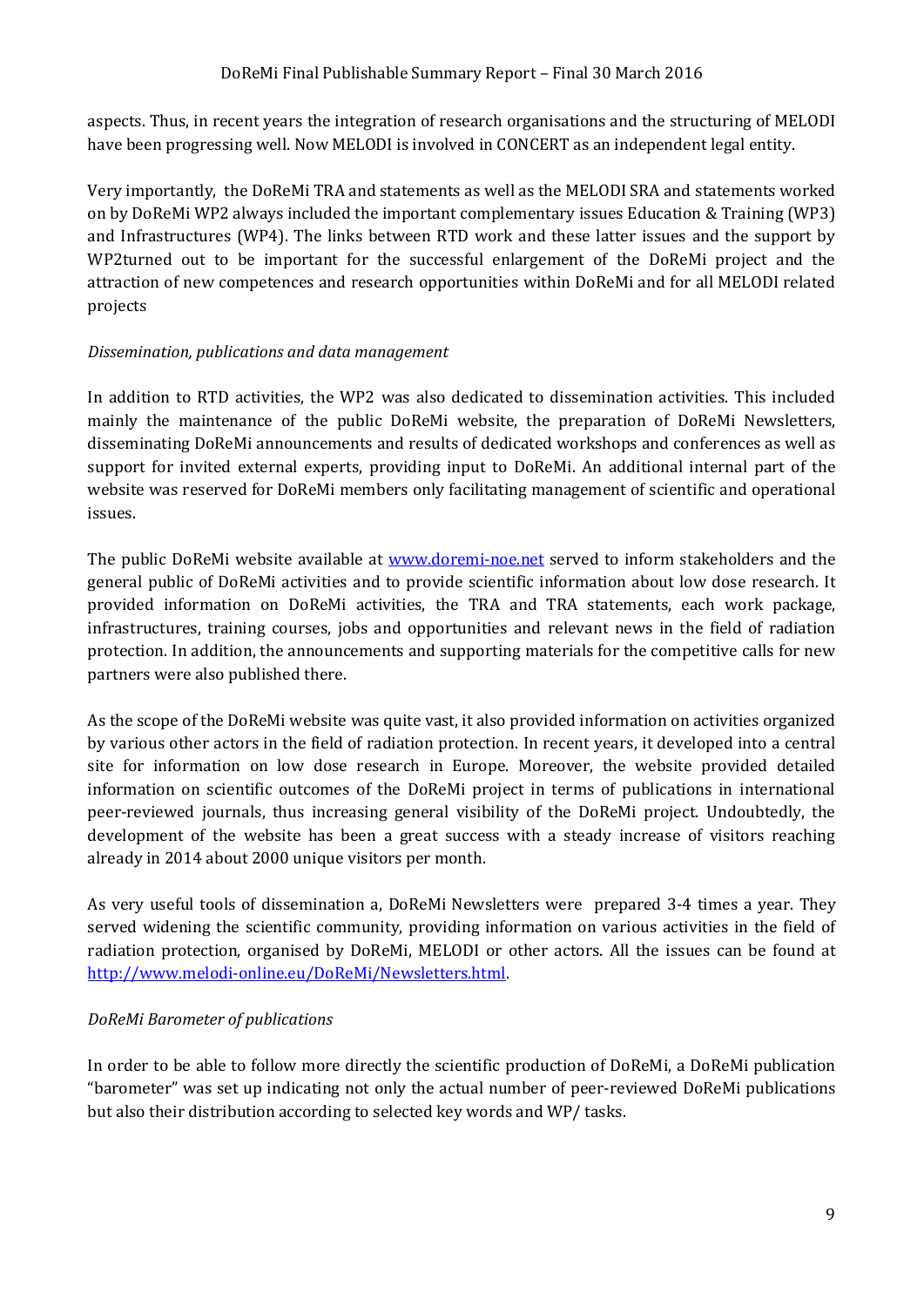aspects. Thus, in recent years the integration of research organisations and the structuring of MELODI have been progressing well. Now MELODI is involved in CONCERT as an independent legal entity.

Very importantly, the DoReMi TRA and statements as well as the MELODI SRA and statements worked on by DoReMi WP2 always included the important complementary issues Education & Training (WP3) and Infrastructures (WP4). The links between RTD work and these latter issues and the support by WP2turned out to be important for the successful enlargement of the DoReMi project and the attraction of new competences and research opportunities within DoReMi and for all MELODI related projects

*Dissemination, publications and data management*

In addition to RTD activities, the WP2 was also dedicated to dissemination activities. This included mainly the maintenance of the public DoReMi website, the preparation of DoReMi Newsletters, disseminating DoReMi announcements and results of dedicated workshops and conferences as well as support for invited external experts, providing input to DoReMi. An additional internal part of the website was reserved for DoReMi members only facilitating management of scientific and operational issues.

The public DoReMi website available at [www.doremi-noe.net](www.doremi-noe.net) served to inform stakeholders and the general public of DoReMi activities and to provide scientific information about low dose research. It provided information on DoReMi activities, the TRA and TRA statements, each work package, infrastructures, training courses, jobs and opportunities and relevant news in the field of radiation protection. In addition, the announcements and supporting materials for the competitive calls for new partners were also published there.

As the scope of the DoReMi website was quite vast, it also provided information on activities organized by various other actors in the field of radiation protection. In recent years, it developed into a central site for information on low dose research in Europe. Moreover, the website provided detailed information on scientific outcomes of the DoReMi project in terms of publications in international peer-reviewed journals, thus increasing general visibility of the DoReMi project. Undoubtedly, the development of the website has been a great success with a steady increase of visitors reaching already in 2014 about 2000 unique visitors per month.

As very useful tools of dissemination a, DoReMi Newsletters were prepared 3-4 times a year. They served widening the scientific community, providing information on various activities in the field of radiation protection, organised by DoReMi, MELODI or other actors. All the issues can be found at [http://www.melodi-online.eu/DoReMi/Newsletters.html](http://www.melodi-online.eu/DoReMi/Newsletters.html).

*DoReMi Barometer of publications*

In order to be able to follow more directly the scientific production of DoReMi, a DoReMi publication "barometer" was set up indicating not only the actual number of peer-reviewed DoReMi publications but also their distribution according to selected key words and WP/ tasks.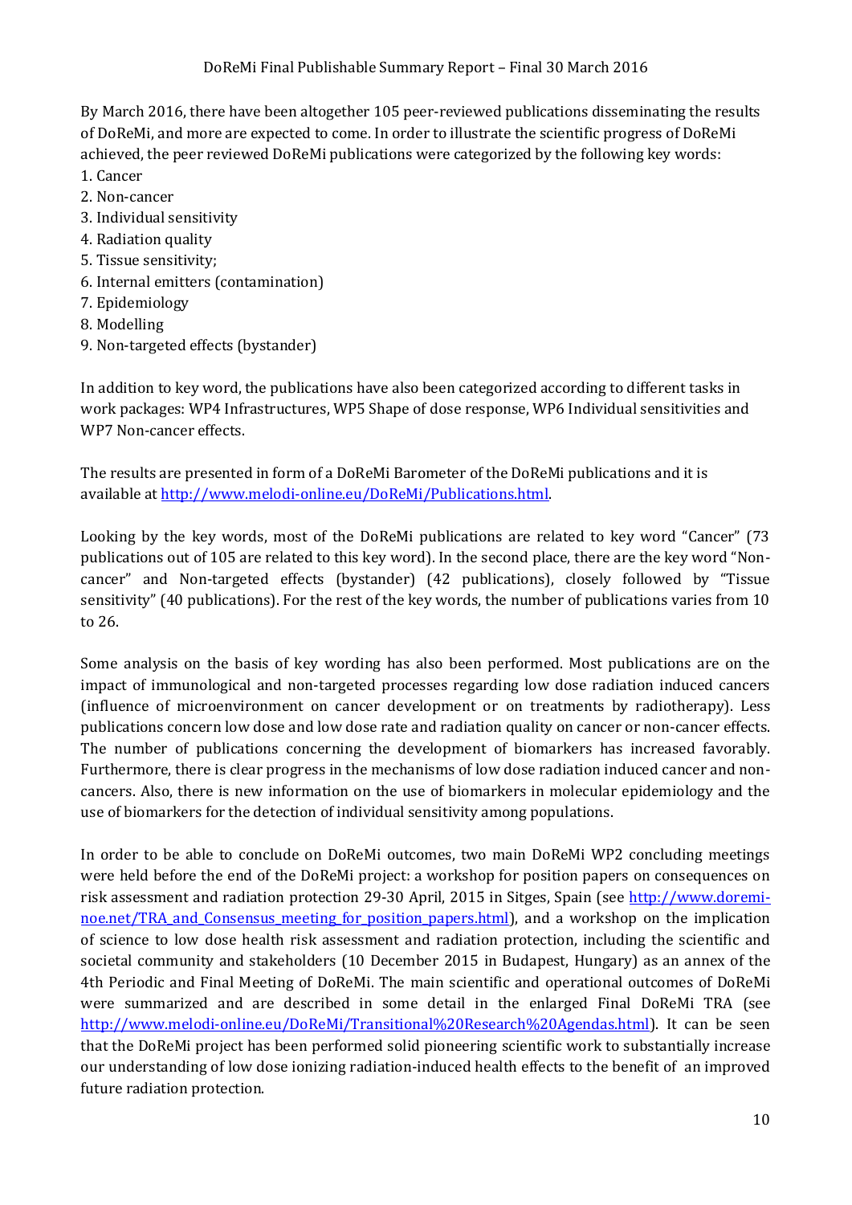By March 2016, there have been altogether 105 peer-reviewed publications disseminating the results of DoReMi, and more are expected to come. In order to illustrate the scientific progress of DoReMi achieved, the peer reviewed DoReMi publications were categorized by the following key words:

1. Cancer
2. Non-cancer
3. Individual sensitivity
4. Radiation quality
5. Tissue sensitivity;
6. Internal emitters (contamination)
7. Epidemiology
8. Modelling
9. Non-targeted effects (bystander)

In addition to key word, the publications have also been categorized according to different tasks in work packages: WP4 Infrastructures, WP5 Shape of dose response, WP6 Individual sensitivities and WP7 Non-cancer effects.

The results are presented in form of a DoReMi Barometer of the DoReMi publications and it is available at http://www.melodi-online.eu/DoReMi/Publications.html.

Looking by the key words, most of the DoReMi publications are related to key word "Cancer" (73 publications out of 105 are related to this key word). In the second place, there are the key word "Non-cancer" and Non-targeted effects (bystander) (42 publications), closely followed by "Tissue sensitivity" (40 publications). For the rest of the key words, the number of publications varies from 10 to 26.

Some analysis on the basis of key wording has also been performed. Most publications are on the impact of immunological and non-targeted processes regarding low dose radiation induced cancers (influence of microenvironment on cancer development or on treatments by radiotherapy). Less publications concern low dose and low dose rate and radiation quality on cancer or non-cancer effects. The number of publications concerning the development of biomarkers has increased favorably. Furthermore, there is clear progress in the mechanisms of low dose radiation induced cancer and non-cancers. Also, there is new information on the use of biomarkers in molecular epidemiology and the use of biomarkers for the detection of individual sensitivity among populations.

In order to be able to conclude on DoReMi outcomes, two main DoReMi WP2 concluding meetings were held before the end of the DoReMi project: a workshop for position papers on consequences on risk assessment and radiation protection 29-30 April, 2015 in Sitges, Spain (see http://www.doremi-noe.net/TRA_and_Consensus_meeting_for_position_papers.html), and a workshop on the implication of science to low dose health risk assessment and radiation protection, including the scientific and societal community and stakeholders (10 December 2015 in Budapest, Hungary) as an annex of the 4th Periodic and Final Meeting of DoReMi. The main scientific and operational outcomes of DoReMi were summarized and are described in some detail in the enlarged Final DoReMi TRA (see http://www.melodi-online.eu/DoReMi/Transitional%20Research%20Agendas.html). It can be seen that the DoReMi project has been performed solid pioneering scientific work to substantially increase our understanding of low dose ionizing radiation-induced health effects to the benefit of an improved future radiation protection.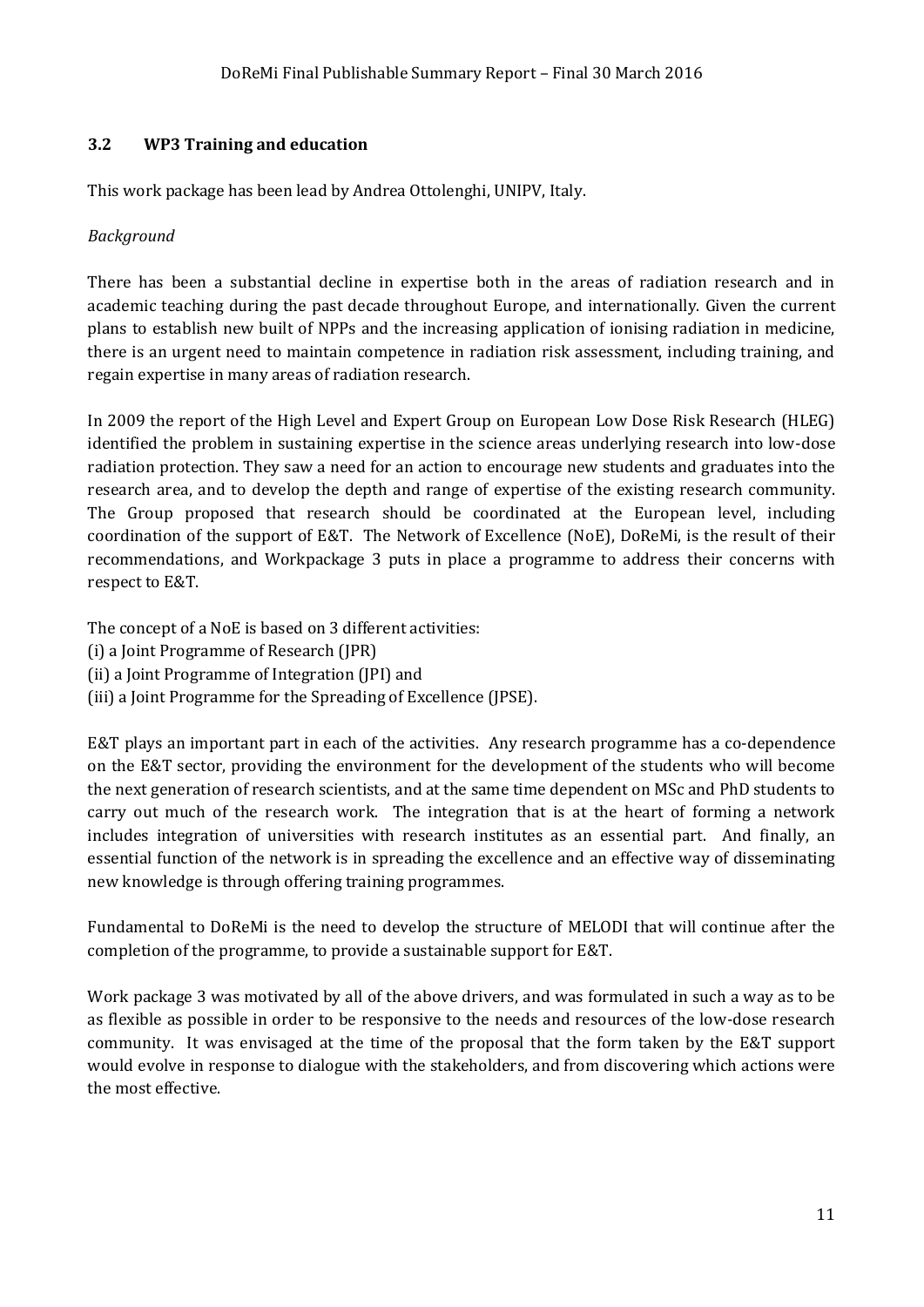### 3.2 WP3 Training and education

This work package has been lead by Andrea Ottolenghi, UNIPV, Italy.

*Background*

There has been a substantial decline in expertise both in the areas of radiation research and in academic teaching during the past decade throughout Europe, and internationally. Given the current plans to establish new built of NPPs and the increasing application of ionising radiation in medicine, there is an urgent need to maintain competence in radiation risk assessment, including training, and regain expertise in many areas of radiation research.

In 2009 the report of the High Level and Expert Group on European Low Dose Risk Research (HLEG) identified the problem in sustaining expertise in the science areas underlying research into low-dose radiation protection. They saw a need for an action to encourage new students and graduates into the research area, and to develop the depth and range of expertise of the existing research community. The Group proposed that research should be coordinated at the European level, including coordination of the support of E&T. The Network of Excellence (NoE), DoReMi, is the result of their recommendations, and Workpackage 3 puts in place a programme to address their concerns with respect to E&T.

The concept of a NoE is based on 3 different activities:
(i) a Joint Programme of Research (JPR)
(ii) a Joint Programme of Integration (JPI) and
(iii) a Joint Programme for the Spreading of Excellence (JPSE).

E&T plays an important part in each of the activities. Any research programme has a co-dependence on the E&T sector, providing the environment for the development of the students who will become the next generation of research scientists, and at the same time dependent on MSc and PhD students to carry out much of the research work. The integration that is at the heart of forming a network includes integration of universities with research institutes as an essential part. And finally, an essential function of the network is in spreading the excellence and an effective way of disseminating new knowledge is through offering training programmes.

Fundamental to DoReMi is the need to develop the structure of MELODI that will continue after the completion of the programme, to provide a sustainable support for E&T.

Work package 3 was motivated by all of the above drivers, and was formulated in such a way as to be as flexible as possible in order to be responsive to the needs and resources of the low-dose research community. It was envisaged at the time of the proposal that the form taken by the E&T support would evolve in response to dialogue with the stakeholders, and from discovering which actions were the most effective.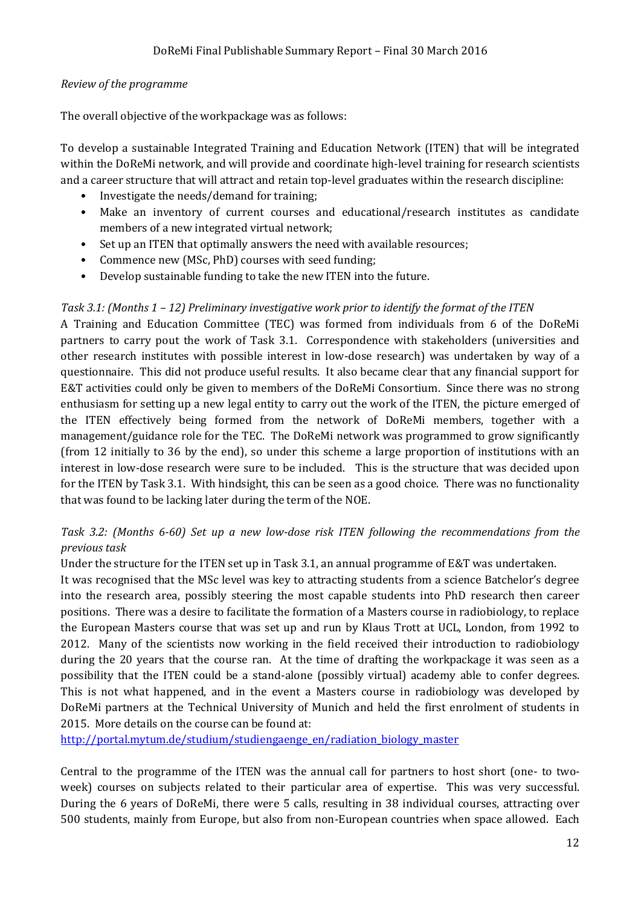*Review of the programme*

The overall objective of the workpackage was as follows:

To develop a sustainable Integrated Training and Education Network (ITEN) that will be integrated within the DoReMi network, and will provide and coordinate high-level training for research scientists and a career structure that will attract and retain top-level graduates within the research discipline:

- Investigate the needs/demand for training;
- Make an inventory of current courses and educational/research institutes as candidate members of a new integrated virtual network;
- Set up an ITEN that optimally answers the need with available resources;
- Commence new (MSc, PhD) courses with seed funding;
- Develop sustainable funding to take the new ITEN into the future.

*Task 3.1: (Months 1 – 12) Preliminary investigative work prior to identify the format of the ITEN*

A Training and Education Committee (TEC) was formed from individuals from 6 of the DoReMi partners to carry pout the work of Task 3.1. Correspondence with stakeholders (universities and other research institutes with possible interest in low-dose research) was undertaken by way of a questionnaire. This did not produce useful results. It also became clear that any financial support for E&T activities could only be given to members of the DoReMi Consortium. Since there was no strong enthusiasm for setting up a new legal entity to carry out the work of the ITEN, the picture emerged of the ITEN effectively being formed from the network of DoReMi members, together with a management/guidance role for the TEC. The DoReMi network was programmed to grow significantly (from 12 initially to 36 by the end), so under this scheme a large proportion of institutions with an interest in low-dose research were sure to be included. This is the structure that was decided upon for the ITEN by Task 3.1. With hindsight, this can be seen as a good choice. There was no functionality that was found to be lacking later during the term of the NOE.

*Task 3.2: (Months 6-60) Set up a new low-dose risk ITEN following the recommendations from the previous task*

Under the structure for the ITEN set up in Task 3.1, an annual programme of E&T was undertaken.

It was recognised that the MSc level was key to attracting students from a science Batchelor's degree into the research area, possibly steering the most capable students into PhD research then career positions. There was a desire to facilitate the formation of a Masters course in radiobiology, to replace the European Masters course that was set up and run by Klaus Trott at UCL, London, from 1992 to 2012. Many of the scientists now working in the field received their introduction to radiobiology during the 20 years that the course ran. At the time of drafting the workpackage it was seen as a possibility that the ITEN could be a stand-alone (possibly virtual) academy able to confer degrees. This is not what happened, and in the event a Masters course in radiobiology was developed by DoReMi partners at the Technical University of Munich and held the first enrolment of students in 2015. More details on the course can be found at:
[http://portal.mytum.de/studium/studiengaenge_en/radiation_biology_master](http://portal.mytum.de/studium/studiengaenge_en/radiation_biology_master)

Central to the programme of the ITEN was the annual call for partners to host short (one- to two-week) courses on subjects related to their particular area of expertise. This was very successful. During the 6 years of DoReMi, there were 5 calls, resulting in 38 individual courses, attracting over 500 students, mainly from Europe, but also from non-European countries when space allowed. Each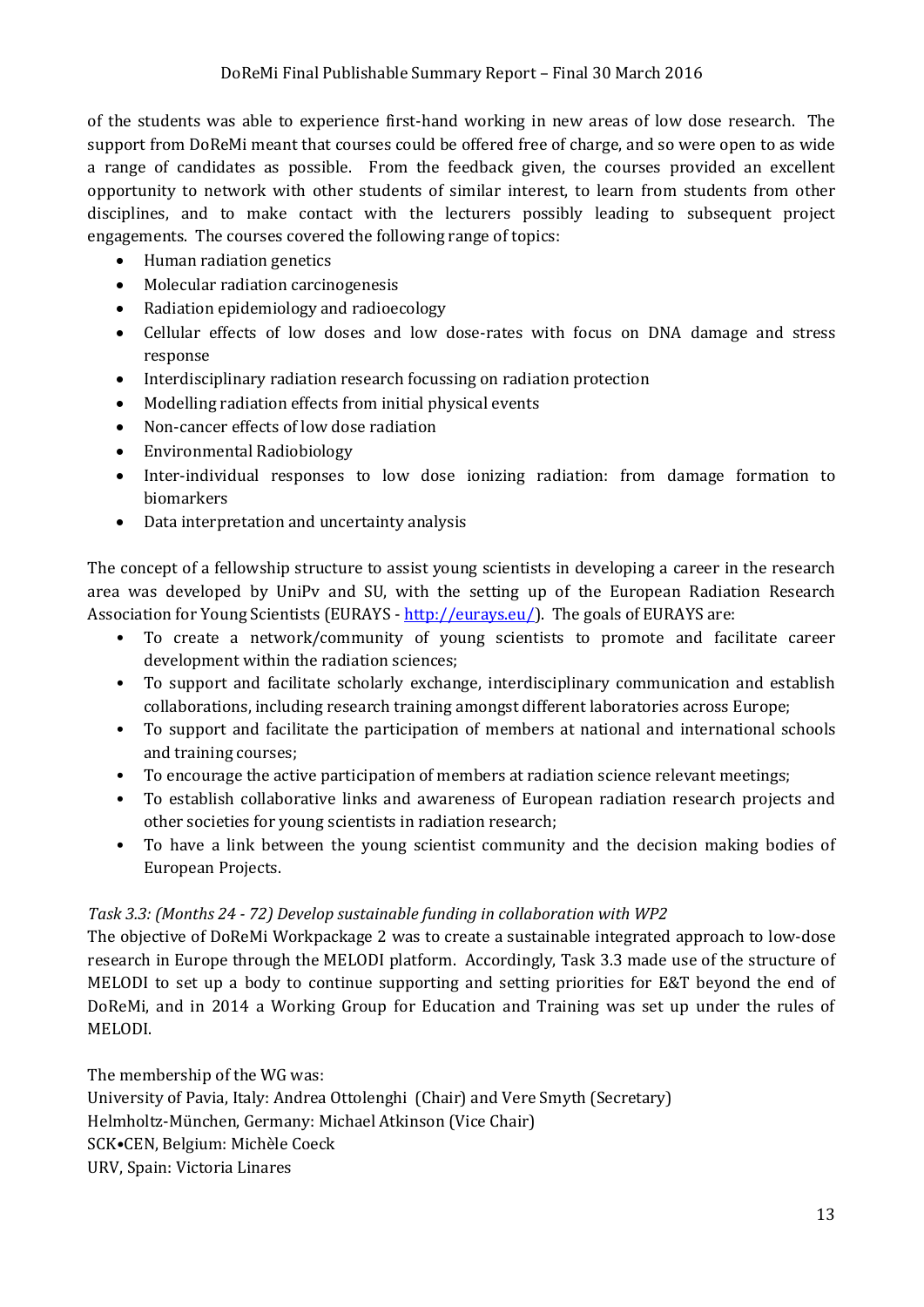of the students was able to experience first-hand working in new areas of low dose research. The support from DoReMi meant that courses could be offered free of charge, and so were open to as wide a range of candidates as possible. From the feedback given, the courses provided an excellent opportunity to network with other students of similar interest, to learn from students from other disciplines, and to make contact with the lecturers possibly leading to subsequent project engagements. The courses covered the following range of topics:

- Human radiation genetics
- Molecular radiation carcinogenesis
- Radiation epidemiology and radioecology
- Cellular effects of low doses and low dose-rates with focus on DNA damage and stress response
- Interdisciplinary radiation research focussing on radiation protection
- Modelling radiation effects from initial physical events
- Non-cancer effects of low dose radiation
- Environmental Radiobiology
- Inter-individual responses to low dose ionizing radiation: from damage formation to biomarkers
- Data interpretation and uncertainty analysis

The concept of a fellowship structure to assist young scientists in developing a career in the research area was developed by UniPv and SU, with the setting up of the European Radiation Research Association for Young Scientists (EURAYS - http://eurays.eu/). The goals of EURAYS are:

- To create a network/community of young scientists to promote and facilitate career development within the radiation sciences;
- To support and facilitate scholarly exchange, interdisciplinary communication and establish collaborations, including research training amongst different laboratories across Europe;
- To support and facilitate the participation of members at national and international schools and training courses;
- To encourage the active participation of members at radiation science relevant meetings;
- To establish collaborative links and awareness of European radiation research projects and other societies for young scientists in radiation research;
- To have a link between the young scientist community and the decision making bodies of European Projects.

*Task 3.3: (Months 24 - 72) Develop sustainable funding in collaboration with WP2*

The objective of DoReMi Workpackage 2 was to create a sustainable integrated approach to low-dose research in Europe through the MELODI platform. Accordingly, Task 3.3 made use of the structure of MELODI to set up a body to continue supporting and setting priorities for E&T beyond the end of DoReMi, and in 2014 a Working Group for Education and Training was set up under the rules of MELODI.

The membership of the WG was:
University of Pavia, Italy: Andrea Ottolenghi (Chair) and Vere Smyth (Secretary)
Helmholtz-München, Germany: Michael Atkinson (Vice Chair)
SCK•CEN, Belgium: Michèle Coeck
URV, Spain: Victoria Linares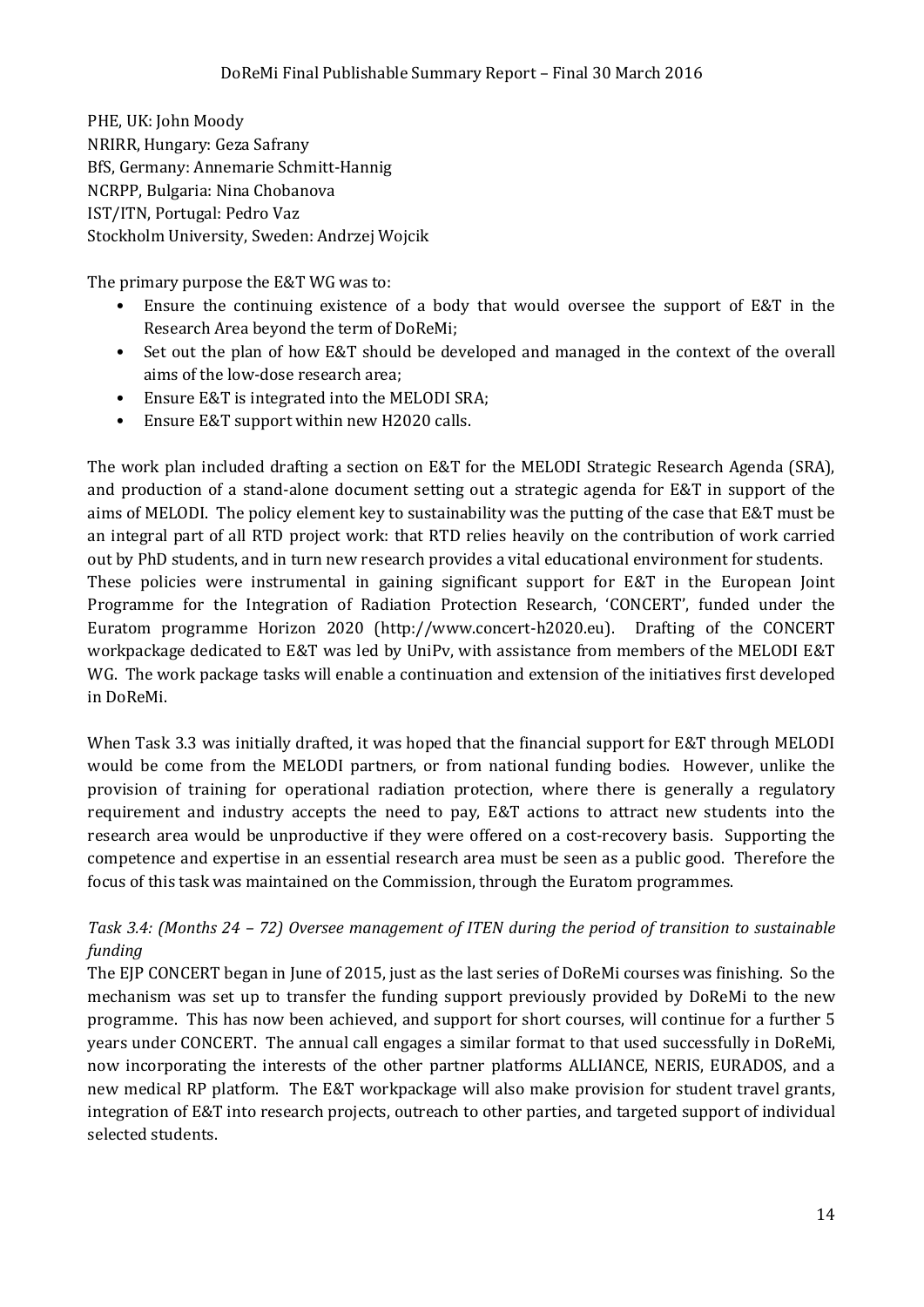PHE, UK: John Moody
NRIRR, Hungary: Geza Safrany
BfS, Germany: Annemarie Schmitt-Hannig
NCRPP, Bulgaria: Nina Chobanova
IST/ITN, Portugal: Pedro Vaz
Stockholm University, Sweden: Andrzej Wojcik

The primary purpose the E&T WG was to:

- Ensure the continuing existence of a body that would oversee the support of E&T in the Research Area beyond the term of DoReMi;
- Set out the plan of how E&T should be developed and managed in the context of the overall aims of the low-dose research area;
- Ensure E&T is integrated into the MELODI SRA;
- Ensure E&T support within new H2020 calls.

The work plan included drafting a section on E&T for the MELODI Strategic Research Agenda (SRA), and production of a stand-alone document setting out a strategic agenda for E&T in support of the aims of MELODI. The policy element key to sustainability was the putting of the case that E&T must be an integral part of all RTD project work: that RTD relies heavily on the contribution of work carried out by PhD students, and in turn new research provides a vital educational environment for students. These policies were instrumental in gaining significant support for E&T in the European Joint Programme for the Integration of Radiation Protection Research, 'CONCERT', funded under the Euratom programme Horizon 2020 (http://www.concert-h2020.eu). Drafting of the CONCERT workpackage dedicated to E&T was led by UniPv, with assistance from members of the MELODI E&T WG. The work package tasks will enable a continuation and extension of the initiatives first developed in DoReMi.

When Task 3.3 was initially drafted, it was hoped that the financial support for E&T through MELODI would be come from the MELODI partners, or from national funding bodies. However, unlike the provision of training for operational radiation protection, where there is generally a regulatory requirement and industry accepts the need to pay, E&T actions to attract new students into the research area would be unproductive if they were offered on a cost-recovery basis. Supporting the competence and expertise in an essential research area must be seen as a public good. Therefore the focus of this task was maintained on the Commission, through the Euratom programmes.

*Task 3.4: (Months 24 – 72) Oversee management of ITEN during the period of transition to sustainable funding*

The EJP CONCERT began in June of 2015, just as the last series of DoReMi courses was finishing. So the mechanism was set up to transfer the funding support previously provided by DoReMi to the new programme. This has now been achieved, and support for short courses, will continue for a further 5 years under CONCERT. The annual call engages a similar format to that used successfully in DoReMi, now incorporating the interests of the other partner platforms ALLIANCE, NERIS, EURADOS, and a new medical RP platform. The E&T workpackage will also make provision for student travel grants, integration of E&T into research projects, outreach to other parties, and targeted support of individual selected students.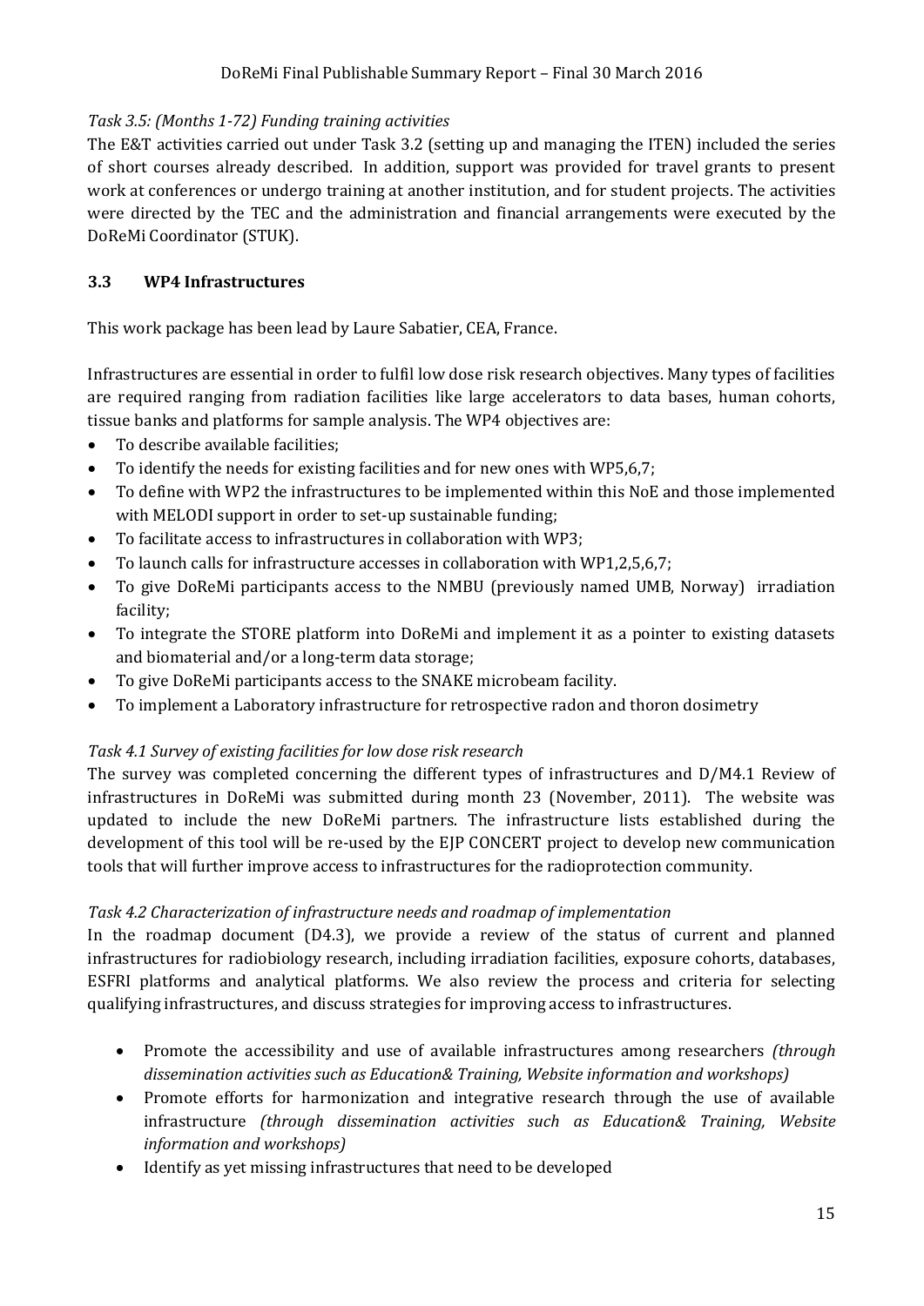*Task 3.5: (Months 1-72) Funding training activities*

The E&T activities carried out under Task 3.2 (setting up and managing the ITEN) included the series of short courses already described. In addition, support was provided for travel grants to present work at conferences or undergo training at another institution, and for student projects. The activities were directed by the TEC and the administration and financial arrangements were executed by the DoReMi Coordinator (STUK).

## 3.3 WP4 Infrastructures

This work package has been lead by Laure Sabatier, CEA, France.

Infrastructures are essential in order to fulfil low dose risk research objectives. Many types of facilities are required ranging from radiation facilities like large accelerators to data bases, human cohorts, tissue banks and platforms for sample analysis. The WP4 objectives are:

- To describe available facilities;
- To identify the needs for existing facilities and for new ones with WP5,6,7;
- To define with WP2 the infrastructures to be implemented within this NoE and those implemented with MELODI support in order to set-up sustainable funding;
- To facilitate access to infrastructures in collaboration with WP3;
- To launch calls for infrastructure accesses in collaboration with WP1,2,5,6,7;
- To give DoReMi participants access to the NMBU (previously named UMB, Norway) irradiation facility;
- To integrate the STORE platform into DoReMi and implement it as a pointer to existing datasets and biomaterial and/or a long-term data storage;
- To give DoReMi participants access to the SNAKE microbeam facility.
- To implement a Laboratory infrastructure for retrospective radon and thoron dosimetry

*Task 4.1 Survey of existing facilities for low dose risk research*

The survey was completed concerning the different types of infrastructures and D/M4.1 Review of infrastructures in DoReMi was submitted during month 23 (November, 2011). The website was updated to include the new DoReMi partners. The infrastructure lists established during the development of this tool will be re-used by the EJP CONCERT project to develop new communication tools that will further improve access to infrastructures for the radioprotection community.

*Task 4.2 Characterization of infrastructure needs and roadmap of implementation*

In the roadmap document (D4.3), we provide a review of the status of current and planned infrastructures for radiobiology research, including irradiation facilities, exposure cohorts, databases, ESFRI platforms and analytical platforms. We also review the process and criteria for selecting qualifying infrastructures, and discuss strategies for improving access to infrastructures.

- Promote the accessibility and use of available infrastructures among researchers *(through dissemination activities such as Education& Training, Website information and workshops)*
- Promote efforts for harmonization and integrative research through the use of available infrastructure *(through dissemination activities such as Education& Training, Website information and workshops)*
- Identify as yet missing infrastructures that need to be developed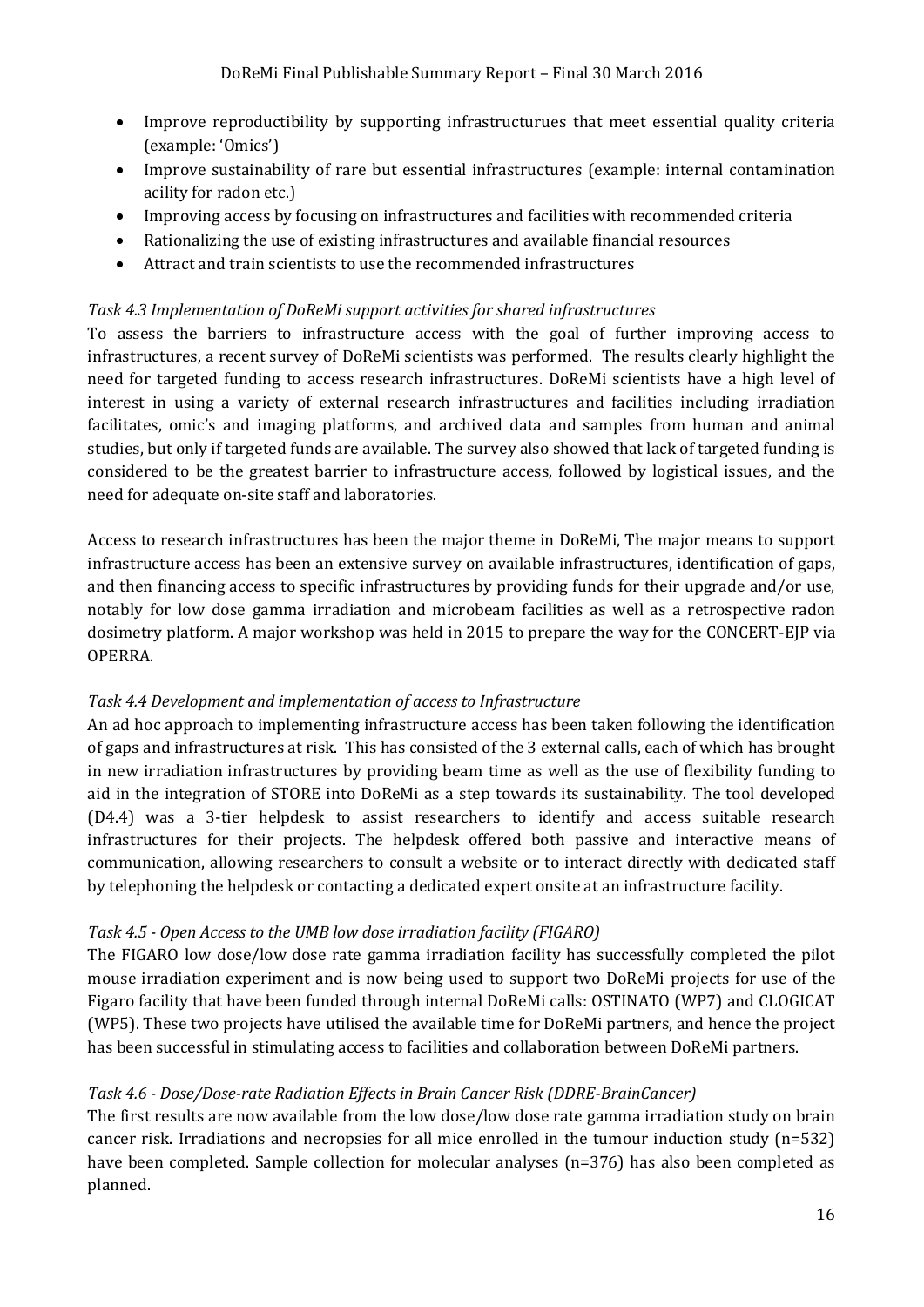- Improve reproductibility by supporting infrastructurues that meet essential quality criteria (example: 'Omics')
- Improve sustainability of rare but essential infrastructures (example: internal contamination acility for radon etc.)
- Improving access by focusing on infrastructures and facilities with recommended criteria
- Rationalizing the use of existing infrastructures and available financial resources
- Attract and train scientists to use the recommended infrastructures

*Task 4.3 Implementation of DoReMi support activities for shared infrastructures*

To assess the barriers to infrastructure access with the goal of further improving access to infrastructures, a recent survey of DoReMi scientists was performed. The results clearly highlight the need for targeted funding to access research infrastructures. DoReMi scientists have a high level of interest in using a variety of external research infrastructures and facilities including irradiation facilitates, omic's and imaging platforms, and archived data and samples from human and animal studies, but only if targeted funds are available. The survey also showed that lack of targeted funding is considered to be the greatest barrier to infrastructure access, followed by logistical issues, and the need for adequate on-site staff and laboratories.

Access to research infrastructures has been the major theme in DoReMi, The major means to support infrastructure access has been an extensive survey on available infrastructures, identification of gaps, and then financing access to specific infrastructures by providing funds for their upgrade and/or use, notably for low dose gamma irradiation and microbeam facilities as well as a retrospective radon dosimetry platform. A major workshop was held in 2015 to prepare the way for the CONCERT-EJP via OPERRA.

*Task 4.4 Development and implementation of access to Infrastructure*

An ad hoc approach to implementing infrastructure access has been taken following the identification of gaps and infrastructures at risk. This has consisted of the 3 external calls, each of which has brought in new irradiation infrastructures by providing beam time as well as the use of flexibility funding to aid in the integration of STORE into DoReMi as a step towards its sustainability. The tool developed (D4.4) was a 3-tier helpdesk to assist researchers to identify and access suitable research infrastructures for their projects. The helpdesk offered both passive and interactive means of communication, allowing researchers to consult a website or to interact directly with dedicated staff by telephoning the helpdesk or contacting a dedicated expert onsite at an infrastructure facility.

*Task 4.5 - Open Access to the UMB low dose irradiation facility (FIGARO)*

The FIGARO low dose/low dose rate gamma irradiation facility has successfully completed the pilot mouse irradiation experiment and is now being used to support two DoReMi projects for use of the Figaro facility that have been funded through internal DoReMi calls: OSTINATO (WP7) and CLOGICAT (WP5). These two projects have utilised the available time for DoReMi partners, and hence the project has been successful in stimulating access to facilities and collaboration between DoReMi partners.

*Task 4.6 - Dose/Dose-rate Radiation Effects in Brain Cancer Risk (DDRE-BrainCancer)*

The first results are now available from the low dose/low dose rate gamma irradiation study on brain cancer risk. Irradiations and necropsies for all mice enrolled in the tumour induction study (n=532) have been completed. Sample collection for molecular analyses (n=376) has also been completed as planned.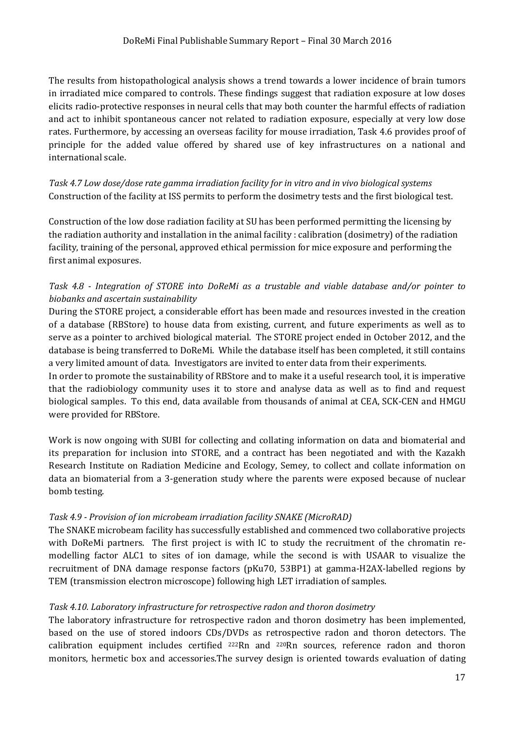The results from histopathological analysis shows a trend towards a lower incidence of brain tumors in irradiated mice compared to controls. These findings suggest that radiation exposure at low doses elicits radio-protective responses in neural cells that may both counter the harmful effects of radiation and act to inhibit spontaneous cancer not related to radiation exposure, especially at very low dose rates. Furthermore, by accessing an overseas facility for mouse irradiation, Task 4.6 provides proof of principle for the added value offered by shared use of key infrastructures on a national and international scale.

*Task 4.7 Low dose/dose rate gamma irradiation facility for in vitro and in vivo biological systems*
Construction of the facility at ISS permits to perform the dosimetry tests and the first biological test.

Construction of the low dose radiation facility at SU has been performed permitting the licensing by the radiation authority and installation in the animal facility : calibration (dosimetry) of the radiation facility, training of the personal, approved ethical permission for mice exposure and performing the first animal exposures.

*Task 4.8 - Integration of STORE into DoReMi as a trustable and viable database and/or pointer to biobanks and ascertain sustainability*
During the STORE project, a considerable effort has been made and resources invested in the creation of a database (RBStore) to house data from existing, current, and future experiments as well as to serve as a pointer to archived biological material. The STORE project ended in October 2012, and the database is being transferred to DoReMi. While the database itself has been completed, it still contains a very limited amount of data. Investigators are invited to enter data from their experiments.
In order to promote the sustainability of RBStore and to make it a useful research tool, it is imperative that the radiobiology community uses it to store and analyse data as well as to find and request biological samples. To this end, data available from thousands of animal at CEA, SCK-CEN and HMGU were provided for RBStore.

Work is now ongoing with SUBI for collecting and collating information on data and biomaterial and its preparation for inclusion into STORE, and a contract has been negotiated and with the Kazakh Research Institute on Radiation Medicine and Ecology, Semey, to collect and collate information on data an biomaterial from a 3-generation study where the parents were exposed because of nuclear bomb testing.

*Task 4.9 - Provision of ion microbeam irradiation facility SNAKE (MicroRAD)*
The SNAKE microbeam facility has successfully established and commenced two collaborative projects with DoReMi partners. The first project is with IC to study the recruitment of the chromatin re-modelling factor ALC1 to sites of ion damage, while the second is with USAAR to visualize the recruitment of DNA damage response factors (pKu70, 53BP1) at gamma-H2AX-labelled regions by TEM (transmission electron microscope) following high LET irradiation of samples.

*Task 4.10. Laboratory infrastructure for retrospective radon and thoron dosimetry*
The laboratory infrastructure for retrospective radon and thoron dosimetry has been implemented, based on the use of stored indoors CDs/DVDs as retrospective radon and thoron detectors. The calibration equipment includes certified $^{222}$Rn and $^{220}$Rn sources, reference radon and thoron monitors, hermetic box and accessories.The survey design is oriented towards evaluation of dating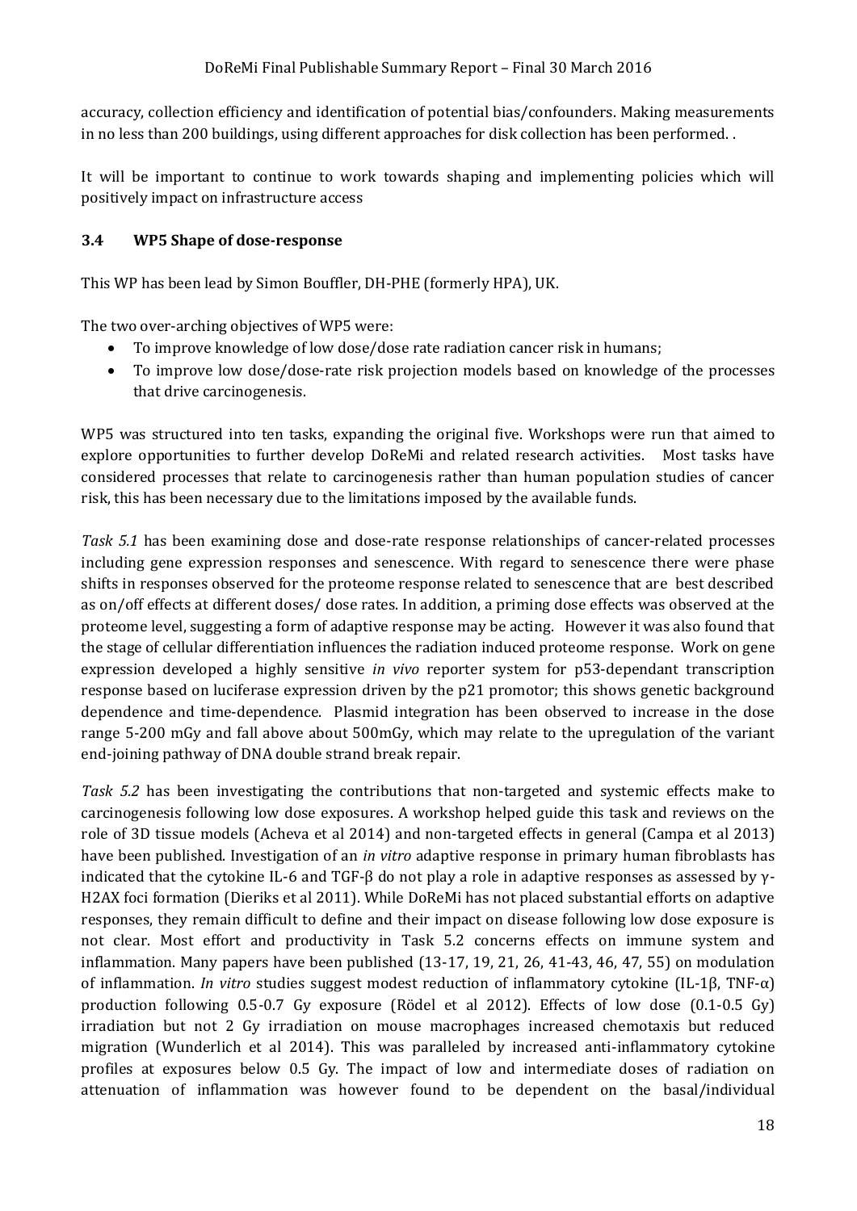accuracy, collection efficiency and identification of potential bias/confounders. Making measurements in no less than 200 buildings, using different approaches for disk collection has been performed. .

It will be important to continue to work towards shaping and implementing policies which will positively impact on infrastructure access

### 3.4 WP5 Shape of dose-response

This WP has been lead by Simon Bouffler, DH-PHE (formerly HPA), UK.

The two over-arching objectives of WP5 were:

- To improve knowledge of low dose/dose rate radiation cancer risk in humans;
- To improve low dose/dose-rate risk projection models based on knowledge of the processes that drive carcinogenesis.

WP5 was structured into ten tasks, expanding the original five. Workshops were run that aimed to explore opportunities to further develop DoReMi and related research activities. Most tasks have considered processes that relate to carcinogenesis rather than human population studies of cancer risk, this has been necessary due to the limitations imposed by the available funds.

*Task 5.1* has been examining dose and dose-rate response relationships of cancer-related processes including gene expression responses and senescence. With regard to senescence there were phase shifts in responses observed for the proteome response related to senescence that are best described as on/off effects at different doses/ dose rates. In addition, a priming dose effects was observed at the proteome level, suggesting a form of adaptive response may be acting. However it was also found that the stage of cellular differentiation influences the radiation induced proteome response. Work on gene expression developed a highly sensitive *in vivo* reporter system for p53-dependant transcription response based on luciferase expression driven by the p21 promotor; this shows genetic background dependence and time-dependence. Plasmid integration has been observed to increase in the dose range 5-200 mGy and fall above about 500mGy, which may relate to the upregulation of the variant end-joining pathway of DNA double strand break repair.

*Task 5.2* has been investigating the contributions that non-targeted and systemic effects make to carcinogenesis following low dose exposures. A workshop helped guide this task and reviews on the role of 3D tissue models (Acheva et al 2014) and non-targeted effects in general (Campa et al 2013) have been published. Investigation of an *in vitro* adaptive response in primary human fibroblasts has indicated that the cytokine IL-6 and TGF-β do not play a role in adaptive responses as assessed by γ-H2AX foci formation (Dieriks et al 2011). While DoReMi has not placed substantial efforts on adaptive responses, they remain difficult to define and their impact on disease following low dose exposure is not clear. Most effort and productivity in Task 5.2 concerns effects on immune system and inflammation. Many papers have been published (13-17, 19, 21, 26, 41-43, 46, 47, 55) on modulation of inflammation. *In vitro* studies suggest modest reduction of inflammatory cytokine (IL-1β, TNF-α) production following 0.5-0.7 Gy exposure (Rödel et al 2012). Effects of low dose (0.1-0.5 Gy) irradiation but not 2 Gy irradiation on mouse macrophages increased chemotaxis but reduced migration (Wunderlich et al 2014). This was paralleled by increased anti-inflammatory cytokine profiles at exposures below 0.5 Gy. The impact of low and intermediate doses of radiation on attenuation of inflammation was however found to be dependent on the basal/individual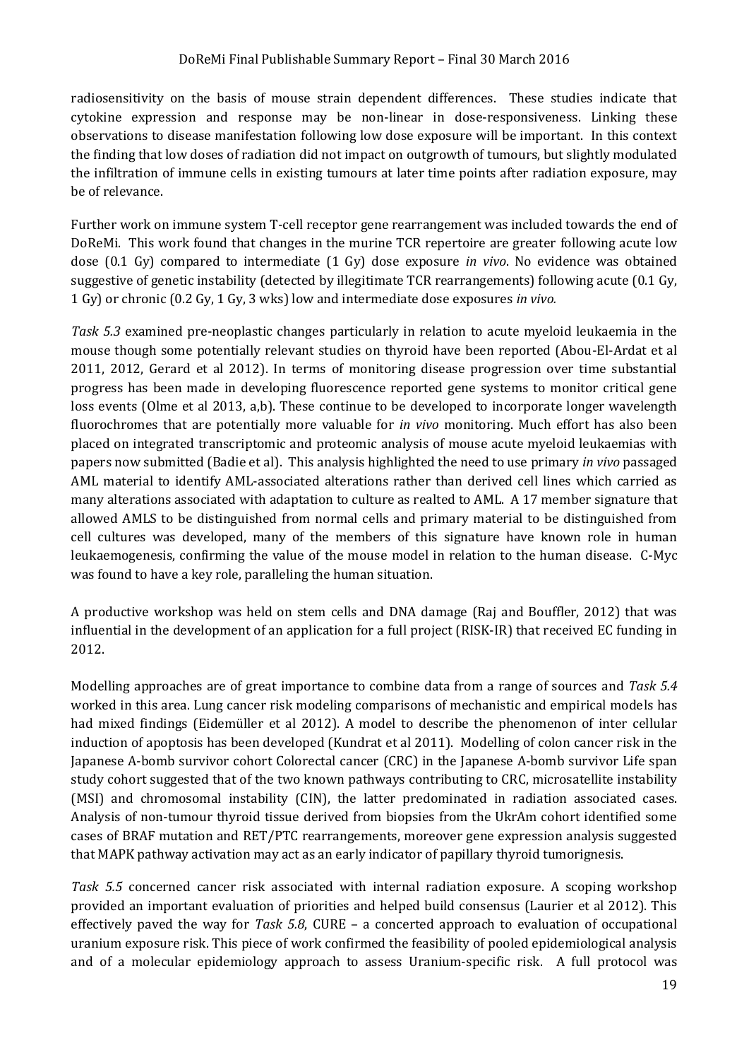radiosensitivity on the basis of mouse strain dependent differences. These studies indicate that cytokine expression and response may be non-linear in dose-responsiveness. Linking these observations to disease manifestation following low dose exposure will be important. In this context the finding that low doses of radiation did not impact on outgrowth of tumours, but slightly modulated the infiltration of immune cells in existing tumours at later time points after radiation exposure, may be of relevance.

Further work on immune system T-cell receptor gene rearrangement was included towards the end of DoReMi. This work found that changes in the murine TCR repertoire are greater following acute low dose (0.1 Gy) compared to intermediate (1 Gy) dose exposure *in vivo*. No evidence was obtained suggestive of genetic instability (detected by illegitimate TCR rearrangements) following acute (0.1 Gy, 1 Gy) or chronic (0.2 Gy, 1 Gy, 3 wks) low and intermediate dose exposures *in vivo.*

*Task 5.3* examined pre-neoplastic changes particularly in relation to acute myeloid leukaemia in the mouse though some potentially relevant studies on thyroid have been reported (Abou-El-Ardat et al 2011, 2012, Gerard et al 2012). In terms of monitoring disease progression over time substantial progress has been made in developing fluorescence reported gene systems to monitor critical gene loss events (Olme et al 2013, a,b). These continue to be developed to incorporate longer wavelength fluorochromes that are potentially more valuable for *in vivo* monitoring. Much effort has also been placed on integrated transcriptomic and proteomic analysis of mouse acute myeloid leukaemias with papers now submitted (Badie et al). This analysis highlighted the need to use primary *in vivo* passaged AML material to identify AML-associated alterations rather than derived cell lines which carried as many alterations associated with adaptation to culture as realted to AML. A 17 member signature that allowed AMLS to be distinguished from normal cells and primary material to be distinguished from cell cultures was developed, many of the members of this signature have known role in human leukaemogenesis, confirming the value of the mouse model in relation to the human disease. C-Myc was found to have a key role, paralleling the human situation.

A productive workshop was held on stem cells and DNA damage (Raj and Bouffler, 2012) that was influential in the development of an application for a full project (RISK-IR) that received EC funding in 2012.

Modelling approaches are of great importance to combine data from a range of sources and *Task 5.4* worked in this area. Lung cancer risk modeling comparisons of mechanistic and empirical models has had mixed findings (Eidemüller et al 2012). A model to describe the phenomenon of inter cellular induction of apoptosis has been developed (Kundrat et al 2011). Modelling of colon cancer risk in the Japanese A-bomb survivor cohort Colorectal cancer (CRC) in the Japanese A-bomb survivor Life span study cohort suggested that of the two known pathways contributing to CRC, microsatellite instability (MSI) and chromosomal instability (CIN), the latter predominated in radiation associated cases. Analysis of non-tumour thyroid tissue derived from biopsies from the UkrAm cohort identified some cases of BRAF mutation and RET/PTC rearrangements, moreover gene expression analysis suggested that MAPK pathway activation may act as an early indicator of papillary thyroid tumorignesis.

*Task 5.5* concerned cancer risk associated with internal radiation exposure. A scoping workshop provided an important evaluation of priorities and helped build consensus (Laurier et al 2012). This effectively paved the way for *Task 5.8*, CURE – a concerted approach to evaluation of occupational uranium exposure risk. This piece of work confirmed the feasibility of pooled epidemiological analysis and of a molecular epidemiology approach to assess Uranium-specific risk. A full protocol was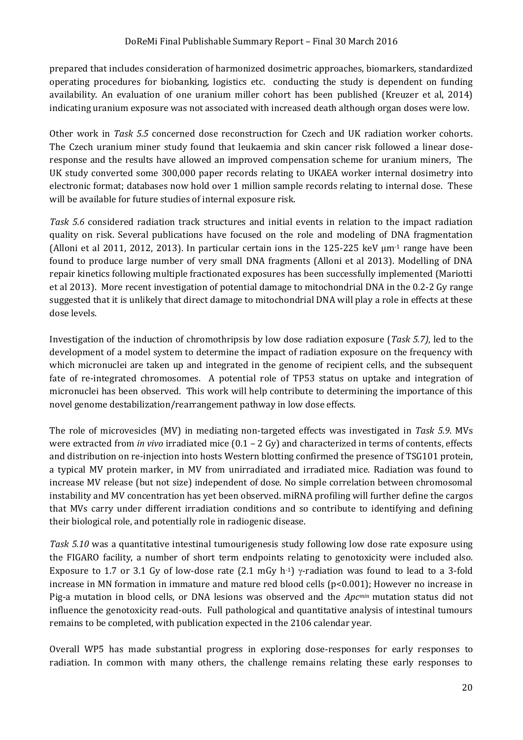prepared that includes consideration of harmonized dosimetric approaches, biomarkers, standardized operating procedures for biobanking, logistics etc. conducting the study is dependent on funding availability. An evaluation of one uranium miller cohort has been published (Kreuzer et al, 2014) indicating uranium exposure was not associated with increased death although organ doses were low.

Other work in *Task 5.5* concerned dose reconstruction for Czech and UK radiation worker cohorts. The Czech uranium miner study found that leukaemia and skin cancer risk followed a linear dose-response and the results have allowed an improved compensation scheme for uranium miners, The UK study converted some 300,000 paper records relating to UKAEA worker internal dosimetry into electronic format; databases now hold over 1 million sample records relating to internal dose. These will be available for future studies of internal exposure risk.

*Task 5.6* considered radiation track structures and initial events in relation to the impact radiation quality on risk. Several publications have focused on the role and modeling of DNA fragmentation (Alloni et al 2011, 2012, 2013). In particular certain ions in the 125-225 keV $\mu m^{-1}$ range have been found to produce large number of very small DNA fragments (Alloni et al 2013). Modelling of DNA repair kinetics following multiple fractionated exposures has been successfully implemented (Mariotti et al 2013). More recent investigation of potential damage to mitochondrial DNA in the 0.2-2 Gy range suggested that it is unlikely that direct damage to mitochondrial DNA will play a role in effects at these dose levels.

Investigation of the induction of chromothripsis by low dose radiation exposure (*Task 5.7)*, led to the development of a model system to determine the impact of radiation exposure on the frequency with which micronuclei are taken up and integrated in the genome of recipient cells, and the subsequent fate of re-integrated chromosomes. A potential role of TP53 status on uptake and integration of micronuclei has been observed. This work will help contribute to determining the importance of this novel genome destabilization/rearrangement pathway in low dose effects.

The role of microvesicles (MV) in mediating non-targeted effects was investigated in *Task 5.9*. MVs were extracted from *in vivo* irradiated mice (0.1 – 2 Gy) and characterized in terms of contents, effects and distribution on re-injection into hosts Western blotting confirmed the presence of TSG101 protein, a typical MV protein marker, in MV from unirradiated and irradiated mice. Radiation was found to increase MV release (but not size) independent of dose. No simple correlation between chromosomal instability and MV concentration has yet been observed. miRNA profiling will further define the cargos that MVs carry under different irradiation conditions and so contribute to identifying and defining their biological role, and potentially role in radiogenic disease.

*Task 5.10* was a quantitative intestinal tumourigenesis study following low dose rate exposure using the FIGARO facility, a number of short term endpoints relating to genotoxicity were included also. Exposure to 1.7 or 3.1 Gy of low-dose rate (2.1 mGy $h^{-1}$) $\gamma$-radiation was found to lead to a 3-fold increase in MN formation in immature and mature red blood cells ($p<0.001$); However no increase in Pig-a mutation in blood cells, or DNA lesions was observed and the *Apc^min^* mutation status did not influence the genotoxicity read-outs. Full pathological and quantitative analysis of intestinal tumours remains to be completed, with publication expected in the 2106 calendar year.

Overall WP5 has made substantial progress in exploring dose-responses for early responses to radiation. In common with many others, the challenge remains relating these early responses to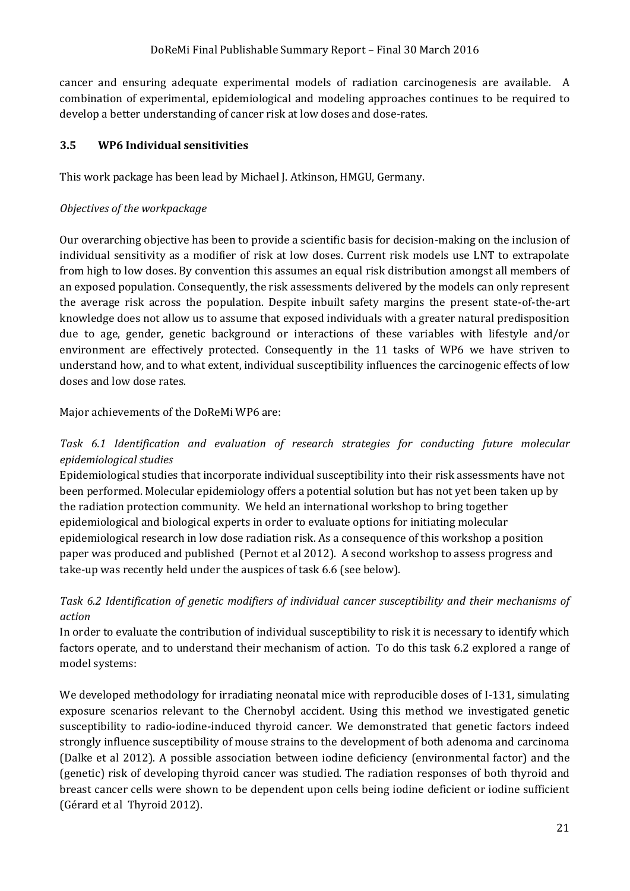cancer and ensuring adequate experimental models of radiation carcinogenesis are available. A combination of experimental, epidemiological and modeling approaches continues to be required to develop a better understanding of cancer risk at low doses and dose-rates.

### 3.5 WP6 Individual sensitivities

This work package has been lead by Michael J. Atkinson, HMGU, Germany.

*Objectives of the workpackage*

Our overarching objective has been to provide a scientific basis for decision-making on the inclusion of individual sensitivity as a modifier of risk at low doses. Current risk models use LNT to extrapolate from high to low doses. By convention this assumes an equal risk distribution amongst all members of an exposed population. Consequently, the risk assessments delivered by the models can only represent the average risk across the population. Despite inbuilt safety margins the present state-of-the-art knowledge does not allow us to assume that exposed individuals with a greater natural predisposition due to age, gender, genetic background or interactions of these variables with lifestyle and/or environment are effectively protected. Consequently in the 11 tasks of WP6 we have striven to understand how, and to what extent, individual susceptibility influences the carcinogenic effects of low doses and low dose rates.

Major achievements of the DoReMi WP6 are:

*Task 6.1 Identification and evaluation of research strategies for conducting future molecular epidemiological studies*

Epidemiological studies that incorporate individual susceptibility into their risk assessments have not been performed. Molecular epidemiology offers a potential solution but has not yet been taken up by the radiation protection community. We held an international workshop to bring together epidemiological and biological experts in order to evaluate options for initiating molecular epidemiological research in low dose radiation risk. As a consequence of this workshop a position paper was produced and published (Pernot et al 2012). A second workshop to assess progress and take-up was recently held under the auspices of task 6.6 (see below).

*Task 6.2 Identification of genetic modifiers of individual cancer susceptibility and their mechanisms of action*

In order to evaluate the contribution of individual susceptibility to risk it is necessary to identify which factors operate, and to understand their mechanism of action. To do this task 6.2 explored a range of model systems:

We developed methodology for irradiating neonatal mice with reproducible doses of I-131, simulating exposure scenarios relevant to the Chernobyl accident. Using this method we investigated genetic susceptibility to radio-iodine-induced thyroid cancer. We demonstrated that genetic factors indeed strongly influence susceptibility of mouse strains to the development of both adenoma and carcinoma (Dalke et al 2012). A possible association between iodine deficiency (environmental factor) and the (genetic) risk of developing thyroid cancer was studied. The radiation responses of both thyroid and breast cancer cells were shown to be dependent upon cells being iodine deficient or iodine sufficient (Gérard et al Thyroid 2012).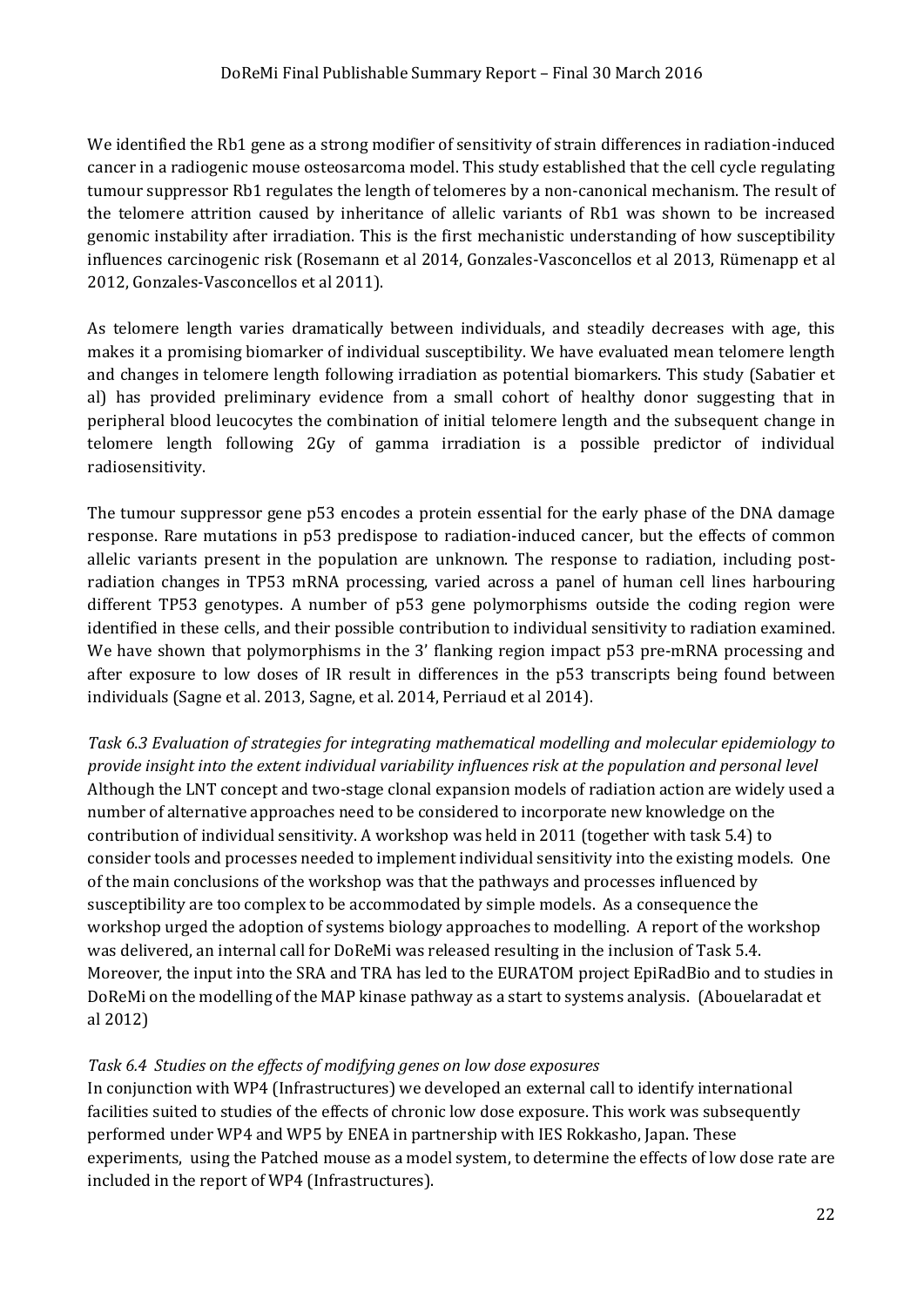We identified the Rb1 gene as a strong modifier of sensitivity of strain differences in radiation-induced cancer in a radiogenic mouse osteosarcoma model. This study established that the cell cycle regulating tumour suppressor Rb1 regulates the length of telomeres by a non-canonical mechanism. The result of the telomere attrition caused by inheritance of allelic variants of Rb1 was shown to be increased genomic instability after irradiation. This is the first mechanistic understanding of how susceptibility influences carcinogenic risk (Rosemann et al 2014, Gonzales-Vasconcellos et al 2013, Rümenapp et al 2012, Gonzales-Vasconcellos et al 2011).

As telomere length varies dramatically between individuals, and steadily decreases with age, this makes it a promising biomarker of individual susceptibility. We have evaluated mean telomere length and changes in telomere length following irradiation as potential biomarkers. This study (Sabatier et al) has provided preliminary evidence from a small cohort of healthy donor suggesting that in peripheral blood leucocytes the combination of initial telomere length and the subsequent change in telomere length following 2Gy of gamma irradiation is a possible predictor of individual radiosensitivity.

The tumour suppressor gene p53 encodes a protein essential for the early phase of the DNA damage response. Rare mutations in p53 predispose to radiation-induced cancer, but the effects of common allelic variants present in the population are unknown. The response to radiation, including post-radiation changes in TP53 mRNA processing, varied across a panel of human cell lines harbouring different TP53 genotypes. A number of p53 gene polymorphisms outside the coding region were identified in these cells, and their possible contribution to individual sensitivity to radiation examined. We have shown that polymorphisms in the 3' flanking region impact p53 pre-mRNA processing and after exposure to low doses of IR result in differences in the p53 transcripts being found between individuals (Sagne et al. 2013, Sagne, et al. 2014, Perriaud et al 2014).

*Task 6.3 Evaluation of strategies for integrating mathematical modelling and molecular epidemiology to provide insight into the extent individual variability influences risk at the population and personal level*

Although the LNT concept and two-stage clonal expansion models of radiation action are widely used a number of alternative approaches need to be considered to incorporate new knowledge on the contribution of individual sensitivity. A workshop was held in 2011 (together with task 5.4) to consider tools and processes needed to implement individual sensitivity into the existing models. One of the main conclusions of the workshop was that the pathways and processes influenced by susceptibility are too complex to be accommodated by simple models. As a consequence the workshop urged the adoption of systems biology approaches to modelling. A report of the workshop was delivered, an internal call for DoReMi was released resulting in the inclusion of Task 5.4. Moreover, the input into the SRA and TRA has led to the EURATOM project EpiRadBio and to studies in DoReMi on the modelling of the MAP kinase pathway as a start to systems analysis. (Abouelaradat et al 2012)

*Task 6.4 Studies on the effects of modifying genes on low dose exposures*

In conjunction with WP4 (Infrastructures) we developed an external call to identify international facilities suited to studies of the effects of chronic low dose exposure. This work was subsequently performed under WP4 and WP5 by ENEA in partnership with IES Rokkasho, Japan. These experiments, using the Patched mouse as a model system, to determine the effects of low dose rate are included in the report of WP4 (Infrastructures).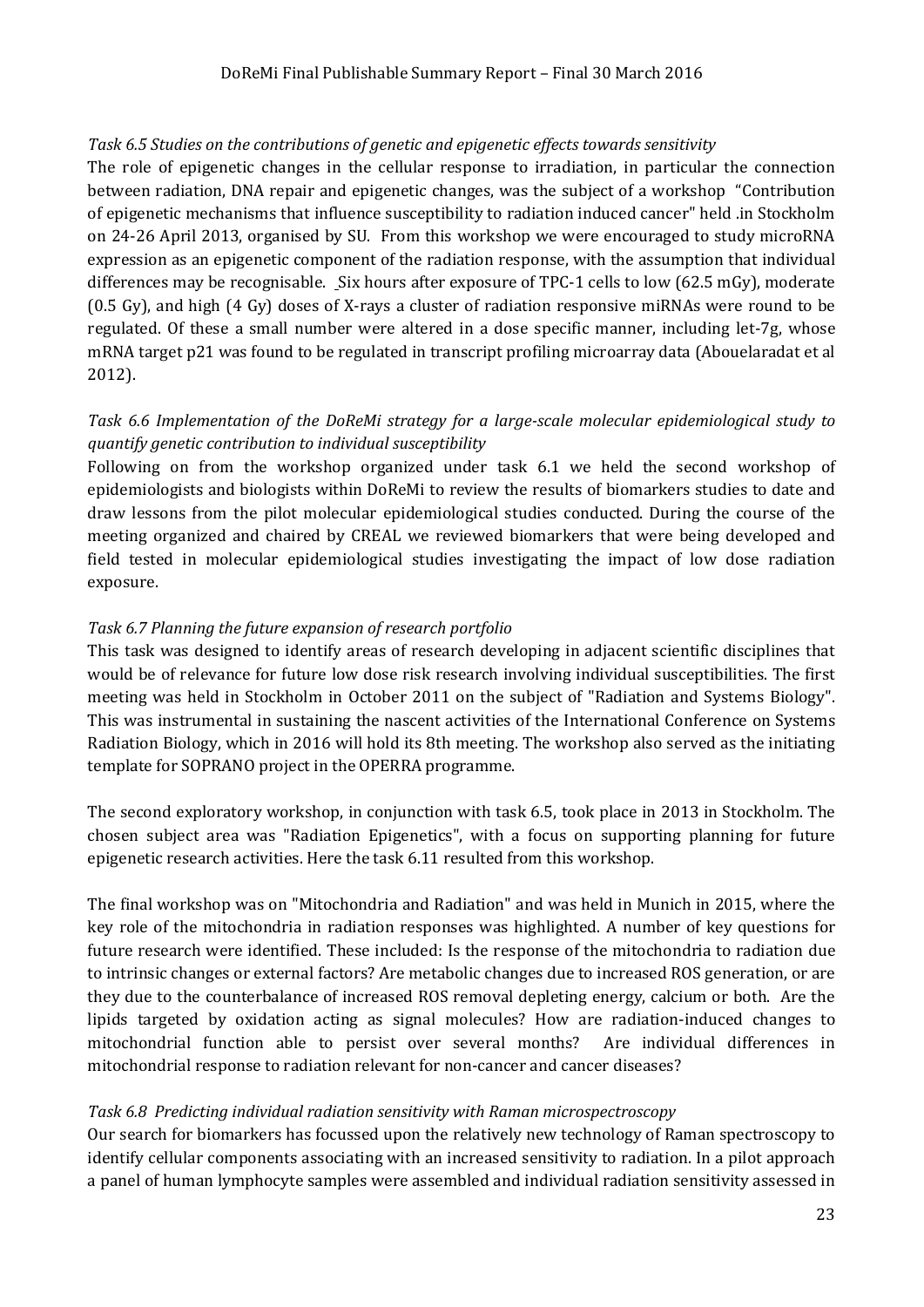*Task 6.5 Studies on the contributions of genetic and epigenetic effects towards sensitivity*

The role of epigenetic changes in the cellular response to irradiation, in particular the connection between radiation, DNA repair and epigenetic changes, was the subject of a workshop "Contribution of epigenetic mechanisms that influence susceptibility to radiation induced cancer" held .in Stockholm on 24-26 April 2013, organised by SU. From this workshop we were encouraged to study microRNA expression as an epigenetic component of the radiation response, with the assumption that individual differences may be recognisable. Six hours after exposure of TPC-1 cells to low (62.5 mGy), moderate (0.5 Gy), and high (4 Gy) doses of X-rays a cluster of radiation responsive miRNAs were round to be regulated. Of these a small number were altered in a dose specific manner, including let-7g, whose mRNA target p21 was found to be regulated in transcript profiling microarray data (Abouelaradat et al 2012).

*Task 6.6 Implementation of the DoReMi strategy for a large-scale molecular epidemiological study to quantify genetic contribution to individual susceptibility*

Following on from the workshop organized under task 6.1 we held the second workshop of epidemiologists and biologists within DoReMi to review the results of biomarkers studies to date and draw lessons from the pilot molecular epidemiological studies conducted. During the course of the meeting organized and chaired by CREAL we reviewed biomarkers that were being developed and field tested in molecular epidemiological studies investigating the impact of low dose radiation exposure.

*Task 6.7 Planning the future expansion of research portfolio*

This task was designed to identify areas of research developing in adjacent scientific disciplines that would be of relevance for future low dose risk research involving individual susceptibilities. The first meeting was held in Stockholm in October 2011 on the subject of "Radiation and Systems Biology". This was instrumental in sustaining the nascent activities of the International Conference on Systems Radiation Biology, which in 2016 will hold its 8th meeting. The workshop also served as the initiating template for SOPRANO project in the OPERRA programme.

The second exploratory workshop, in conjunction with task 6.5, took place in 2013 in Stockholm. The chosen subject area was "Radiation Epigenetics", with a focus on supporting planning for future epigenetic research activities. Here the task 6.11 resulted from this workshop.

The final workshop was on "Mitochondria and Radiation" and was held in Munich in 2015, where the key role of the mitochondria in radiation responses was highlighted. A number of key questions for future research were identified. These included: Is the response of the mitochondria to radiation due to intrinsic changes or external factors? Are metabolic changes due to increased ROS generation, or are they due to the counterbalance of increased ROS removal depleting energy, calcium or both. Are the lipids targeted by oxidation acting as signal molecules? How are radiation-induced changes to mitochondrial function able to persist over several months? Are individual differences in mitochondrial response to radiation relevant for non-cancer and cancer diseases?

*Task 6.8 Predicting individual radiation sensitivity with Raman microspectroscopy*

Our search for biomarkers has focussed upon the relatively new technology of Raman spectroscopy to identify cellular components associating with an increased sensitivity to radiation. In a pilot approach a panel of human lymphocyte samples were assembled and individual radiation sensitivity assessed in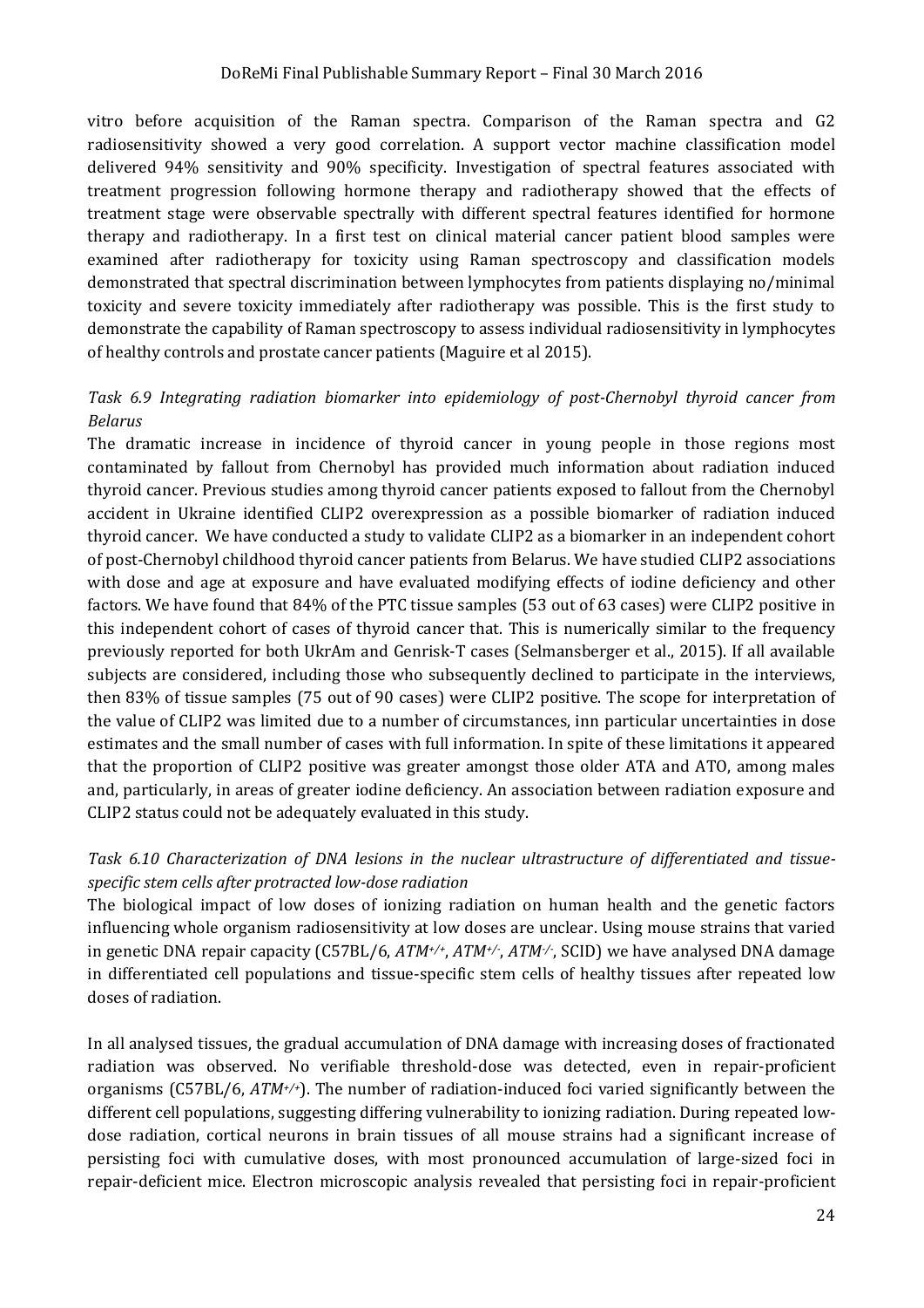vitro before acquisition of the Raman spectra. Comparison of the Raman spectra and G2 radiosensitivity showed a very good correlation. A support vector machine classification model delivered 94% sensitivity and 90% specificity. Investigation of spectral features associated with treatment progression following hormone therapy and radiotherapy showed that the effects of treatment stage were observable spectrally with different spectral features identified for hormone therapy and radiotherapy. In a first test on clinical material cancer patient blood samples were examined after radiotherapy for toxicity using Raman spectroscopy and classification models demonstrated that spectral discrimination between lymphocytes from patients displaying no/minimal toxicity and severe toxicity immediately after radiotherapy was possible. This is the first study to demonstrate the capability of Raman spectroscopy to assess individual radiosensitivity in lymphocytes of healthy controls and prostate cancer patients (Maguire et al 2015).

*Task 6.9 Integrating radiation biomarker into epidemiology of post-Chernobyl thyroid cancer from Belarus*

The dramatic increase in incidence of thyroid cancer in young people in those regions most contaminated by fallout from Chernobyl has provided much information about radiation induced thyroid cancer. Previous studies among thyroid cancer patients exposed to fallout from the Chernobyl accident in Ukraine identified CLIP2 overexpression as a possible biomarker of radiation induced thyroid cancer. We have conducted a study to validate CLIP2 as a biomarker in an independent cohort of post-Chernobyl childhood thyroid cancer patients from Belarus. We have studied CLIP2 associations with dose and age at exposure and have evaluated modifying effects of iodine deficiency and other factors. We have found that 84% of the PTC tissue samples (53 out of 63 cases) were CLIP2 positive in this independent cohort of cases of thyroid cancer that. This is numerically similar to the frequency previously reported for both UkrAm and Genrisk-T cases (Selmansberger et al., 2015). If all available subjects are considered, including those who subsequently declined to participate in the interviews, then 83% of tissue samples (75 out of 90 cases) were CLIP2 positive. The scope for interpretation of the value of CLIP2 was limited due to a number of circumstances, inn particular uncertainties in dose estimates and the small number of cases with full information. In spite of these limitations it appeared that the proportion of CLIP2 positive was greater amongst those older ATA and ATO, among males and, particularly, in areas of greater iodine deficiency. An association between radiation exposure and CLIP2 status could not be adequately evaluated in this study.

*Task 6.10 Characterization of DNA lesions in the nuclear ultrastructure of differentiated and tissue-specific stem cells after protracted low-dose radiation*

The biological impact of low doses of ionizing radiation on human health and the genetic factors influencing whole organism radiosensitivity at low doses are unclear. Using mouse strains that varied in genetic DNA repair capacity (C57BL/6, *ATM*$^{+/+}$, *ATM*$^{+/-}$, *ATM*$^{-/-}$, SCID) we have analysed DNA damage in differentiated cell populations and tissue-specific stem cells of healthy tissues after repeated low doses of radiation.

In all analysed tissues, the gradual accumulation of DNA damage with increasing doses of fractionated radiation was observed. No verifiable threshold-dose was detected, even in repair-proficient organisms (C57BL/6, *ATM*$^{+/+}$). The number of radiation-induced foci varied significantly between the different cell populations, suggesting differing vulnerability to ionizing radiation. During repeated low-dose radiation, cortical neurons in brain tissues of all mouse strains had a significant increase of persisting foci with cumulative doses, with most pronounced accumulation of large-sized foci in repair-deficient mice. Electron microscopic analysis revealed that persisting foci in repair-proficient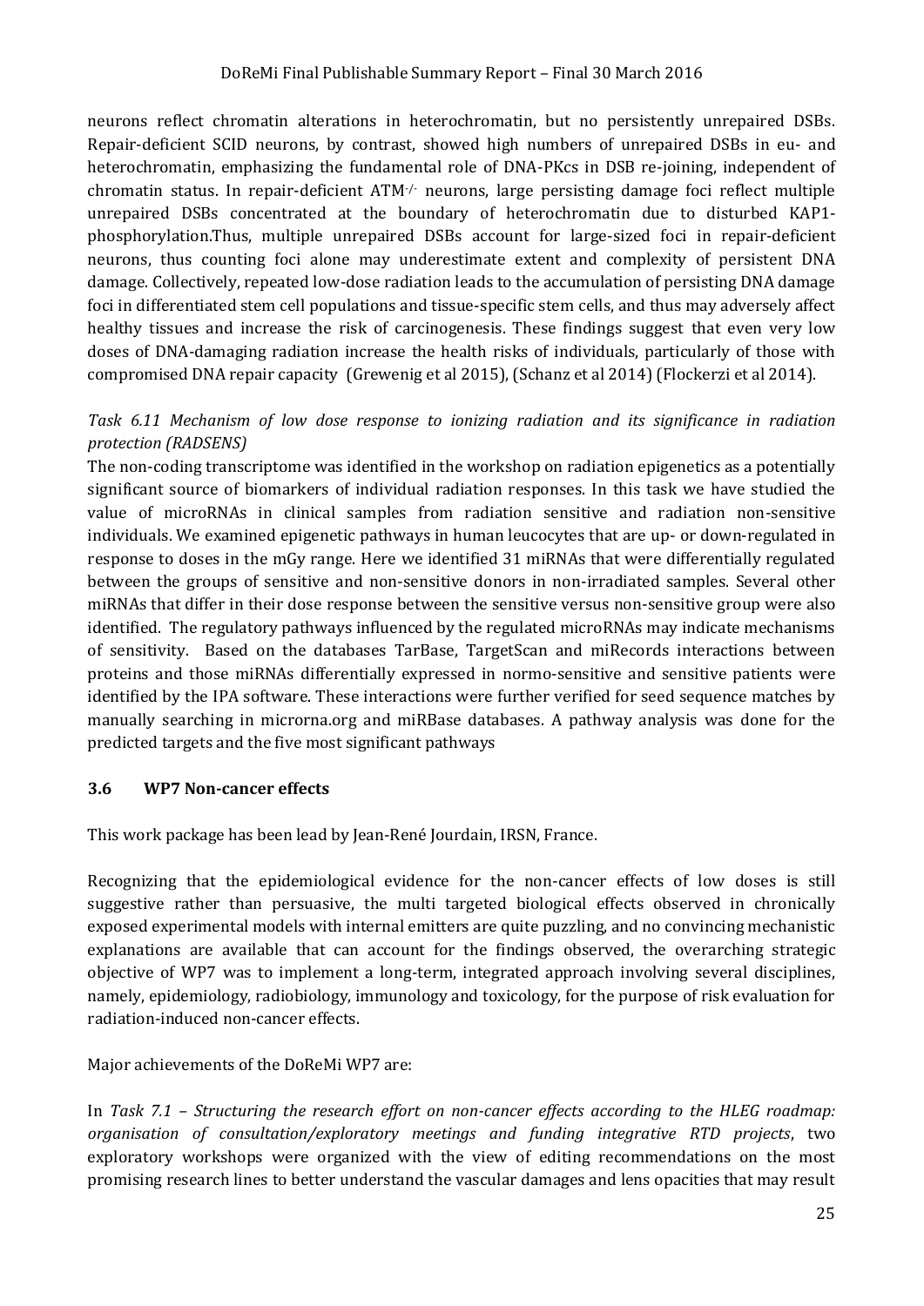neurons reflect chromatin alterations in heterochromatin, but no persistently unrepaired DSBs. Repair-deficient SCID neurons, by contrast, showed high numbers of unrepaired DSBs in eu- and heterochromatin, emphasizing the fundamental role of DNA-PKcs in DSB re-joining, independent of chromatin status. In repair-deficient ATM$^{-/-}$ neurons, large persisting damage foci reflect multiple unrepaired DSBs concentrated at the boundary of heterochromatin due to disturbed KAP1-phosphorylation.Thus, multiple unrepaired DSBs account for large-sized foci in repair-deficient neurons, thus counting foci alone may underestimate extent and complexity of persistent DNA damage. Collectively, repeated low-dose radiation leads to the accumulation of persisting DNA damage foci in differentiated stem cell populations and tissue-specific stem cells, and thus may adversely affect healthy tissues and increase the risk of carcinogenesis. These findings suggest that even very low doses of DNA-damaging radiation increase the health risks of individuals, particularly of those with compromised DNA repair capacity (Grewenig et al 2015), (Schanz et al 2014) (Flockerzi et al 2014).

*Task 6.11 Mechanism of low dose response to ionizing radiation and its significance in radiation protection (RADSENS)*

The non-coding transcriptome was identified in the workshop on radiation epigenetics as a potentially significant source of biomarkers of individual radiation responses. In this task we have studied the value of microRNAs in clinical samples from radiation sensitive and radiation non-sensitive individuals. We examined epigenetic pathways in human leucocytes that are up- or down-regulated in response to doses in the mGy range. Here we identified 31 miRNAs that were differentially regulated between the groups of sensitive and non-sensitive donors in non-irradiated samples. Several other miRNAs that differ in their dose response between the sensitive versus non-sensitive group were also identified. The regulatory pathways influenced by the regulated microRNAs may indicate mechanisms of sensitivity. Based on the databases TarBase, TargetScan and miRecords interactions between proteins and those miRNAs differentially expressed in normo-sensitive and sensitive patients were identified by the IPA software. These interactions were further verified for seed sequence matches by manually searching in microrna.org and miRBase databases. A pathway analysis was done for the predicted targets and the five most significant pathways

### 3.6 WP7 Non-cancer effects

This work package has been lead by Jean-René Jourdain, IRSN, France.

Recognizing that the epidemiological evidence for the non-cancer effects of low doses is still suggestive rather than persuasive, the multi targeted biological effects observed in chronically exposed experimental models with internal emitters are quite puzzling, and no convincing mechanistic explanations are available that can account for the findings observed, the overarching strategic objective of WP7 was to implement a long-term, integrated approach involving several disciplines, namely, epidemiology, radiobiology, immunology and toxicology, for the purpose of risk evaluation for radiation-induced non-cancer effects.

Major achievements of the DoReMi WP7 are:

In *Task 7.1 – Structuring the research effort on non-cancer effects according to the HLEG roadmap: organisation of consultation/exploratory meetings and funding integrative RTD projects*, two exploratory workshops were organized with the view of editing recommendations on the most promising research lines to better understand the vascular damages and lens opacities that may result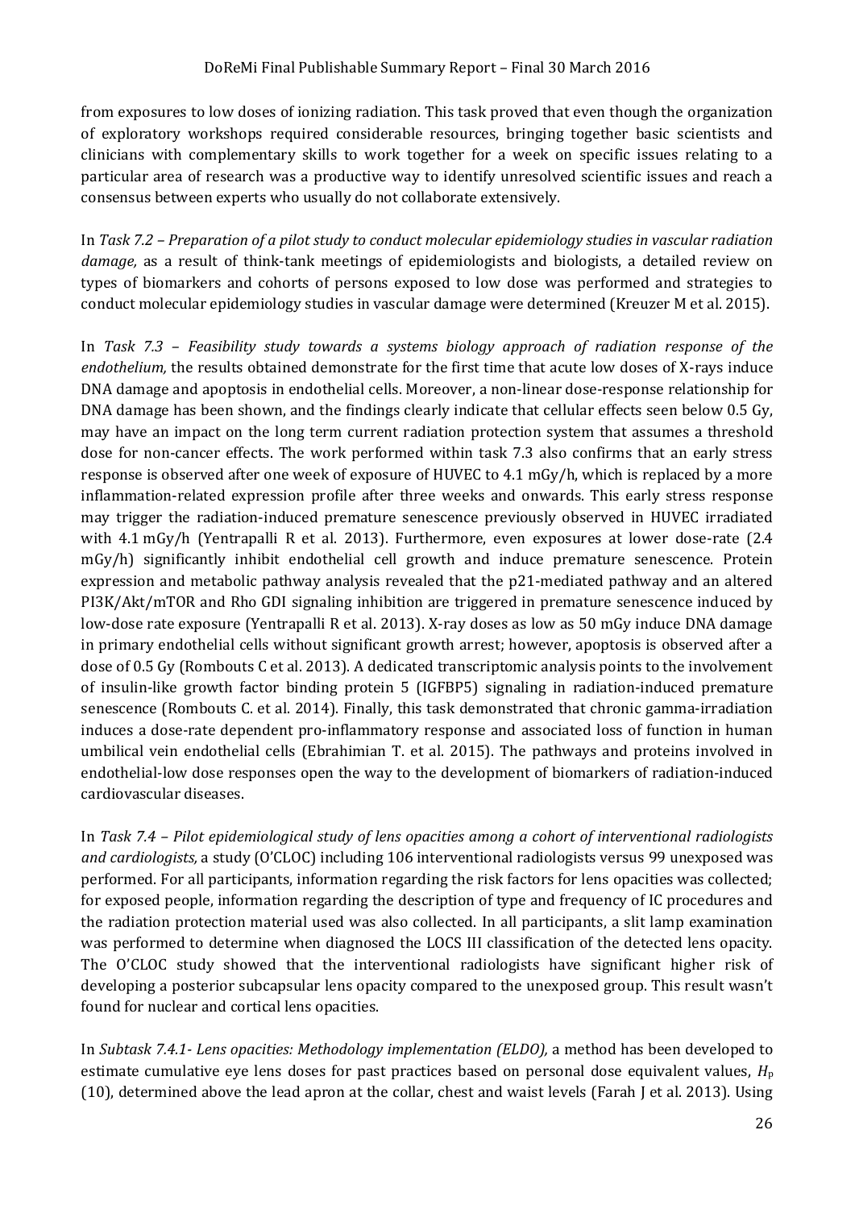from exposures to low doses of ionizing radiation. This task proved that even though the organization of exploratory workshops required considerable resources, bringing together basic scientists and clinicians with complementary skills to work together for a week on specific issues relating to a particular area of research was a productive way to identify unresolved scientific issues and reach a consensus between experts who usually do not collaborate extensively.

In *Task 7.2 – Preparation of a pilot study to conduct molecular epidemiology studies in vascular radiation damage,* as a result of think-tank meetings of epidemiologists and biologists, a detailed review on types of biomarkers and cohorts of persons exposed to low dose was performed and strategies to conduct molecular epidemiology studies in vascular damage were determined (Kreuzer M et al. 2015).

In *Task 7.3 – Feasibility study towards a systems biology approach of radiation response of the endothelium,* the results obtained demonstrate for the first time that acute low doses of X-rays induce DNA damage and apoptosis in endothelial cells. Moreover, a non-linear dose-response relationship for DNA damage has been shown, and the findings clearly indicate that cellular effects seen below 0.5 Gy, may have an impact on the long term current radiation protection system that assumes a threshold dose for non-cancer effects. The work performed within task 7.3 also confirms that an early stress response is observed after one week of exposure of HUVEC to 4.1 mGy/h, which is replaced by a more inflammation-related expression profile after three weeks and onwards. This early stress response may trigger the radiation-induced premature senescence previously observed in HUVEC irradiated with 4.1 mGy/h (Yentrapalli R et al. 2013). Furthermore, even exposures at lower dose-rate (2.4 mGy/h) significantly inhibit endothelial cell growth and induce premature senescence. Protein expression and metabolic pathway analysis revealed that the p21-mediated pathway and an altered PI3K/Akt/mTOR and Rho GDI signaling inhibition are triggered in premature senescence induced by low-dose rate exposure (Yentrapalli R et al. 2013). X-ray doses as low as 50 mGy induce DNA damage in primary endothelial cells without significant growth arrest; however, apoptosis is observed after a dose of 0.5 Gy (Rombouts C et al. 2013). A dedicated transcriptomic analysis points to the involvement of insulin-like growth factor binding protein 5 (IGFBP5) signaling in radiation-induced premature senescence (Rombouts C. et al. 2014). Finally, this task demonstrated that chronic gamma-irradiation induces a dose-rate dependent pro-inflammatory response and associated loss of function in human umbilical vein endothelial cells (Ebrahimian T. et al. 2015). The pathways and proteins involved in endothelial-low dose responses open the way to the development of biomarkers of radiation-induced cardiovascular diseases.

In *Task 7.4 – Pilot epidemiological study of lens opacities among a cohort of interventional radiologists and cardiologists,* a study (O'CLOC) including 106 interventional radiologists versus 99 unexposed was performed. For all participants, information regarding the risk factors for lens opacities was collected; for exposed people, information regarding the description of type and frequency of IC procedures and the radiation protection material used was also collected. In all participants, a slit lamp examination was performed to determine when diagnosed the LOCS III classification of the detected lens opacity. The O'CLOC study showed that the interventional radiologists have significant higher risk of developing a posterior subcapsular lens opacity compared to the unexposed group. This result wasn't found for nuclear and cortical lens opacities.

In *Subtask 7.4.1- Lens opacities: Methodology implementation (ELDO),* a method has been developed to estimate cumulative eye lens doses for past practices based on personal dose equivalent values, $H_p(10)$, determined above the lead apron at the collar, chest and waist levels (Farah J et al. 2013). Using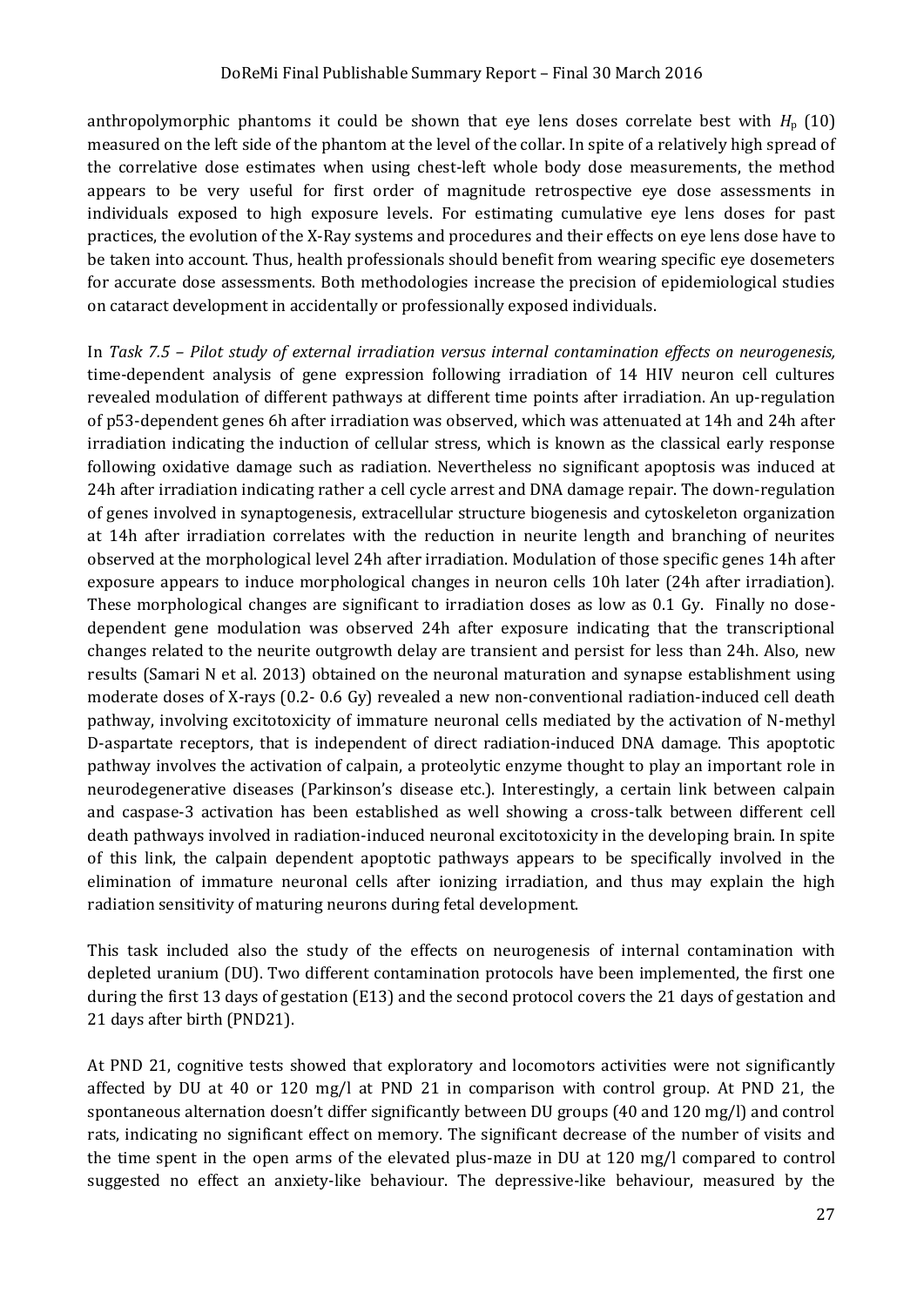anthropolymorphic phantoms it could be shown that eye lens doses correlate best with $H_p$ (10) measured on the left side of the phantom at the level of the collar. In spite of a relatively high spread of the correlative dose estimates when using chest-left whole body dose measurements, the method appears to be very useful for first order of magnitude retrospective eye dose assessments in individuals exposed to high exposure levels. For estimating cumulative eye lens doses for past practices, the evolution of the X-Ray systems and procedures and their effects on eye lens dose have to be taken into account. Thus, health professionals should benefit from wearing specific eye dosemeters for accurate dose assessments. Both methodologies increase the precision of epidemiological studies on cataract development in accidentally or professionally exposed individuals.

In *Task 7.5 – Pilot study of external irradiation versus internal contamination effects on neurogenesis,* time-dependent analysis of gene expression following irradiation of 14 HIV neuron cell cultures revealed modulation of different pathways at different time points after irradiation. An up-regulation of p53-dependent genes 6h after irradiation was observed, which was attenuated at 14h and 24h after irradiation indicating the induction of cellular stress, which is known as the classical early response following oxidative damage such as radiation. Nevertheless no significant apoptosis was induced at 24h after irradiation indicating rather a cell cycle arrest and DNA damage repair. The down-regulation of genes involved in synaptogenesis, extracellular structure biogenesis and cytoskeleton organization at 14h after irradiation correlates with the reduction in neurite length and branching of neurites observed at the morphological level 24h after irradiation. Modulation of those specific genes 14h after exposure appears to induce morphological changes in neuron cells 10h later (24h after irradiation). These morphological changes are significant to irradiation doses as low as 0.1 Gy. Finally no dose-dependent gene modulation was observed 24h after exposure indicating that the transcriptional changes related to the neurite outgrowth delay are transient and persist for less than 24h. Also, new results (Samari N et al. 2013) obtained on the neuronal maturation and synapse establishment using moderate doses of X-rays (0.2- 0.6 Gy) revealed a new non-conventional radiation-induced cell death pathway, involving excitotoxicity of immature neuronal cells mediated by the activation of N-methyl D-aspartate receptors, that is independent of direct radiation-induced DNA damage. This apoptotic pathway involves the activation of calpain, a proteolytic enzyme thought to play an important role in neurodegenerative diseases (Parkinson's disease etc.). Interestingly, a certain link between calpain and caspase-3 activation has been established as well showing a cross-talk between different cell death pathways involved in radiation-induced neuronal excitotoxicity in the developing brain. In spite of this link, the calpain dependent apoptotic pathways appears to be specifically involved in the elimination of immature neuronal cells after ionizing irradiation, and thus may explain the high radiation sensitivity of maturing neurons during fetal development.

This task included also the study of the effects on neurogenesis of internal contamination with depleted uranium (DU). Two different contamination protocols have been implemented, the first one during the first 13 days of gestation (E13) and the second protocol covers the 21 days of gestation and 21 days after birth (PND21).

At PND 21, cognitive tests showed that exploratory and locomotors activities were not significantly affected by DU at 40 or 120 mg/l at PND 21 in comparison with control group. At PND 21, the spontaneous alternation doesn't differ significantly between DU groups (40 and 120 mg/l) and control rats, indicating no significant effect on memory. The significant decrease of the number of visits and the time spent in the open arms of the elevated plus-maze in DU at 120 mg/l compared to control suggested no effect an anxiety-like behaviour. The depressive-like behaviour, measured by the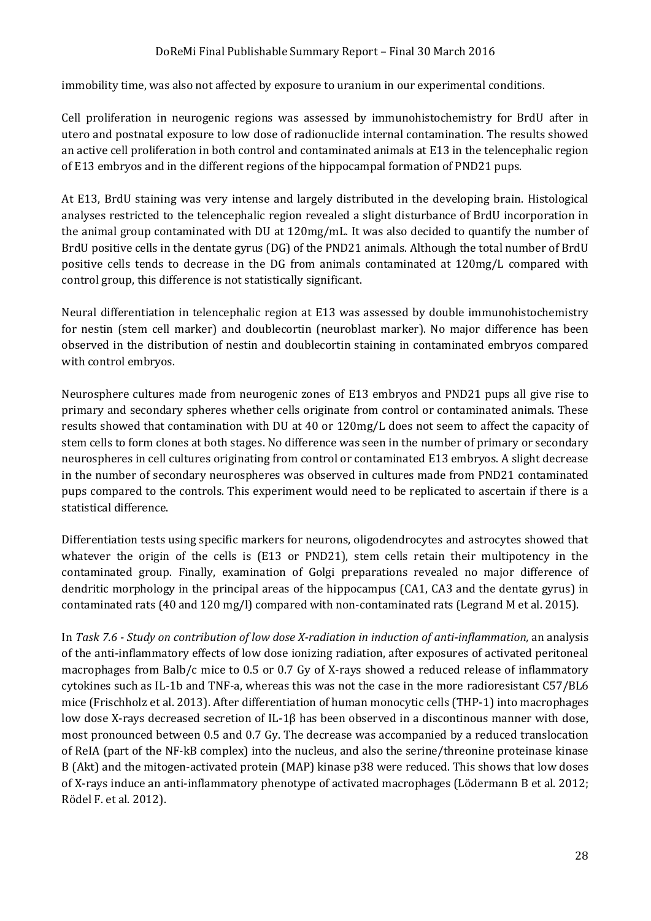immobility time, was also not affected by exposure to uranium in our experimental conditions.

Cell proliferation in neurogenic regions was assessed by immunohistochemistry for BrdU after in utero and postnatal exposure to low dose of radionuclide internal contamination. The results showed an active cell proliferation in both control and contaminated animals at E13 in the telencephalic region of E13 embryos and in the different regions of the hippocampal formation of PND21 pups.

At E13, BrdU staining was very intense and largely distributed in the developing brain. Histological analyses restricted to the telencephalic region revealed a slight disturbance of BrdU incorporation in the animal group contaminated with DU at 120mg/mL. It was also decided to quantify the number of BrdU positive cells in the dentate gyrus (DG) of the PND21 animals. Although the total number of BrdU positive cells tends to decrease in the DG from animals contaminated at 120mg/L compared with control group, this difference is not statistically significant.

Neural differentiation in telencephalic region at E13 was assessed by double immunohistochemistry for nestin (stem cell marker) and doublecortin (neuroblast marker). No major difference has been observed in the distribution of nestin and doublecortin staining in contaminated embryos compared with control embryos.

Neurosphere cultures made from neurogenic zones of E13 embryos and PND21 pups all give rise to primary and secondary spheres whether cells originate from control or contaminated animals. These results showed that contamination with DU at 40 or 120mg/L does not seem to affect the capacity of stem cells to form clones at both stages. No difference was seen in the number of primary or secondary neurospheres in cell cultures originating from control or contaminated E13 embryos. A slight decrease in the number of secondary neurospheres was observed in cultures made from PND21 contaminated pups compared to the controls. This experiment would need to be replicated to ascertain if there is a statistical difference.

Differentiation tests using specific markers for neurons, oligodendrocytes and astrocytes showed that whatever the origin of the cells is (E13 or PND21), stem cells retain their multipotency in the contaminated group. Finally, examination of Golgi preparations revealed no major difference of dendritic morphology in the principal areas of the hippocampus (CA1, CA3 and the dentate gyrus) in contaminated rats (40 and 120 mg/l) compared with non-contaminated rats (Legrand M et al. 2015).

In *Task 7.6 - Study on contribution of low dose X-radiation in induction of anti-inflammation,* an analysis of the anti-inflammatory effects of low dose ionizing radiation, after exposures of activated peritoneal macrophages from Balb/c mice to 0.5 or 0.7 Gy of X-rays showed a reduced release of inflammatory cytokines such as IL-1b and TNF-a, whereas this was not the case in the more radioresistant C57/BL6 mice (Frischholz et al. 2013). After differentiation of human monocytic cells (THP-1) into macrophages low dose X-rays decreased secretion of IL-1β has been observed in a discontinous manner with dose, most pronounced between 0.5 and 0.7 Gy. The decrease was accompanied by a reduced translocation of ReIA (part of the NF-kB complex) into the nucleus, and also the serine/threonine proteinase kinase B (Akt) and the mitogen-activated protein (MAP) kinase p38 were reduced. This shows that low doses of X-rays induce an anti-inflammatory phenotype of activated macrophages (Lödermann B et al. 2012; Rödel F. et al. 2012).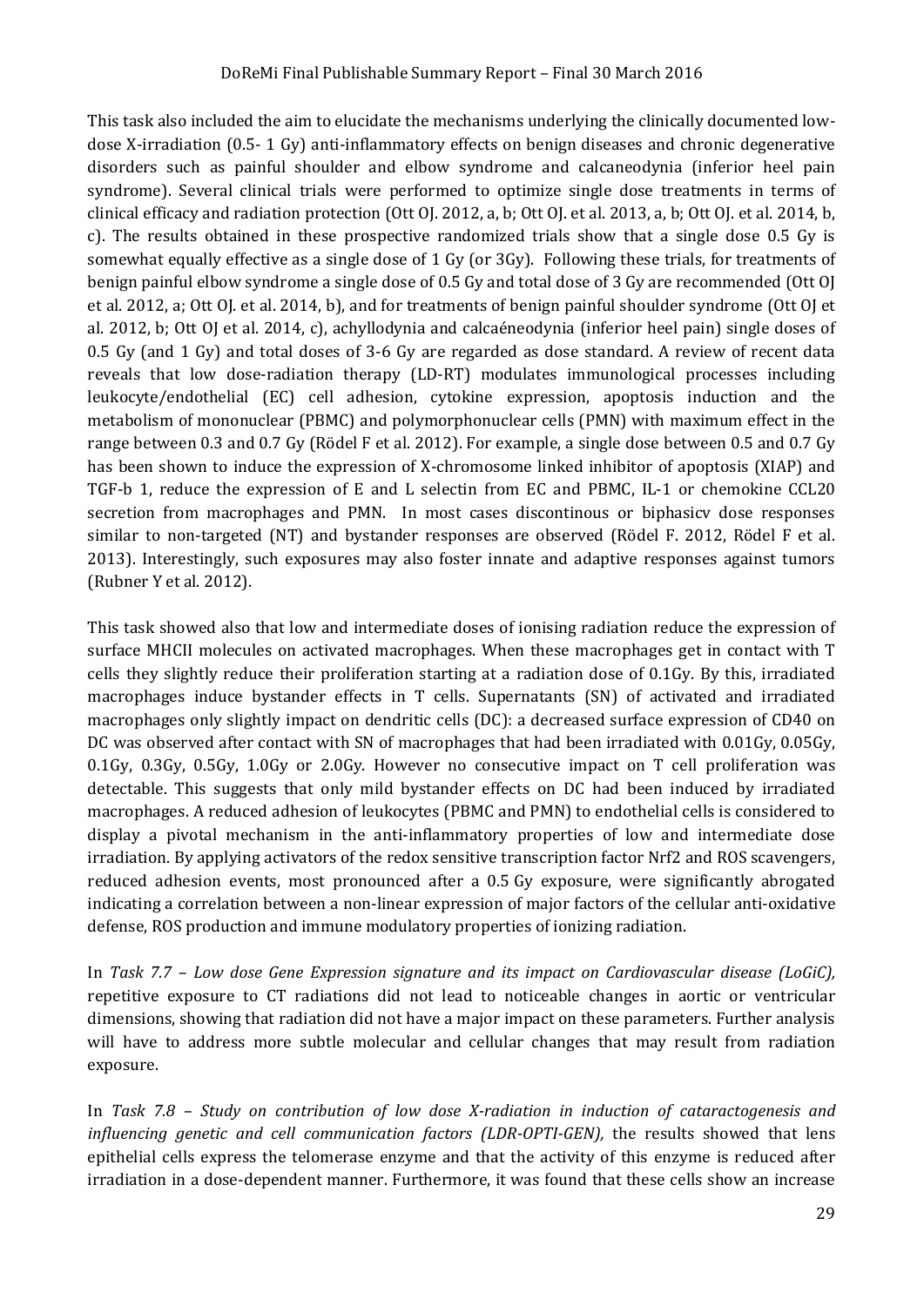This task also included the aim to elucidate the mechanisms underlying the clinically documented low-dose X-irradiation (0.5- 1 Gy) anti-inflammatory effects on benign diseases and chronic degenerative disorders such as painful shoulder and elbow syndrome and calcaneodynia (inferior heel pain syndrome). Several clinical trials were performed to optimize single dose treatments in terms of clinical efficacy and radiation protection (Ott OJ. 2012, a, b; Ott OJ. et al. 2013, a, b; Ott OJ. et al. 2014, b, c). The results obtained in these prospective randomized trials show that a single dose 0.5 Gy is somewhat equally effective as a single dose of 1 Gy (or 3Gy). Following these trials, for treatments of benign painful elbow syndrome a single dose of 0.5 Gy and total dose of 3 Gy are recommended (Ott OJ et al. 2012, a; Ott OJ. et al. 2014, b), and for treatments of benign painful shoulder syndrome (Ott OJ et al. 2012, b; Ott OJ et al. 2014, c), achyllodynia and calcaéneodynia (inferior heel pain) single doses of 0.5 Gy (and 1 Gy) and total doses of 3-6 Gy are regarded as dose standard. A review of recent data reveals that low dose-radiation therapy (LD-RT) modulates immunological processes including leukocyte/endothelial (EC) cell adhesion, cytokine expression, apoptosis induction and the metabolism of mononuclear (PBMC) and polymorphonuclear cells (PMN) with maximum effect in the range between 0.3 and 0.7 Gy (Rödel F et al. 2012). For example, a single dose between 0.5 and 0.7 Gy has been shown to induce the expression of X-chromosome linked inhibitor of apoptosis (XIAP) and TGF-b 1, reduce the expression of E and L selectin from EC and PBMC, IL-1 or chemokine CCL20 secretion from macrophages and PMN. In most cases discontinous or biphasicv dose responses similar to non-targeted (NT) and bystander responses are observed (Rödel F. 2012, Rödel F et al. 2013). Interestingly, such exposures may also foster innate and adaptive responses against tumors (Rubner Y et al. 2012).

This task showed also that low and intermediate doses of ionising radiation reduce the expression of surface MHCII molecules on activated macrophages. When these macrophages get in contact with T cells they slightly reduce their proliferation starting at a radiation dose of 0.1Gy. By this, irradiated macrophages induce bystander effects in T cells. Supernatants (SN) of activated and irradiated macrophages only slightly impact on dendritic cells (DC): a decreased surface expression of CD40 on DC was observed after contact with SN of macrophages that had been irradiated with 0.01Gy, 0.05Gy, 0.1Gy, 0.3Gy, 0.5Gy, 1.0Gy or 2.0Gy. However no consecutive impact on T cell proliferation was detectable. This suggests that only mild bystander effects on DC had been induced by irradiated macrophages. A reduced adhesion of leukocytes (PBMC and PMN) to endothelial cells is considered to display a pivotal mechanism in the anti-inflammatory properties of low and intermediate dose irradiation. By applying activators of the redox sensitive transcription factor Nrf2 and ROS scavengers, reduced adhesion events, most pronounced after a 0.5 Gy exposure, were significantly abrogated indicating a correlation between a non-linear expression of major factors of the cellular anti-oxidative defense, ROS production and immune modulatory properties of ionizing radiation.

In *Task 7.7 – Low dose Gene Expression signature and its impact on Cardiovascular disease (LoGiC),* repetitive exposure to CT radiations did not lead to noticeable changes in aortic or ventricular dimensions, showing that radiation did not have a major impact on these parameters. Further analysis will have to address more subtle molecular and cellular changes that may result from radiation exposure.

In *Task 7.8 – Study on contribution of low dose X-radiation in induction of cataractogenesis and influencing genetic and cell communication factors (LDR-OPTI-GEN),* the results showed that lens epithelial cells express the telomerase enzyme and that the activity of this enzyme is reduced after irradiation in a dose-dependent manner. Furthermore, it was found that these cells show an increase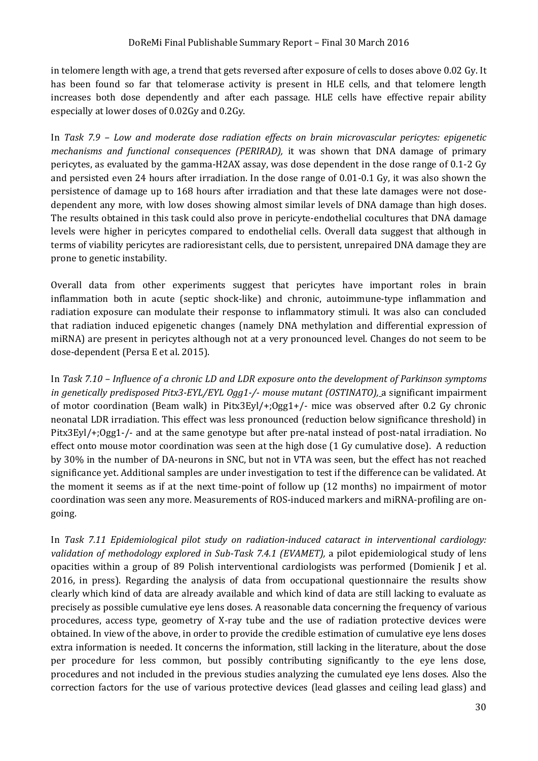in telomere length with age, a trend that gets reversed after exposure of cells to doses above 0.02 Gy. It has been found so far that telomerase activity is present in HLE cells, and that telomere length increases both dose dependently and after each passage. HLE cells have effective repair ability especially at lower doses of 0.02Gy and 0.2Gy.

In *Task 7.9 – Low and moderate dose radiation effects on brain microvascular pericytes: epigenetic mechanisms and functional consequences (PERIRAD),* it was shown that DNA damage of primary pericytes, as evaluated by the gamma-H2AX assay, was dose dependent in the dose range of 0.1-2 Gy and persisted even 24 hours after irradiation. In the dose range of 0.01-0.1 Gy, it was also shown the persistence of damage up to 168 hours after irradiation and that these late damages were not dose-dependent any more, with low doses showing almost similar levels of DNA damage than high doses. The results obtained in this task could also prove in pericyte-endothelial cocultures that DNA damage levels were higher in pericytes compared to endothelial cells. Overall data suggest that although in terms of viability pericytes are radioresistant cells, due to persistent, unrepaired DNA damage they are prone to genetic instability.

Overall data from other experiments suggest that pericytes have important roles in brain inflammation both in acute (septic shock-like) and chronic, autoimmune-type inflammation and radiation exposure can modulate their response to inflammatory stimuli. It was also can concluded that radiation induced epigenetic changes (namely DNA methylation and differential expression of miRNA) are present in pericytes although not at a very pronounced level. Changes do not seem to be dose-dependent (Persa E et al. 2015).

In *Task 7.10 – Influence of a chronic LD and LDR exposure onto the development of Parkinson symptoms in genetically predisposed Pitx3-EYL/EYL Ogg1-/- mouse mutant (OSTINATO),* a significant impairment of motor coordination (Beam walk) in Pitx3Eyl/+;Ogg1+/- mice was observed after 0.2 Gy chronic neonatal LDR irradiation. This effect was less pronounced (reduction below significance threshold) in Pitx3Eyl/+;Ogg1-/- and at the same genotype but after pre-natal instead of post-natal irradiation. No effect onto mouse motor coordination was seen at the high dose (1 Gy cumulative dose). A reduction by 30% in the number of DA-neurons in SNC, but not in VTA was seen, but the effect has not reached significance yet. Additional samples are under investigation to test if the difference can be validated. At the moment it seems as if at the next time-point of follow up (12 months) no impairment of motor coordination was seen any more. Measurements of ROS-induced markers and miRNA-profiling are on-going.

In *Task 7.11 Epidemiological pilot study on radiation-induced cataract in interventional cardiology: validation of methodology explored in Sub-Task 7.4.1 (EVAMET),* a pilot epidemiological study of lens opacities within a group of 89 Polish interventional cardiologists was performed (Domienik J et al. 2016, in press). Regarding the analysis of data from occupational questionnaire the results show clearly which kind of data are already available and which kind of data are still lacking to evaluate as precisely as possible cumulative eye lens doses. A reasonable data concerning the frequency of various procedures, access type, geometry of X-ray tube and the use of radiation protective devices were obtained. In view of the above, in order to provide the credible estimation of cumulative eye lens doses extra information is needed. It concerns the information, still lacking in the literature, about the dose per procedure for less common, but possibly contributing significantly to the eye lens dose, procedures and not included in the previous studies analyzing the cumulated eye lens doses. Also the correction factors for the use of various protective devices (lead glasses and ceiling lead glass) and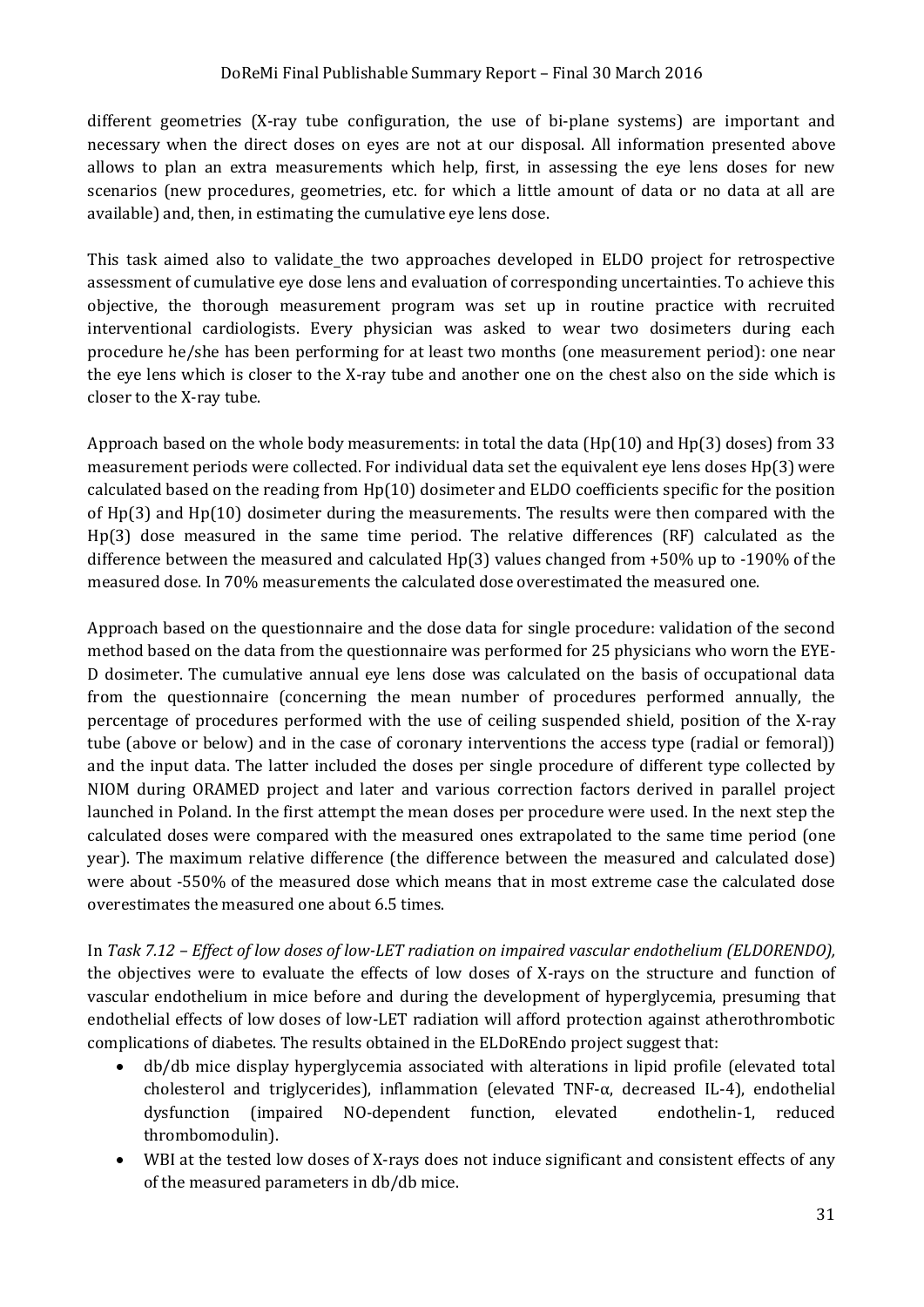different geometries (X-ray tube configuration, the use of bi-plane systems) are important and necessary when the direct doses on eyes are not at our disposal. All information presented above allows to plan an extra measurements which help, first, in assessing the eye lens doses for new scenarios (new procedures, geometries, etc. for which a little amount of data or no data at all are available) and, then, in estimating the cumulative eye lens dose.

This task aimed also to validate_the two approaches developed in ELDO project for retrospective assessment of cumulative eye dose lens and evaluation of corresponding uncertainties. To achieve this objective, the thorough measurement program was set up in routine practice with recruited interventional cardiologists. Every physician was asked to wear two dosimeters during each procedure he/she has been performing for at least two months (one measurement period): one near the eye lens which is closer to the X-ray tube and another one on the chest also on the side which is closer to the X-ray tube.

Approach based on the whole body measurements: in total the data (Hp(10) and Hp(3) doses) from 33 measurement periods were collected. For individual data set the equivalent eye lens doses Hp(3) were calculated based on the reading from Hp(10) dosimeter and ELDO coefficients specific for the position of Hp(3) and Hp(10) dosimeter during the measurements. The results were then compared with the Hp(3) dose measured in the same time period. The relative differences (RF) calculated as the difference between the measured and calculated Hp(3) values changed from +50% up to -190% of the measured dose. In 70% measurements the calculated dose overestimated the measured one.

Approach based on the questionnaire and the dose data for single procedure: validation of the second method based on the data from the questionnaire was performed for 25 physicians who worn the EYE-D dosimeter. The cumulative annual eye lens dose was calculated on the basis of occupational data from the questionnaire (concerning the mean number of procedures performed annually, the percentage of procedures performed with the use of ceiling suspended shield, position of the X-ray tube (above or below) and in the case of coronary interventions the access type (radial or femoral)) and the input data. The latter included the doses per single procedure of different type collected by NIOM during ORAMED project and later and various correction factors derived in parallel project launched in Poland. In the first attempt the mean doses per procedure were used. In the next step the calculated doses were compared with the measured ones extrapolated to the same time period (one year). The maximum relative difference (the difference between the measured and calculated dose) were about -550% of the measured dose which means that in most extreme case the calculated dose overestimates the measured one about 6.5 times.

In *Task 7.12 – Effect of low doses of low-LET radiation on impaired vascular endothelium (ELDORENDO),* the objectives were to evaluate the effects of low doses of X-rays on the structure and function of vascular endothelium in mice before and during the development of hyperglycemia, presuming that endothelial effects of low doses of low-LET radiation will afford protection against atherothrombotic complications of diabetes. The results obtained in the ELDoREndo project suggest that:

- db/db mice display hyperglycemia associated with alterations in lipid profile (elevated total cholesterol and triglycerides), inflammation (elevated TNF-α, decreased IL-4), endothelial dysfunction (impaired NO-dependent function, elevated endothelin-1, reduced thrombomodulin).
- WBI at the tested low doses of X-rays does not induce significant and consistent effects of any of the measured parameters in db/db mice.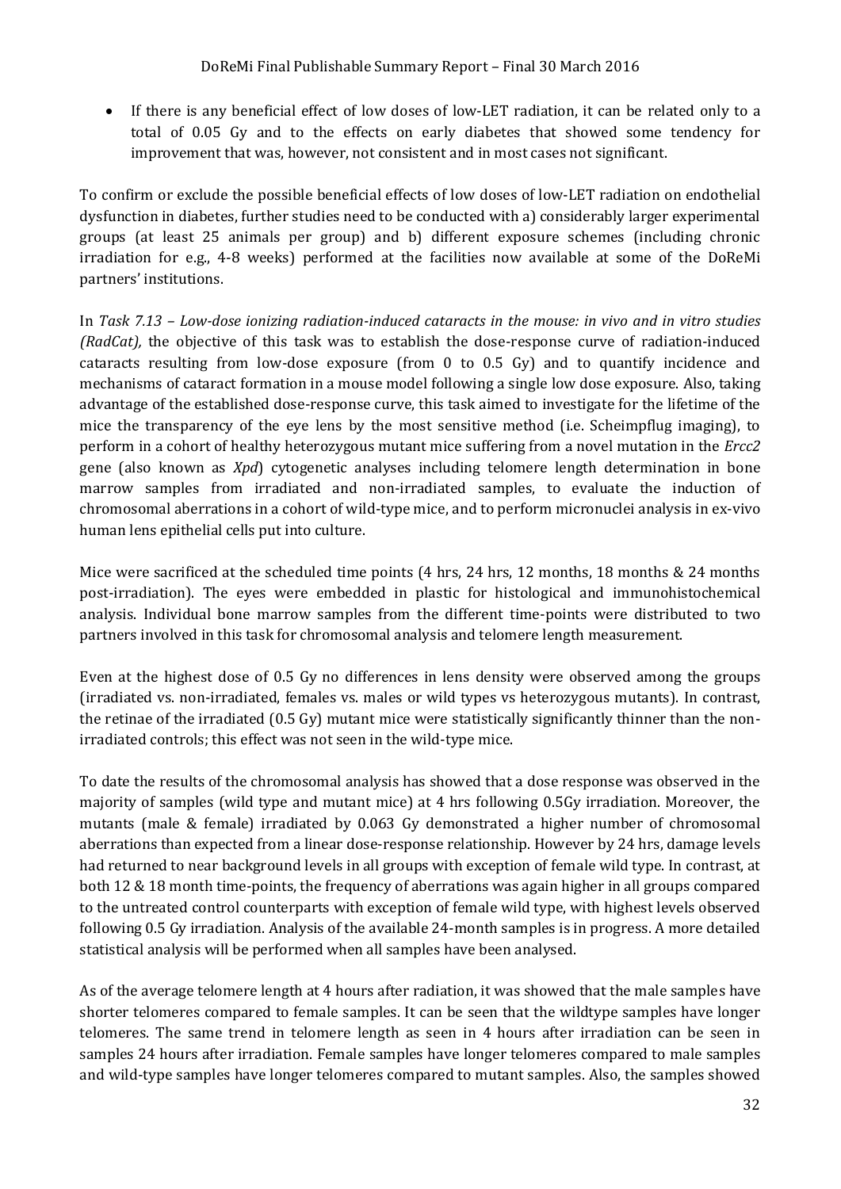- If there is any beneficial effect of low doses of low-LET radiation, it can be related only to a total of 0.05 Gy and to the effects on early diabetes that showed some tendency for improvement that was, however, not consistent and in most cases not significant.

To confirm or exclude the possible beneficial effects of low doses of low-LET radiation on endothelial dysfunction in diabetes, further studies need to be conducted with a) considerably larger experimental groups (at least 25 animals per group) and b) different exposure schemes (including chronic irradiation for e.g., 4-8 weeks) performed at the facilities now available at some of the DoReMi partners' institutions.

In *Task 7.13 – Low-dose ionizing radiation-induced cataracts in the mouse: in vivo and in vitro studies (RadCat),* the objective of this task was to establish the dose-response curve of radiation-induced cataracts resulting from low-dose exposure (from 0 to 0.5 Gy) and to quantify incidence and mechanisms of cataract formation in a mouse model following a single low dose exposure. Also, taking advantage of the established dose-response curve, this task aimed to investigate for the lifetime of the mice the transparency of the eye lens by the most sensitive method (i.e. Scheimpflug imaging), to perform in a cohort of healthy heterozygous mutant mice suffering from a novel mutation in the *Ercc2* gene (also known as *Xpd*) cytogenetic analyses including telomere length determination in bone marrow samples from irradiated and non-irradiated samples, to evaluate the induction of chromosomal aberrations in a cohort of wild-type mice, and to perform micronuclei analysis in ex-vivo human lens epithelial cells put into culture.

Mice were sacrificed at the scheduled time points (4 hrs, 24 hrs, 12 months, 18 months & 24 months post-irradiation). The eyes were embedded in plastic for histological and immunohistochemical analysis. Individual bone marrow samples from the different time-points were distributed to two partners involved in this task for chromosomal analysis and telomere length measurement.

Even at the highest dose of 0.5 Gy no differences in lens density were observed among the groups (irradiated vs. non-irradiated, females vs. males or wild types vs heterozygous mutants). In contrast, the retinae of the irradiated (0.5 Gy) mutant mice were statistically significantly thinner than the non-irradiated controls; this effect was not seen in the wild-type mice.

To date the results of the chromosomal analysis has showed that a dose response was observed in the majority of samples (wild type and mutant mice) at 4 hrs following 0.5Gy irradiation. Moreover, the mutants (male & female) irradiated by 0.063 Gy demonstrated a higher number of chromosomal aberrations than expected from a linear dose-response relationship. However by 24 hrs, damage levels had returned to near background levels in all groups with exception of female wild type. In contrast, at both 12 & 18 month time-points, the frequency of aberrations was again higher in all groups compared to the untreated control counterparts with exception of female wild type, with highest levels observed following 0.5 Gy irradiation. Analysis of the available 24-month samples is in progress. A more detailed statistical analysis will be performed when all samples have been analysed.

As of the average telomere length at 4 hours after radiation, it was showed that the male samples have shorter telomeres compared to female samples. It can be seen that the wildtype samples have longer telomeres. The same trend in telomere length as seen in 4 hours after irradiation can be seen in samples 24 hours after irradiation. Female samples have longer telomeres compared to male samples and wild-type samples have longer telomeres compared to mutant samples. Also, the samples showed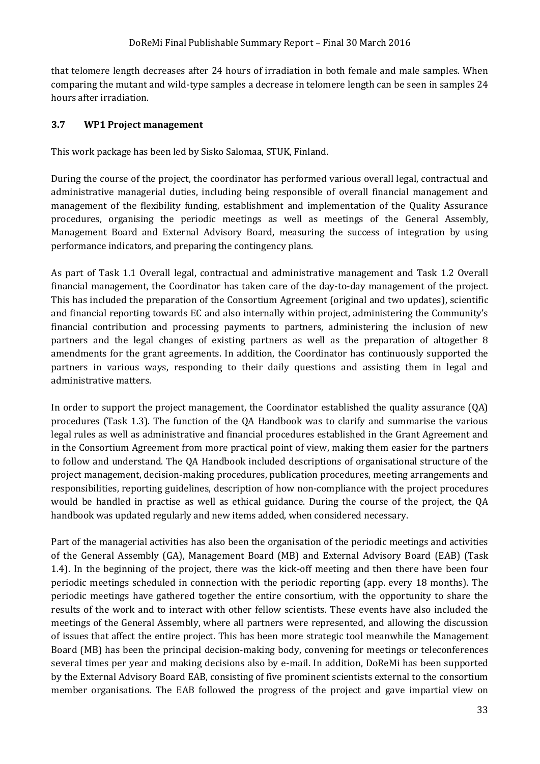that telomere length decreases after 24 hours of irradiation in both female and male samples. When comparing the mutant and wild-type samples a decrease in telomere length can be seen in samples 24 hours after irradiation.

### 3.7 WP1 Project management

This work package has been led by Sisko Salomaa, STUK, Finland.

During the course of the project, the coordinator has performed various overall legal, contractual and administrative managerial duties, including being responsible of overall financial management and management of the flexibility funding, establishment and implementation of the Quality Assurance procedures, organising the periodic meetings as well as meetings of the General Assembly, Management Board and External Advisory Board, measuring the success of integration by using performance indicators, and preparing the contingency plans.

As part of Task 1.1 Overall legal, contractual and administrative management and Task 1.2 Overall financial management, the Coordinator has taken care of the day-to-day management of the project. This has included the preparation of the Consortium Agreement (original and two updates), scientific and financial reporting towards EC and also internally within project, administering the Community's financial contribution and processing payments to partners, administering the inclusion of new partners and the legal changes of existing partners as well as the preparation of altogether 8 amendments for the grant agreements. In addition, the Coordinator has continuously supported the partners in various ways, responding to their daily questions and assisting them in legal and administrative matters.

In order to support the project management, the Coordinator established the quality assurance (QA) procedures (Task 1.3). The function of the QA Handbook was to clarify and summarise the various legal rules as well as administrative and financial procedures established in the Grant Agreement and in the Consortium Agreement from more practical point of view, making them easier for the partners to follow and understand. The QA Handbook included descriptions of organisational structure of the project management, decision-making procedures, publication procedures, meeting arrangements and responsibilities, reporting guidelines, description of how non-compliance with the project procedures would be handled in practise as well as ethical guidance. During the course of the project, the QA handbook was updated regularly and new items added, when considered necessary.

Part of the managerial activities has also been the organisation of the periodic meetings and activities of the General Assembly (GA), Management Board (MB) and External Advisory Board (EAB) (Task 1.4). In the beginning of the project, there was the kick-off meeting and then there have been four periodic meetings scheduled in connection with the periodic reporting (app. every 18 months). The periodic meetings have gathered together the entire consortium, with the opportunity to share the results of the work and to interact with other fellow scientists. These events have also included the meetings of the General Assembly, where all partners were represented, and allowing the discussion of issues that affect the entire project. This has been more strategic tool meanwhile the Management Board (MB) has been the principal decision-making body, convening for meetings or teleconferences several times per year and making decisions also by e-mail. In addition, DoReMi has been supported by the External Advisory Board EAB, consisting of five prominent scientists external to the consortium member organisations. The EAB followed the progress of the project and gave impartial view on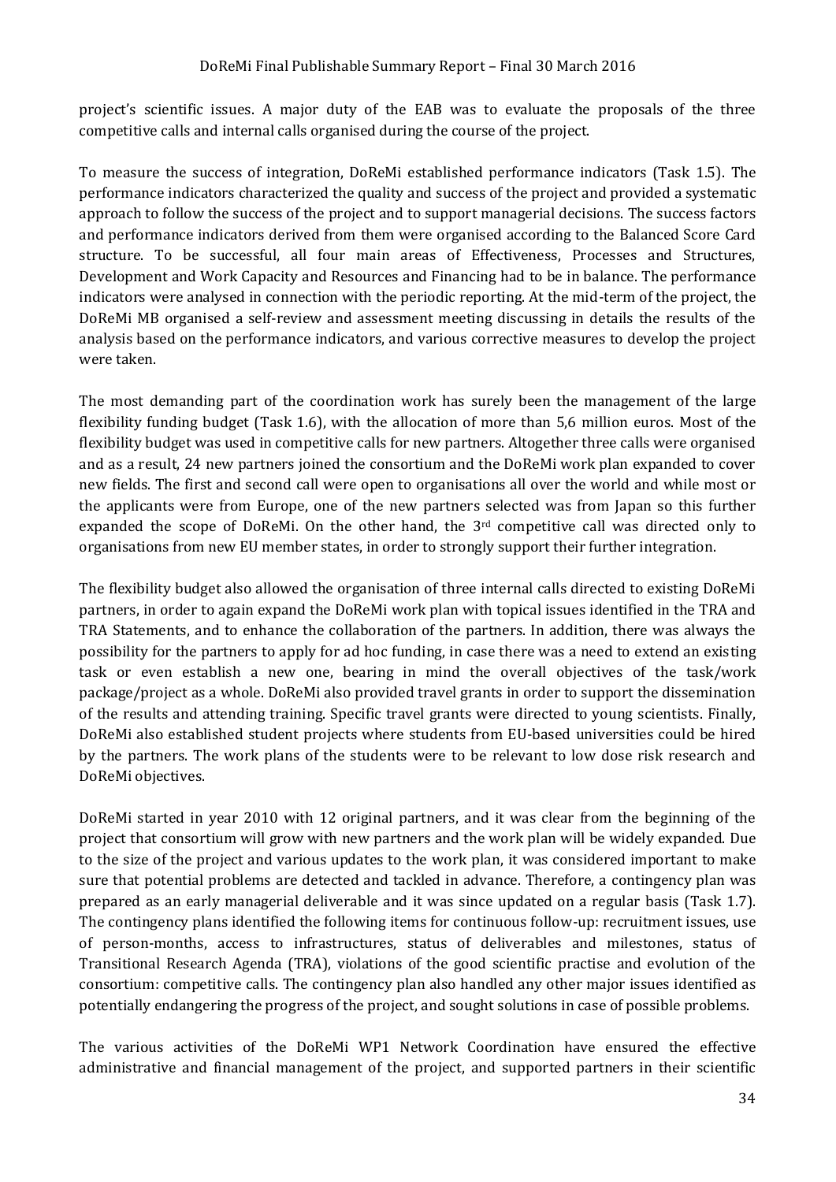project's scientific issues. A major duty of the EAB was to evaluate the proposals of the three competitive calls and internal calls organised during the course of the project.

To measure the success of integration, DoReMi established performance indicators (Task 1.5). The performance indicators characterized the quality and success of the project and provided a systematic approach to follow the success of the project and to support managerial decisions. The success factors and performance indicators derived from them were organised according to the Balanced Score Card structure. To be successful, all four main areas of Effectiveness, Processes and Structures, Development and Work Capacity and Resources and Financing had to be in balance. The performance indicators were analysed in connection with the periodic reporting. At the mid-term of the project, the DoReMi MB organised a self-review and assessment meeting discussing in details the results of the analysis based on the performance indicators, and various corrective measures to develop the project were taken.

The most demanding part of the coordination work has surely been the management of the large flexibility funding budget (Task 1.6), with the allocation of more than 5,6 million euros. Most of the flexibility budget was used in competitive calls for new partners. Altogether three calls were organised and as a result, 24 new partners joined the consortium and the DoReMi work plan expanded to cover new fields. The first and second call were open to organisations all over the world and while most or the applicants were from Europe, one of the new partners selected was from Japan so this further expanded the scope of DoReMi. On the other hand, the 3rd competitive call was directed only to organisations from new EU member states, in order to strongly support their further integration.

The flexibility budget also allowed the organisation of three internal calls directed to existing DoReMi partners, in order to again expand the DoReMi work plan with topical issues identified in the TRA and TRA Statements, and to enhance the collaboration of the partners. In addition, there was always the possibility for the partners to apply for ad hoc funding, in case there was a need to extend an existing task or even establish a new one, bearing in mind the overall objectives of the task/work package/project as a whole. DoReMi also provided travel grants in order to support the dissemination of the results and attending training. Specific travel grants were directed to young scientists. Finally, DoReMi also established student projects where students from EU-based universities could be hired by the partners. The work plans of the students were to be relevant to low dose risk research and DoReMi objectives.

DoReMi started in year 2010 with 12 original partners, and it was clear from the beginning of the project that consortium will grow with new partners and the work plan will be widely expanded. Due to the size of the project and various updates to the work plan, it was considered important to make sure that potential problems are detected and tackled in advance. Therefore, a contingency plan was prepared as an early managerial deliverable and it was since updated on a regular basis (Task 1.7). The contingency plans identified the following items for continuous follow-up: recruitment issues, use of person-months, access to infrastructures, status of deliverables and milestones, status of Transitional Research Agenda (TRA), violations of the good scientific practise and evolution of the consortium: competitive calls. The contingency plan also handled any other major issues identified as potentially endangering the progress of the project, and sought solutions in case of possible problems.

The various activities of the DoReMi WP1 Network Coordination have ensured the effective administrative and financial management of the project, and supported partners in their scientific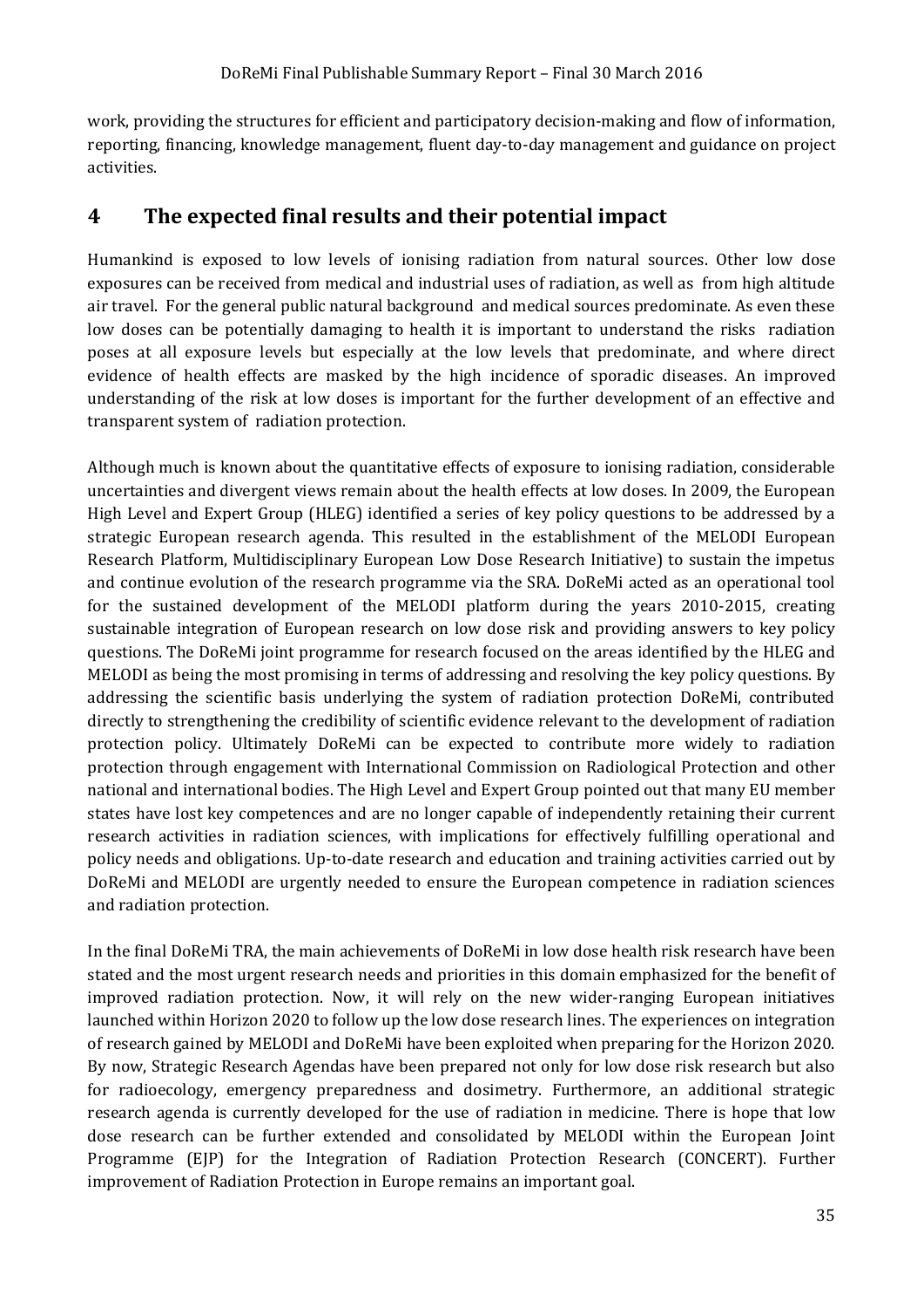work, providing the structures for efficient and participatory decision-making and flow of information, reporting, financing, knowledge management, fluent day-to-day management and guidance on project activities.

# 4 The expected final results and their potential impact

Humankind is exposed to low levels of ionising radiation from natural sources. Other low dose exposures can be received from medical and industrial uses of radiation, as well as from high altitude air travel. For the general public natural background and medical sources predominate. As even these low doses can be potentially damaging to health it is important to understand the risks radiation poses at all exposure levels but especially at the low levels that predominate, and where direct evidence of health effects are masked by the high incidence of sporadic diseases. An improved understanding of the risk at low doses is important for the further development of an effective and transparent system of radiation protection.

Although much is known about the quantitative effects of exposure to ionising radiation, considerable uncertainties and divergent views remain about the health effects at low doses. In 2009, the European High Level and Expert Group (HLEG) identified a series of key policy questions to be addressed by a strategic European research agenda. This resulted in the establishment of the MELODI European Research Platform, Multidisciplinary European Low Dose Research Initiative) to sustain the impetus and continue evolution of the research programme via the SRA. DoReMi acted as an operational tool for the sustained development of the MELODI platform during the years 2010-2015, creating sustainable integration of European research on low dose risk and providing answers to key policy questions. The DoReMi joint programme for research focused on the areas identified by the HLEG and MELODI as being the most promising in terms of addressing and resolving the key policy questions. By addressing the scientific basis underlying the system of radiation protection DoReMi, contributed directly to strengthening the credibility of scientific evidence relevant to the development of radiation protection policy. Ultimately DoReMi can be expected to contribute more widely to radiation protection through engagement with International Commission on Radiological Protection and other national and international bodies. The High Level and Expert Group pointed out that many EU member states have lost key competences and are no longer capable of independently retaining their current research activities in radiation sciences, with implications for effectively fulfilling operational and policy needs and obligations. Up-to-date research and education and training activities carried out by DoReMi and MELODI are urgently needed to ensure the European competence in radiation sciences and radiation protection.

In the final DoReMi TRA, the main achievements of DoReMi in low dose health risk research have been stated and the most urgent research needs and priorities in this domain emphasized for the benefit of improved radiation protection. Now, it will rely on the new wider-ranging European initiatives launched within Horizon 2020 to follow up the low dose research lines. The experiences on integration of research gained by MELODI and DoReMi have been exploited when preparing for the Horizon 2020. By now, Strategic Research Agendas have been prepared not only for low dose risk research but also for radioecology, emergency preparedness and dosimetry. Furthermore, an additional strategic research agenda is currently developed for the use of radiation in medicine. There is hope that low dose research can be further extended and consolidated by MELODI within the European Joint Programme (EJP) for the Integration of Radiation Protection Research (CONCERT). Further improvement of Radiation Protection in Europe remains an important goal.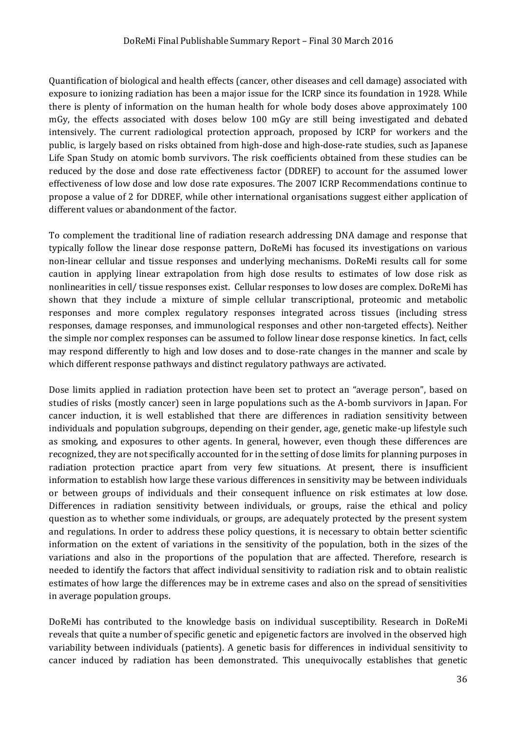Quantification of biological and health effects (cancer, other diseases and cell damage) associated with exposure to ionizing radiation has been a major issue for the ICRP since its foundation in 1928. While there is plenty of information on the human health for whole body doses above approximately 100 mGy, the effects associated with doses below 100 mGy are still being investigated and debated intensively. The current radiological protection approach, proposed by ICRP for workers and the public, is largely based on risks obtained from high-dose and high-dose-rate studies, such as Japanese Life Span Study on atomic bomb survivors. The risk coefficients obtained from these studies can be reduced by the dose and dose rate effectiveness factor (DDREF) to account for the assumed lower effectiveness of low dose and low dose rate exposures. The 2007 ICRP Recommendations continue to propose a value of 2 for DDREF, while other international organisations suggest either application of different values or abandonment of the factor.

To complement the traditional line of radiation research addressing DNA damage and response that typically follow the linear dose response pattern, DoReMi has focused its investigations on various non-linear cellular and tissue responses and underlying mechanisms. DoReMi results call for some caution in applying linear extrapolation from high dose results to estimates of low dose risk as nonlinearities in cell/ tissue responses exist. Cellular responses to low doses are complex. DoReMi has shown that they include a mixture of simple cellular transcriptional, proteomic and metabolic responses and more complex regulatory responses integrated across tissues (including stress responses, damage responses, and immunological responses and other non-targeted effects). Neither the simple nor complex responses can be assumed to follow linear dose response kinetics. In fact, cells may respond differently to high and low doses and to dose-rate changes in the manner and scale by which different response pathways and distinct regulatory pathways are activated.

Dose limits applied in radiation protection have been set to protect an "average person", based on studies of risks (mostly cancer) seen in large populations such as the A-bomb survivors in Japan. For cancer induction, it is well established that there are differences in radiation sensitivity between individuals and population subgroups, depending on their gender, age, genetic make-up lifestyle such as smoking, and exposures to other agents. In general, however, even though these differences are recognized, they are not specifically accounted for in the setting of dose limits for planning purposes in radiation protection practice apart from very few situations. At present, there is insufficient information to establish how large these various differences in sensitivity may be between individuals or between groups of individuals and their consequent influence on risk estimates at low dose. Differences in radiation sensitivity between individuals, or groups, raise the ethical and policy question as to whether some individuals, or groups, are adequately protected by the present system and regulations. In order to address these policy questions, it is necessary to obtain better scientific information on the extent of variations in the sensitivity of the population, both in the sizes of the variations and also in the proportions of the population that are affected. Therefore, research is needed to identify the factors that affect individual sensitivity to radiation risk and to obtain realistic estimates of how large the differences may be in extreme cases and also on the spread of sensitivities in average population groups.

DoReMi has contributed to the knowledge basis on individual susceptibility. Research in DoReMi reveals that quite a number of specific genetic and epigenetic factors are involved in the observed high variability between individuals (patients). A genetic basis for differences in individual sensitivity to cancer induced by radiation has been demonstrated. This unequivocally establishes that genetic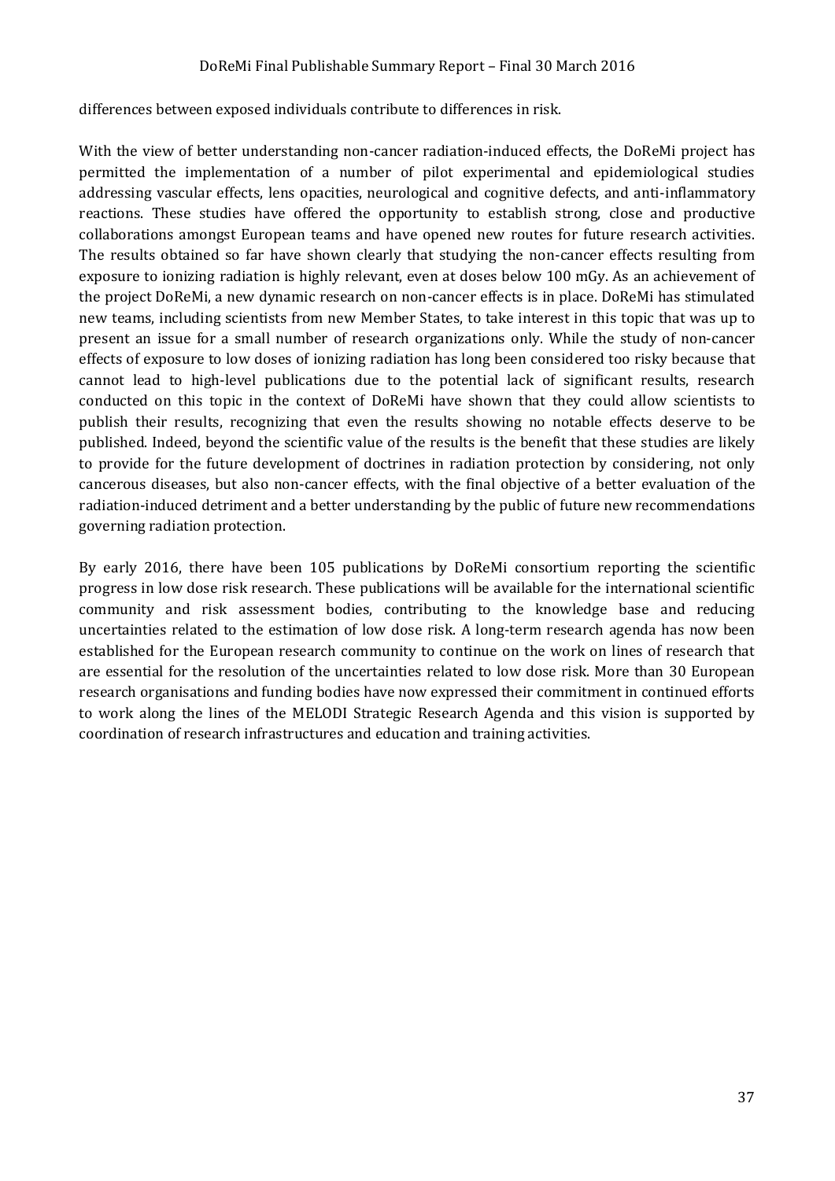differences between exposed individuals contribute to differences in risk.

With the view of better understanding non-cancer radiation-induced effects, the DoReMi project has permitted the implementation of a number of pilot experimental and epidemiological studies addressing vascular effects, lens opacities, neurological and cognitive defects, and anti-inflammatory reactions. These studies have offered the opportunity to establish strong, close and productive collaborations amongst European teams and have opened new routes for future research activities. The results obtained so far have shown clearly that studying the non-cancer effects resulting from exposure to ionizing radiation is highly relevant, even at doses below 100 mGy. As an achievement of the project DoReMi, a new dynamic research on non-cancer effects is in place. DoReMi has stimulated new teams, including scientists from new Member States, to take interest in this topic that was up to present an issue for a small number of research organizations only. While the study of non-cancer effects of exposure to low doses of ionizing radiation has long been considered too risky because that cannot lead to high-level publications due to the potential lack of significant results, research conducted on this topic in the context of DoReMi have shown that they could allow scientists to publish their results, recognizing that even the results showing no notable effects deserve to be published. Indeed, beyond the scientific value of the results is the benefit that these studies are likely to provide for the future development of doctrines in radiation protection by considering, not only cancerous diseases, but also non-cancer effects, with the final objective of a better evaluation of the radiation-induced detriment and a better understanding by the public of future new recommendations governing radiation protection.

By early 2016, there have been 105 publications by DoReMi consortium reporting the scientific progress in low dose risk research. These publications will be available for the international scientific community and risk assessment bodies, contributing to the knowledge base and reducing uncertainties related to the estimation of low dose risk. A long-term research agenda has now been established for the European research community to continue on the work on lines of research that are essential for the resolution of the uncertainties related to low dose risk. More than 30 European research organisations and funding bodies have now expressed their commitment in continued efforts to work along the lines of the MELODI Strategic Research Agenda and this vision is supported by coordination of research infrastructures and education and training activities.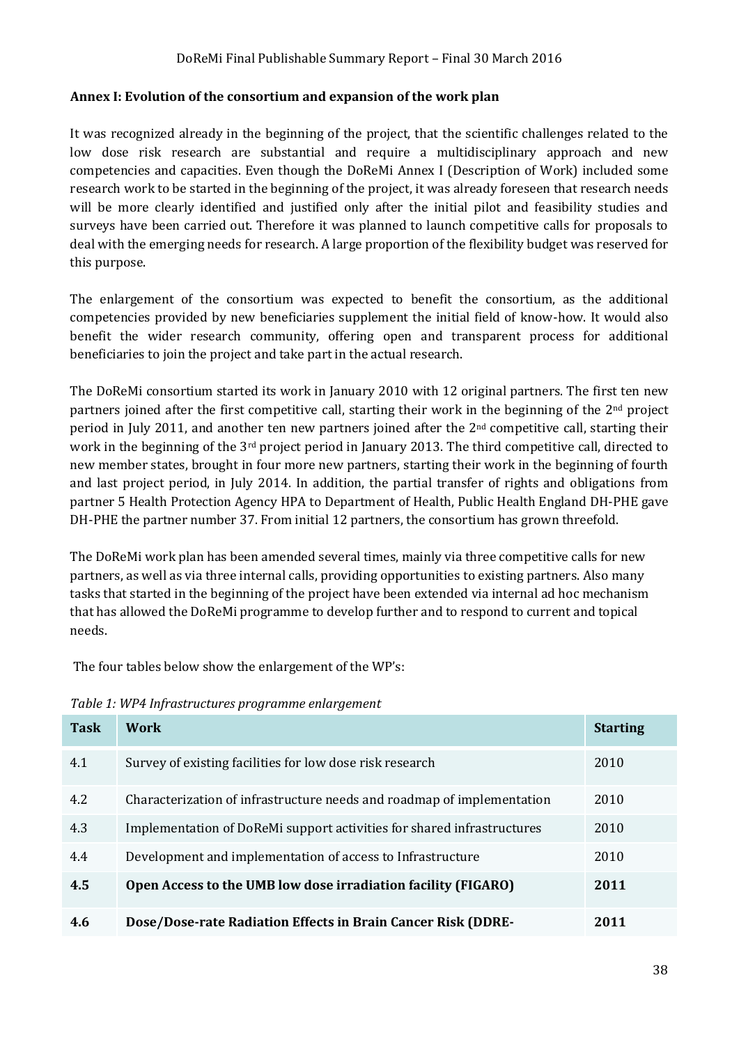**Annex I: Evolution of the consortium and expansion of the work plan**

It was recognized already in the beginning of the project, that the scientific challenges related to the low dose risk research are substantial and require a multidisciplinary approach and new competencies and capacities. Even though the DoReMi Annex I (Description of Work) included some research work to be started in the beginning of the project, it was already foreseen that research needs will be more clearly identified and justified only after the initial pilot and feasibility studies and surveys have been carried out. Therefore it was planned to launch competitive calls for proposals to deal with the emerging needs for research. A large proportion of the flexibility budget was reserved for this purpose.

The enlargement of the consortium was expected to benefit the consortium, as the additional competencies provided by new beneficiaries supplement the initial field of know-how. It would also benefit the wider research community, offering open and transparent process for additional beneficiaries to join the project and take part in the actual research.

The DoReMi consortium started its work in January 2010 with 12 original partners. The first ten new partners joined after the first competitive call, starting their work in the beginning of the 2nd project period in July 2011, and another ten new partners joined after the 2nd competitive call, starting their work in the beginning of the 3rd project period in January 2013. The third competitive call, directed to new member states, brought in four more new partners, starting their work in the beginning of fourth and last project period, in July 2014. In addition, the partial transfer of rights and obligations from partner 5 Health Protection Agency HPA to Department of Health, Public Health England DH-PHE gave DH-PHE the partner number 37. From initial 12 partners, the consortium has grown threefold.

The DoReMi work plan has been amended several times, mainly via three competitive calls for new partners, as well as via three internal calls, providing opportunities to existing partners. Also many tasks that started in the beginning of the project have been extended via internal ad hoc mechanism that has allowed the DoReMi programme to develop further and to respond to current and topical needs.

The four tables below show the enlargement of the WP's:

*Table 1: WP4 Infrastructures programme enlargement*

| Task | Work | Starting |
|---|---|---|
| 4.1 | Survey of existing facilities for low dose risk research | 2010 |
| 4.2 | Characterization of infrastructure needs and roadmap of implementation | 2010 |
| 4.3 | Implementation of DoReMi support activities for shared infrastructures | 2010 |
| 4.4 | Development and implementation of access to Infrastructure | 2010 |
| **4.5** | **Open Access to the UMB low dose irradiation facility (FIGARO)** | **2011** |
| **4.6** | **Dose/Dose-rate Radiation Effects in Brain Cancer Risk (DDRE-** | **2011** |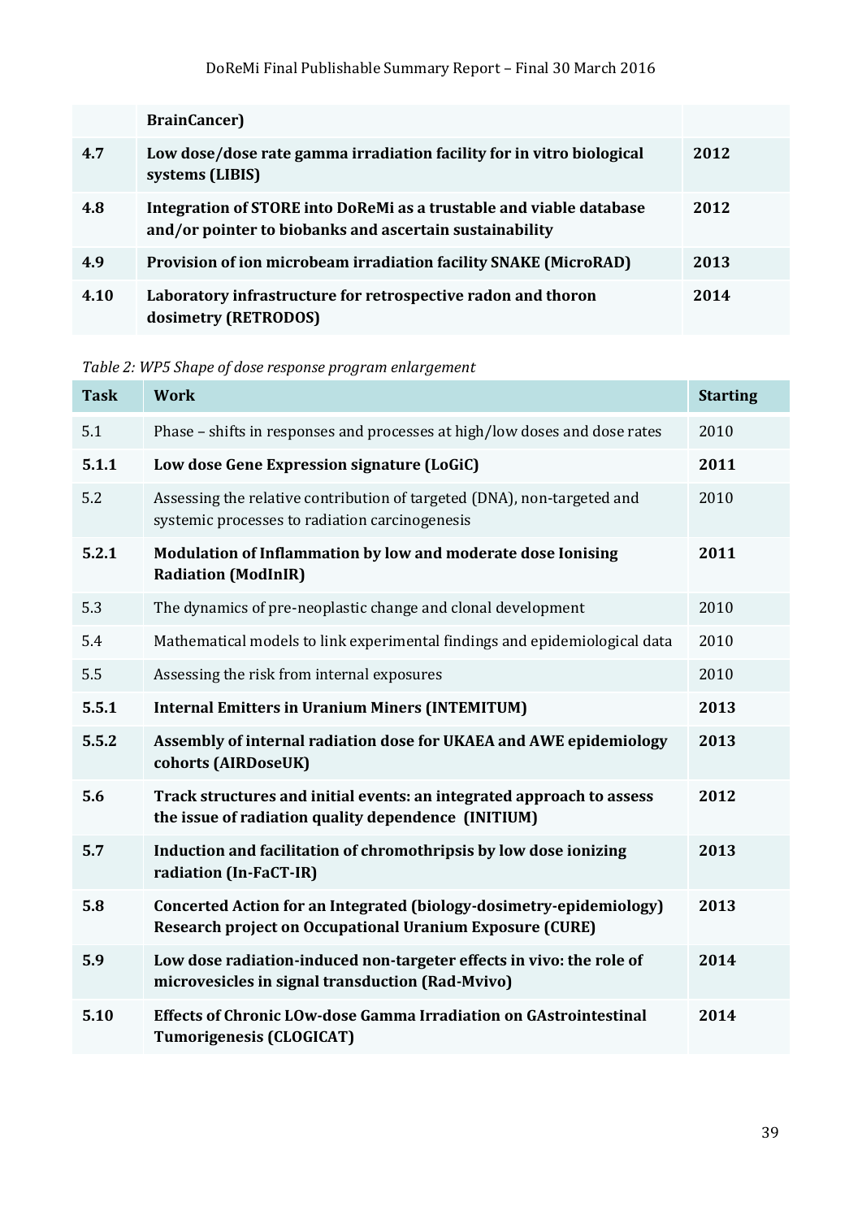|  | **BrainCancer)** |  |
|---|---|---|
| **4.7** | **Low dose/dose rate gamma irradiation facility for in vitro biological systems (LIBIS)** | **2012** |
| **4.8** | **Integration of STORE into DoReMi as a trustable and viable database and/or pointer to biobanks and ascertain sustainability** | **2012** |
| **4.9** | **Provision of ion microbeam irradiation facility SNAKE (MicroRAD)** | **2013** |
| **4.10** | **Laboratory infrastructure for retrospective radon and thoron dosimetry (RETRODOS)** | **2014** |

*Table 2: WP5 Shape of dose response program enlargement*

| Task | Work | Starting |
|---|---|---|
| 5.1 | Phase – shifts in responses and processes at high/low doses and dose rates | 2010 |
| **5.1.1** | **Low dose Gene Expression signature (LoGiC)** | **2011** |
| 5.2 | Assessing the relative contribution of targeted (DNA), non-targeted and systemic processes to radiation carcinogenesis | 2010 |
| **5.2.1** | **Modulation of Inflammation by low and moderate dose Ionising Radiation (ModInIR)** | **2011** |
| 5.3 | The dynamics of pre-neoplastic change and clonal development | 2010 |
| 5.4 | Mathematical models to link experimental findings and epidemiological data | 2010 |
| 5.5 | Assessing the risk from internal exposures | 2010 |
| **5.5.1** | **Internal Emitters in Uranium Miners (INTEMITUM)** | **2013** |
| **5.5.2** | **Assembly of internal radiation dose for UKAEA and AWE epidemiology cohorts (AIRDoseUK)** | **2013** |
| **5.6** | **Track structures and initial events: an integrated approach to assess the issue of radiation quality dependence (INITIUM)** | **2012** |
| **5.7** | **Induction and facilitation of chromothripsis by low dose ionizing radiation (In-FaCT-IR)** | **2013** |
| **5.8** | **Concerted Action for an Integrated (biology-dosimetry-epidemiology) Research project on Occupational Uranium Exposure (CURE)** | **2013** |
| **5.9** | **Low dose radiation-induced non-targeter effects in vivo: the role of microvesicles in signal transduction (Rad-Mvivo)** | **2014** |
| **5.10** | **Effects of Chronic LOw-dose Gamma Irradiation on GAstrointestinal Tumorigenesis (CLOGICAT)** | **2014** |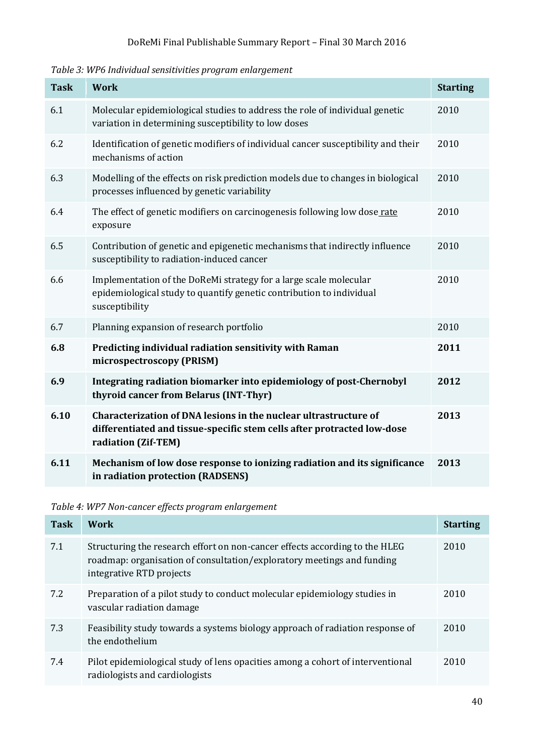*Table 3: WP6 Individual sensitivities program enlargement*

| Task | Work | Starting |
|---|---|---|
| 6.1 | Molecular epidemiological studies to address the role of individual genetic variation in determining susceptibility to low doses | 2010 |
| 6.2 | Identification of genetic modifiers of individual cancer susceptibility and their mechanisms of action | 2010 |
| 6.3 | Modelling of the effects on risk prediction models due to changes in biological processes influenced by genetic variability | 2010 |
| 6.4 | The effect of genetic modifiers on carcinogenesis following low dose rate exposure | 2010 |
| 6.5 | Contribution of genetic and epigenetic mechanisms that indirectly influence susceptibility to radiation-induced cancer | 2010 |
| 6.6 | Implementation of the DoReMi strategy for a large scale molecular epidemiological study to quantify genetic contribution to individual susceptibility | 2010 |
| 6.7 | Planning expansion of research portfolio | 2010 |
| **6.8** | **Predicting individual radiation sensitivity with Raman microspectroscopy (PRISM)** | **2011** |
| **6.9** | **Integrating radiation biomarker into epidemiology of post-Chernobyl thyroid cancer from Belarus (INT-Thyr)** | **2012** |
| **6.10** | **Characterization of DNA lesions in the nuclear ultrastructure of differentiated and tissue-specific stem cells after protracted low-dose radiation (Zif-TEM)** | **2013** |
| **6.11** | **Mechanism of low dose response to ionizing radiation and its significance in radiation protection (RADSENS)** | **2013** |

*Table 4: WP7 Non-cancer effects program enlargement*

| Task | Work | Starting |
|---|---|---|
| 7.1 | Structuring the research effort on non-cancer effects according to the HLEG roadmap: organisation of consultation/exploratory meetings and funding integrative RTD projects | 2010 |
| 7.2 | Preparation of a pilot study to conduct molecular epidemiology studies in vascular radiation damage | 2010 |
| 7.3 | Feasibility study towards a systems biology approach of radiation response of the endothelium | 2010 |
| 7.4 | Pilot epidemiological study of lens opacities among a cohort of interventional radiologists and cardiologists | 2010 |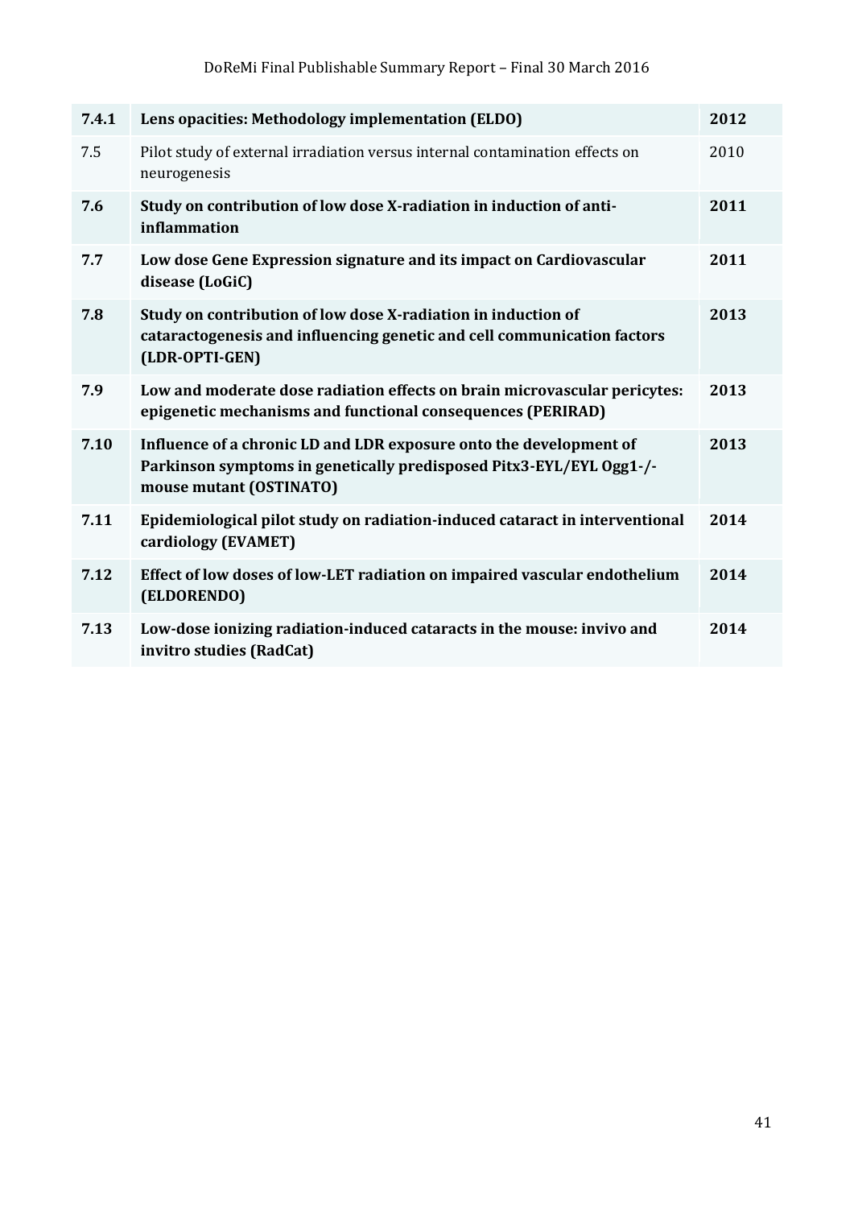| | | |
|---|---|---|
| **7.4.1** | **Lens opacities: Methodology implementation (ELDO)** | **2012** |
| 7.5 | Pilot study of external irradiation versus internal contamination effects on neurogenesis | 2010 |
| **7.6** | **Study on contribution of low dose X-radiation in induction of anti-inflammation** | **2011** |
| **7.7** | **Low dose Gene Expression signature and its impact on Cardiovascular disease (LoGiC)** | **2011** |
| **7.8** | **Study on contribution of low dose X-radiation in induction of cataractogenesis and influencing genetic and cell communication factors (LDR-OPTI-GEN)** | **2013** |
| **7.9** | **Low and moderate dose radiation effects on brain microvascular pericytes: epigenetic mechanisms and functional consequences (PERIRAD)** | **2013** |
| **7.10** | **Influence of a chronic LD and LDR exposure onto the development of Parkinson symptoms in genetically predisposed Pitx3-EYL/EYL Ogg1-/- mouse mutant (OSTINATO)** | **2013** |
| **7.11** | **Epidemiological pilot study on radiation-induced cataract in interventional cardiology (EVAMET)** | **2014** |
| **7.12** | **Effect of low doses of low-LET radiation on impaired vascular endothelium (ELDORENDO)** | **2014** |
| **7.13** | **Low-dose ionizing radiation-induced cataracts in the mouse: invivo and invitro studies (RadCat)** | **2014** |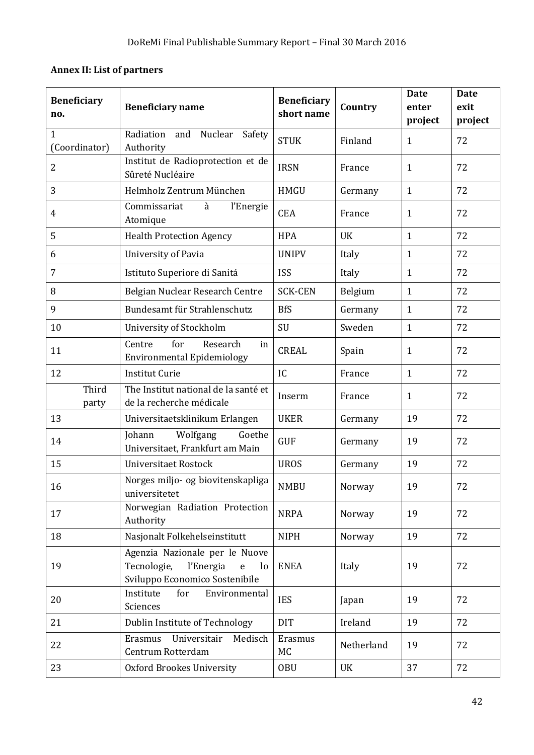**Annex II: List of partners**

| Beneficiary no. | Beneficiary name | Beneficiary short name | Country | Date enter project | Date exit project |
|---|---|---|---|---|---|
| 1 (Coordinator) | Radiation and Nuclear Safety Authority | STUK | Finland | 1 | 72 |
| 2 | Institut de Radioprotection et de Sûreté Nucléaire | IRSN | France | 1 | 72 |
| 3 | Helmholz Zentrum München | HMGU | Germany | 1 | 72 |
| 4 | Commissariat à l'Energie Atomique | CEA | France | 1 | 72 |
| 5 | Health Protection Agency | HPA | UK | 1 | 72 |
| 6 | University of Pavia | UNIPV | Italy | 1 | 72 |
| 7 | Istituto Superiore di Sanitá | ISS | Italy | 1 | 72 |
| 8 | Belgian Nuclear Research Centre | SCK-CEN | Belgium | 1 | 72 |
| 9 | Bundesamt für Strahlenschutz | BfS | Germany | 1 | 72 |
| 10 | University of Stockholm | SU | Sweden | 1 | 72 |
| 11 | Centre for Research in Environmental Epidemiology | CREAL | Spain | 1 | 72 |
| 12 | Institut Curie | IC | France | 1 | 72 |
| Third party | The Institut national de la santé et de la recherche médicale | Inserm | France | 1 | 72 |
| 13 | Universitaetsklinikum Erlangen | UKER | Germany | 19 | 72 |
| 14 | Johann Wolfgang Goethe Universitaet, Frankfurt am Main | GUF | Germany | 19 | 72 |
| 15 | Universitaet Rostock | UROS | Germany | 19 | 72 |
| 16 | Norges miljo- og biovitenskapliga universitetet | NMBU | Norway | 19 | 72 |
| 17 | Norwegian Radiation Protection Authority | NRPA | Norway | 19 | 72 |
| 18 | Nasjonalt Folkehelseinstitutt | NIPH | Norway | 19 | 72 |
| 19 | Agenzia Nazionale per le Nuove Tecnologie, l'Energia e lo Sviluppo Economico Sostenibile | ENEA | Italy | 19 | 72 |
| 20 | Institute for Environmental Sciences | IES | Japan | 19 | 72 |
| 21 | Dublin Institute of Technology | DIT | Ireland | 19 | 72 |
| 22 | Erasmus Universitair Medisch Centrum Rotterdam | Erasmus MC | Netherland | 19 | 72 |
| 23 | Oxford Brookes University | OBU | UK | 37 | 72 |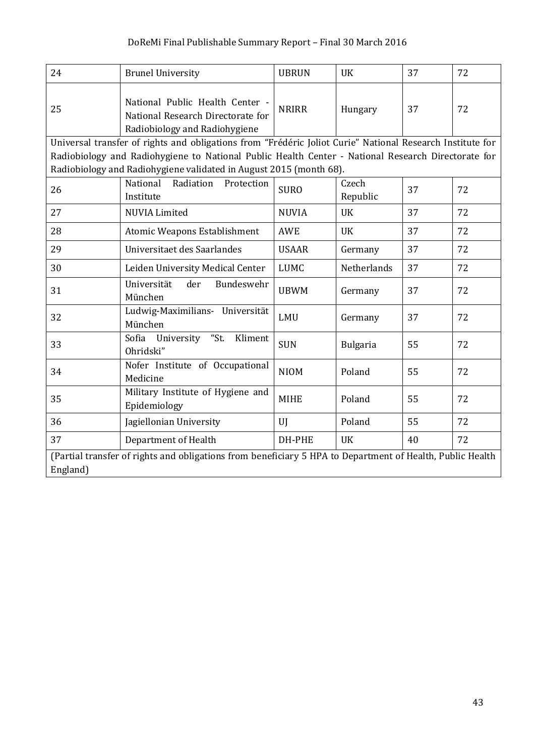| 24 | Brunel University | UBRUN | UK | 37 | 72 |
|---|---|---|---|---|---|
| 25 | National Public Health Center - National Research Directorate for Radiobiology and Radiohygiene | NRIRR | Hungary | 37 | 72 |
| Universal transfer of rights and obligations from "Frédéric Joliot Curie" National Research Institute for Radiobiology and Radiohygiene to National Public Health Center - National Research Directorate for Radiobiology and Radiohygiene validated in August 2015 (month 68). | | | | | |
| 26 | National Radiation Protection Institute | SURO | Czech Republic | 37 | 72 |
| 27 | NUVIA Limited | NUVIA | UK | 37 | 72 |
| 28 | Atomic Weapons Establishment | AWE | UK | 37 | 72 |
| 29 | Universitaet des Saarlandes | USAAR | Germany | 37 | 72 |
| 30 | Leiden University Medical Center | LUMC | Netherlands | 37 | 72 |
| 31 | Universität der Bundeswehr München | UBWM | Germany | 37 | 72 |
| 32 | Ludwig-Maximilians- Universität München | LMU | Germany | 37 | 72 |
| 33 | Sofia University "St. Kliment Ohridski" | SUN | Bulgaria | 55 | 72 |
| 34 | Nofer Institute of Occupational Medicine | NIOM | Poland | 55 | 72 |
| 35 | Military Institute of Hygiene and Epidemiology | MIHE | Poland | 55 | 72 |
| 36 | Jagiellonian University | UJ | Poland | 55 | 72 |
| 37 | Department of Health | DH-PHE | UK | 40 | 72 |
| (Partial transfer of rights and obligations from beneficiary 5 HPA to Department of Health, Public Health England) | | | | | |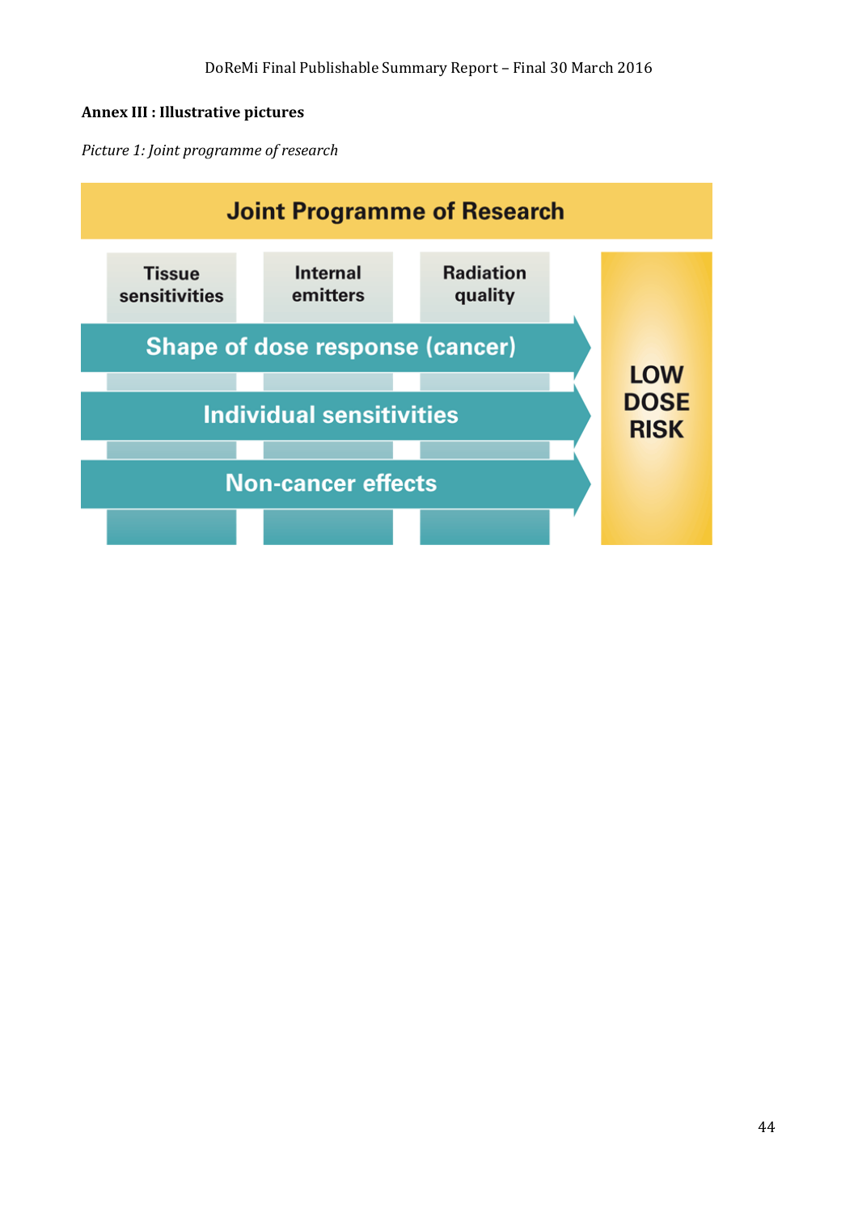**Annex III : Illustrative pictures**

*Picture 1: Joint programme of research*

Joint Programme of Research

Tissue sensitivities | Internal emitters | Radiation quality

Shape of dose response (cancer)

Individual sensitivities

Non-cancer effects

LOW DOSE RISK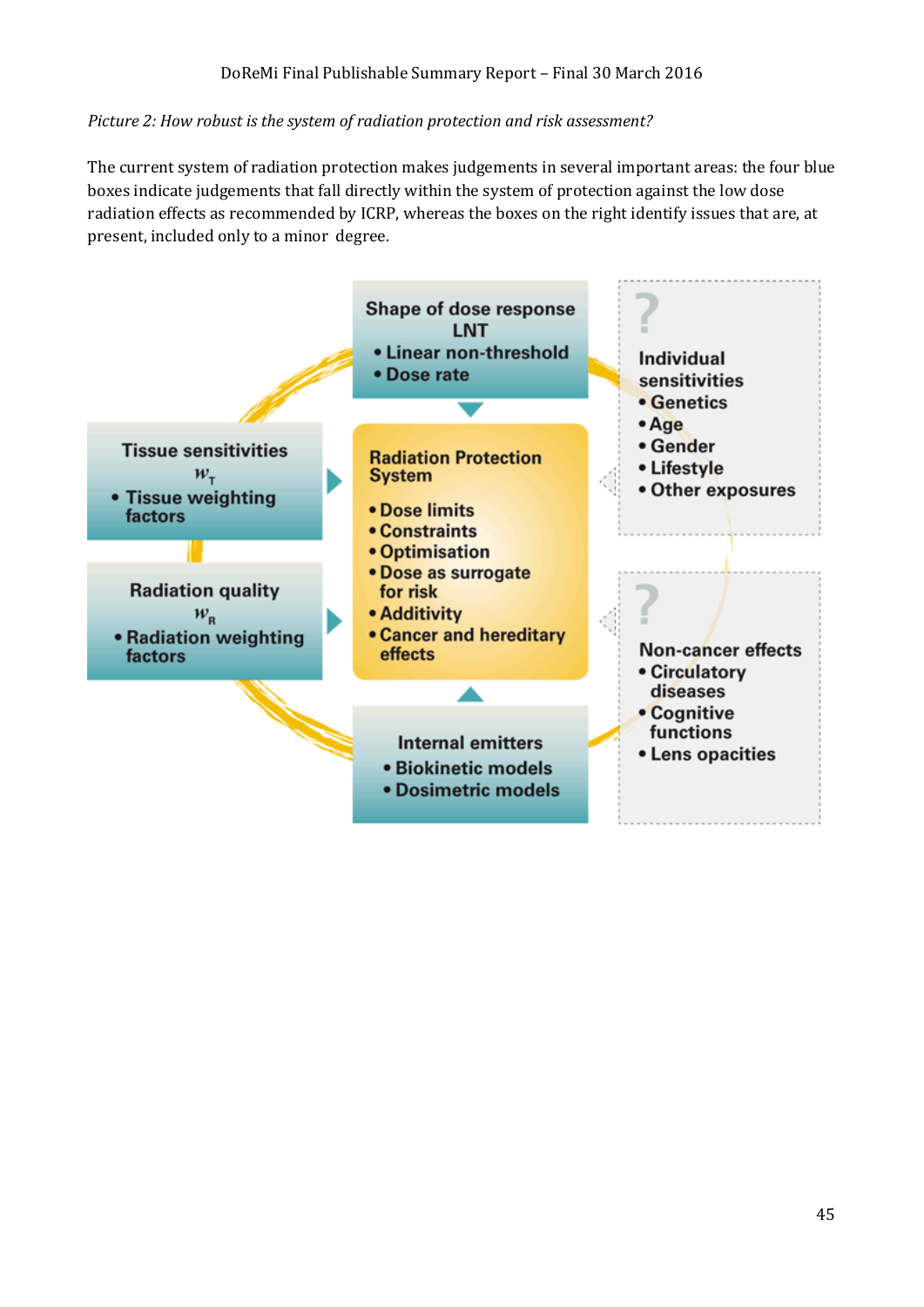*Picture 2: How robust is the system of radiation protection and risk assessment?*

The current system of radiation protection makes judgements in several important areas: the four blue boxes indicate judgements that fall directly within the system of protection against the low dose radiation effects as recommended by ICRP, whereas the boxes on the right identify issues that are, at present, included only to a minor degree.

**Shape of dose response LNT**
- Linear non-threshold
- Dose rate

**Tissue sensitivities $w_T$**
- Tissue weighting factors

**Radiation quality $w_R$**
- Radiation weighting factors

**Radiation Protection System**
- Dose limits
- Constraints
- Optimisation
- Dose as surrogate for risk
- Additivity
- Cancer and hereditary effects

**Internal emitters**
- Biokinetic models
- Dosimetric models

**? Individual sensitivities**
- Genetics
- Age
- Gender
- Lifestyle
- Other exposures

**? Non-cancer effects**
- Circulatory diseases
- Cognitive functions
- Lens opacities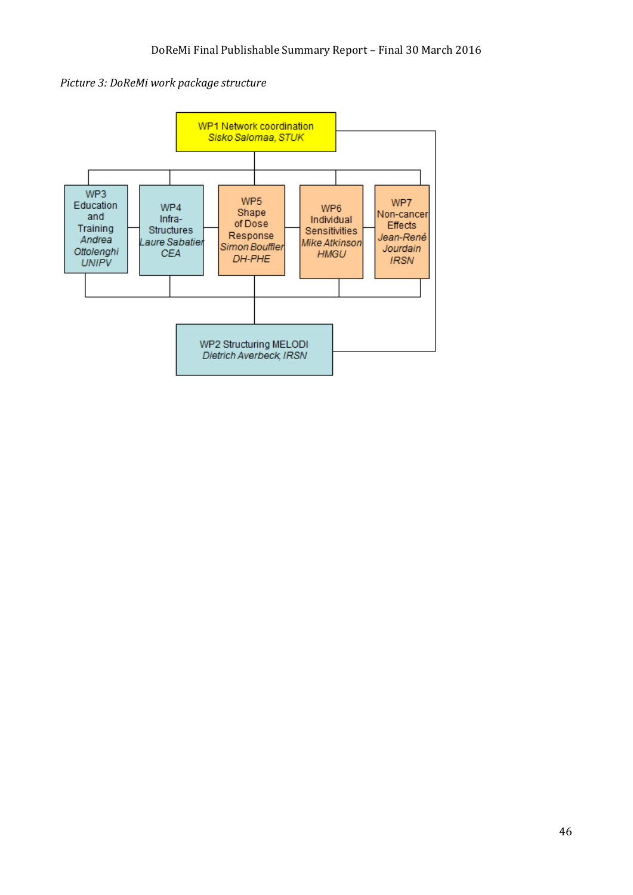*Picture 3: DoReMi work package structure*

WP1 Network coordination
*Sisko Salomaa, STUK*

WP3
Education and Training
*Andrea Ottolenghi UNIPV*

WP4
Infra-Structures
*Laure Sabatier CEA*

WP5
Shape of Dose Response
*Simon Bouffler DH-PHE*

WP6
Individual Sensitivities
*Mike Atkinson HMGU*

WP7
Non-cancer Effects
*Jean-René Jourdain IRSN*

WP2 Structuring MELODI
*Dietrich Averbeck, IRSN*